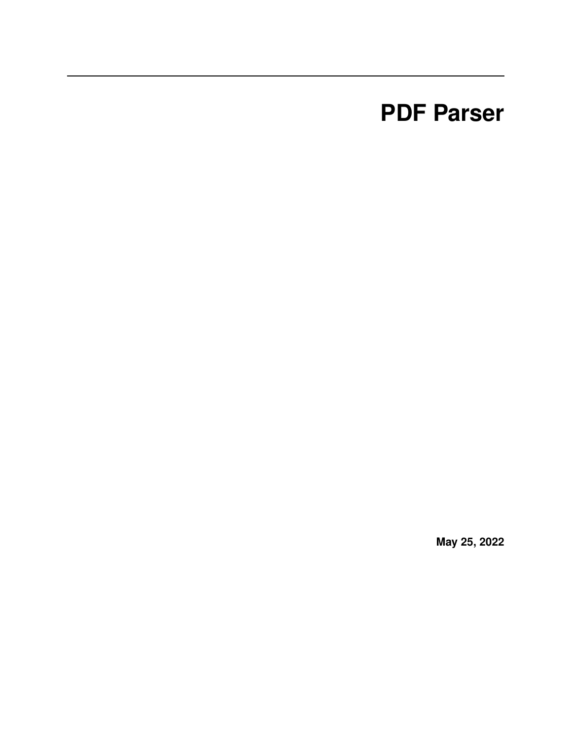# PDF Parser

**May 25, 2022**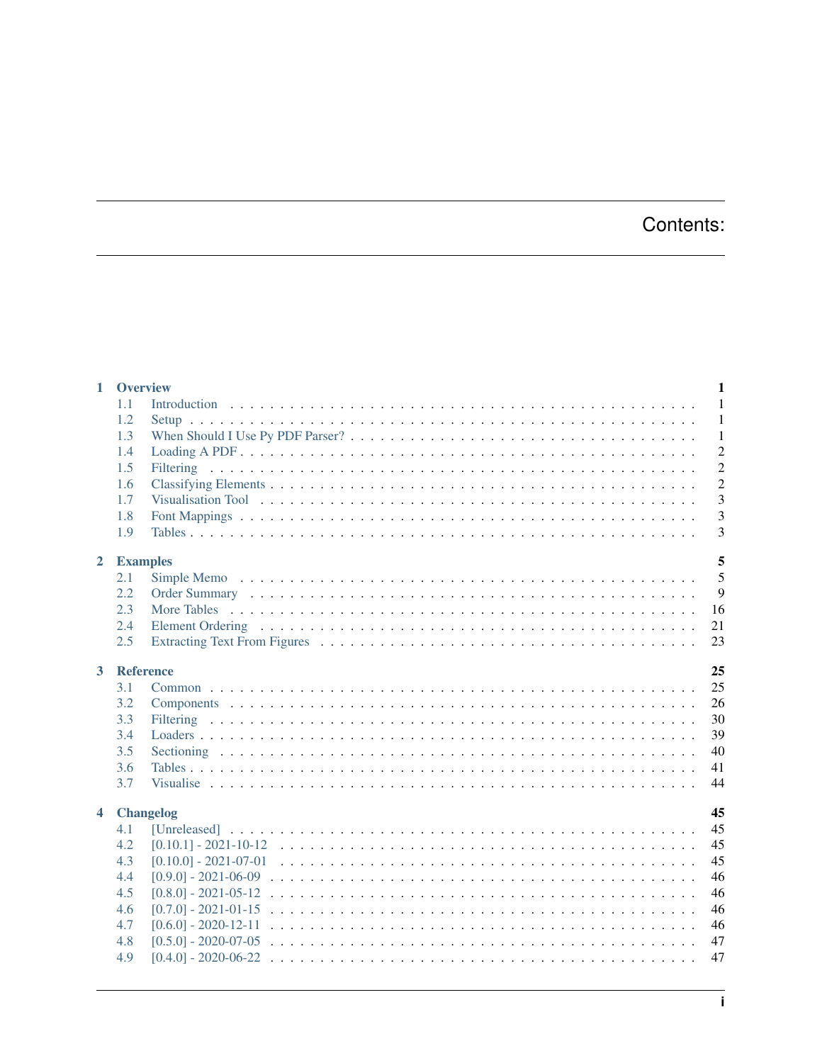# Contents:

- **1 Overview** — **1**
  - 1.1 Introduction — 1
  - 1.2 Setup — 1
  - 1.3 When Should I Use Py PDF Parser? — 1
  - 1.4 Loading A PDF — 2
  - 1.5 Filtering — 2
  - 1.6 Classifying Elements — 2
  - 1.7 Visualisation Tool — 3
  - 1.8 Font Mappings — 3
  - 1.9 Tables — 3
- **2 Examples** — **5**
  - 2.1 Simple Memo — 5
  - 2.2 Order Summary — 9
  - 2.3 More Tables — 16
  - 2.4 Element Ordering — 21
  - 2.5 Extracting Text From Figures — 23
- **3 Reference** — **25**
  - 3.1 Common — 25
  - 3.2 Components — 26
  - 3.3 Filtering — 30
  - 3.4 Loaders — 39
  - 3.5 Sectioning — 40
  - 3.6 Tables — 41
  - 3.7 Visualise — 44
- **4 Changelog** — **45**
  - 4.1 [Unreleased] — 45
  - 4.2 [0.10.1] - 2021-10-12 — 45
  - 4.3 [0.10.0] - 2021-07-01 — 45
  - 4.4 [0.9.0] - 2021-06-09 — 46
  - 4.5 [0.8.0] - 2021-05-12 — 46
  - 4.6 [0.7.0] - 2021-01-15 — 46
  - 4.7 [0.6.0] - 2020-12-11 — 46
  - 4.8 [0.5.0] - 2020-07-05 — 47
  - 4.9 [0.4.0] - 2020-06-22 — 47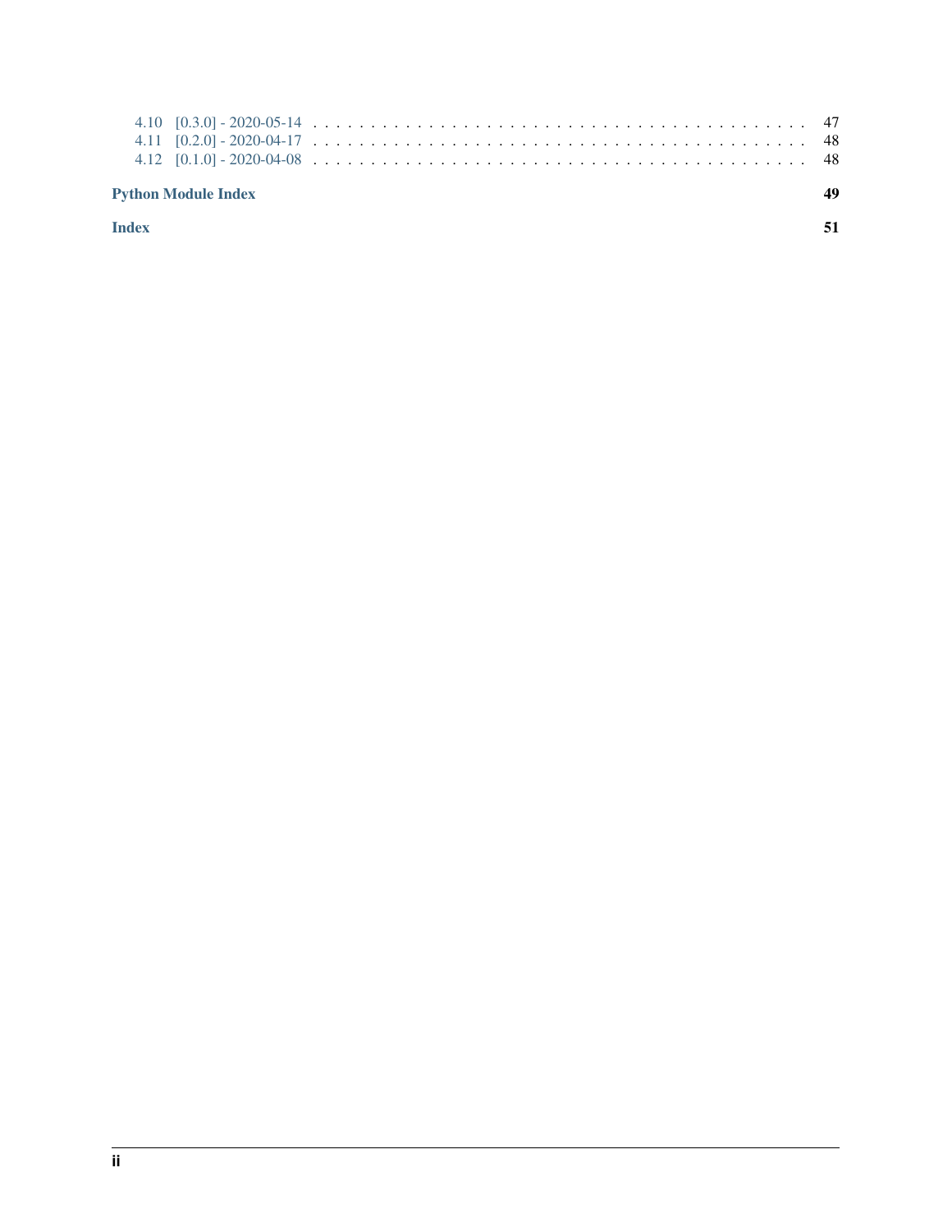4.10 [0.3.0] - 2020-05-14 . . . . . . . . . . . . . . . . . . . . . . . . . . . . . . . . . . . . . . . . 47
4.11 [0.2.0] - 2020-04-17 . . . . . . . . . . . . . . . . . . . . . . . . . . . . . . . . . . . . . . . . 48
4.12 [0.1.0] - 2020-04-08 . . . . . . . . . . . . . . . . . . . . . . . . . . . . . . . . . . . . . . . . 48

**Python Module Index** **49**

**Index** **51**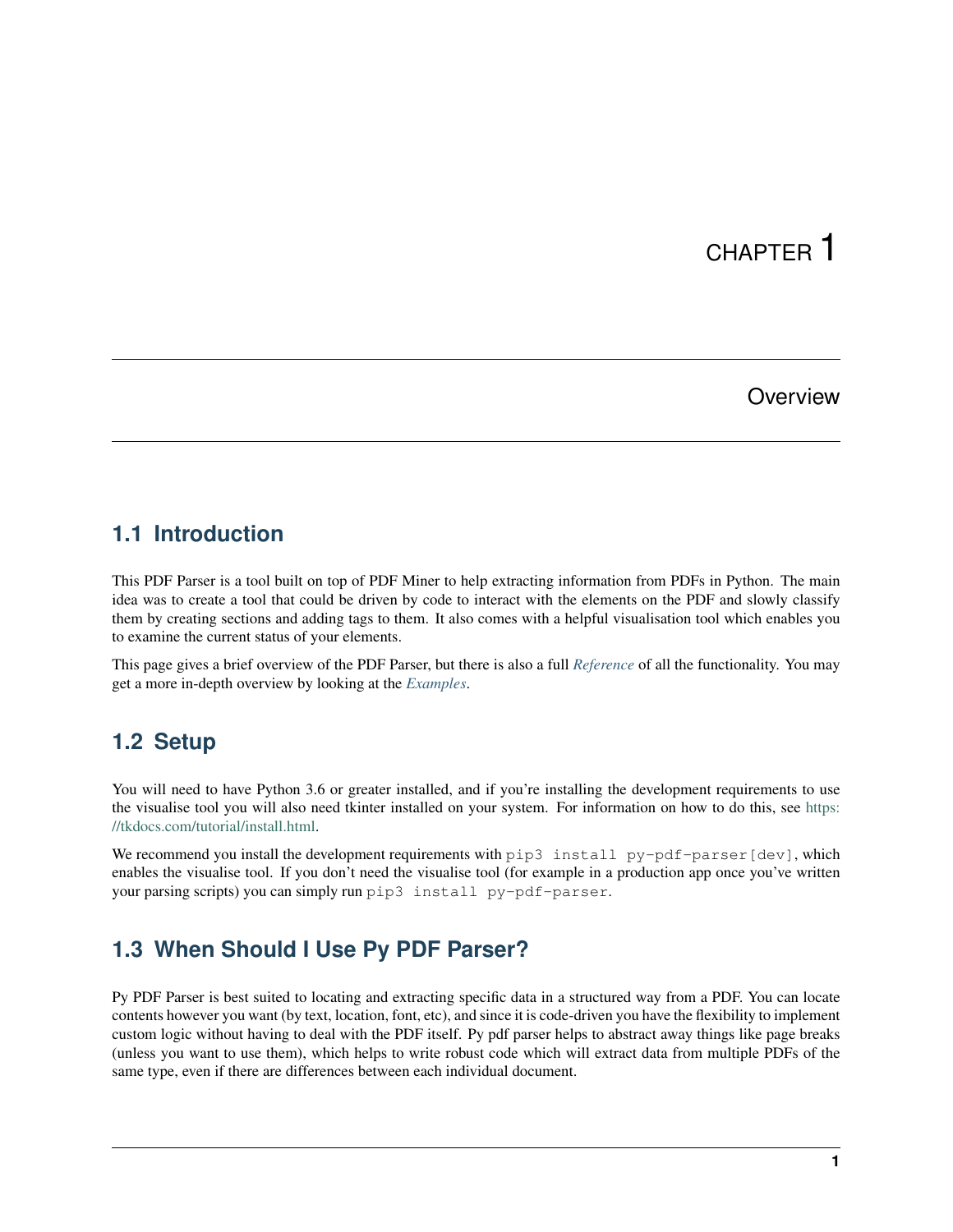# CHAPTER 1

# Overview

## 1.1 Introduction

This PDF Parser is a tool built on top of PDF Miner to help extracting information from PDFs in Python. The main idea was to create a tool that could be driven by code to interact with the elements on the PDF and slowly classify them by creating sections and adding tags to them. It also comes with a helpful visualisation tool which enables you to examine the current status of your elements.

This page gives a brief overview of the PDF Parser, but there is also a full *Reference* of all the functionality. You may get a more in-depth overview by looking at the *Examples*.

## 1.2 Setup

You will need to have Python 3.6 or greater installed, and if you're installing the development requirements to use the visualise tool you will also need tkinter installed on your system. For information on how to do this, see https://tkdocs.com/tutorial/install.html.

We recommend you install the development requirements with `pip3 install py-pdf-parser[dev]`, which enables the visualise tool. If you don't need the visualise tool (for example in a production app once you've written your parsing scripts) you can simply run `pip3 install py-pdf-parser`.

## 1.3 When Should I Use Py PDF Parser?

Py PDF Parser is best suited to locating and extracting specific data in a structured way from a PDF. You can locate contents however you want (by text, location, font, etc), and since it is code-driven you have the flexibility to implement custom logic without having to deal with the PDF itself. Py pdf parser helps to abstract away things like page breaks (unless you want to use them), which helps to write robust code which will extract data from multiple PDFs of the same type, even if there are differences between each individual document.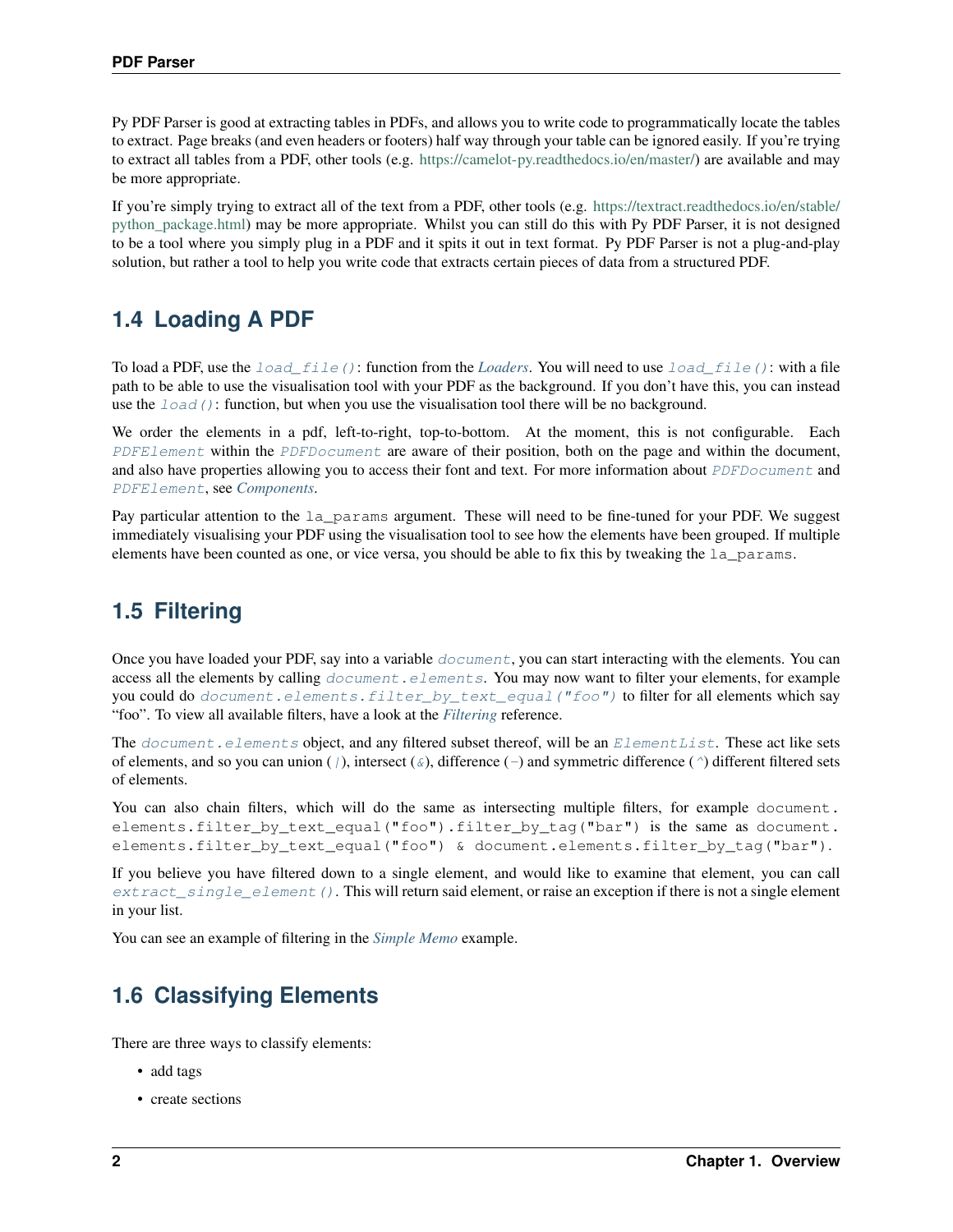Py PDF Parser is good at extracting tables in PDFs, and allows you to write code to programmatically locate the tables to extract. Page breaks (and even headers or footers) half way through your table can be ignored easily. If you're trying to extract all tables from a PDF, other tools (e.g. https://camelot-py.readthedocs.io/en/master/) are available and may be more appropriate.

If you're simply trying to extract all of the text from a PDF, other tools (e.g. https://textract.readthedocs.io/en/stable/python_package.html) may be more appropriate. Whilst you can still do this with Py PDF Parser, it is not designed to be a tool where you simply plug in a PDF and it spits it out in text format. Py PDF Parser is not a plug-and-play solution, but rather a tool to help you write code that extracts certain pieces of data from a structured PDF.

## 1.4 Loading A PDF

To load a PDF, use the `load_file()`: function from the *Loaders*. You will need to use `load_file()`: with a file path to be able to use the visualisation tool with your PDF as the background. If you don't have this, you can instead use the `load()`: function, but when you use the visualisation tool there will be no background.

We order the elements in a pdf, left-to-right, top-to-bottom. At the moment, this is not configurable. Each `PDFElement` within the `PDFDocument` are aware of their position, both on the page and within the document, and also have properties allowing you to access their font and text. For more information about `PDFDocument` and `PDFElement`, see *Components*.

Pay particular attention to the `la_params` argument. These will need to be fine-tuned for your PDF. We suggest immediately visualising your PDF using the visualisation tool to see how the elements have been grouped. If multiple elements have been counted as one, or vice versa, you should be able to fix this by tweaking the `la_params`.

## 1.5 Filtering

Once you have loaded your PDF, say into a variable `document`, you can start interacting with the elements. You can access all the elements by calling `document.elements`. You may now want to filter your elements, for example you could do `document.elements.filter_by_text_equal("foo")` to filter for all elements which say "foo". To view all available filters, have a look at the *Filtering* reference.

The `document.elements` object, and any filtered subset thereof, will be an `ElementList`. These act like sets of elements, and so you can union (`|`), intersect (`&`), difference (`-`) and symmetric difference (`^`) different filtered sets of elements.

You can also chain filters, which will do the same as intersecting multiple filters, for example `document.elements.filter_by_text_equal("foo").filter_by_tag("bar")` is the same as `document.elements.filter_by_text_equal("foo") & document.elements.filter_by_tag("bar")`.

If you believe you have filtered down to a single element, and would like to examine that element, you can call `extract_single_element()`. This will return said element, or raise an exception if there is not a single element in your list.

You can see an example of filtering in the *Simple Memo* example.

## 1.6 Classifying Elements

There are three ways to classify elements:

- add tags
- create sections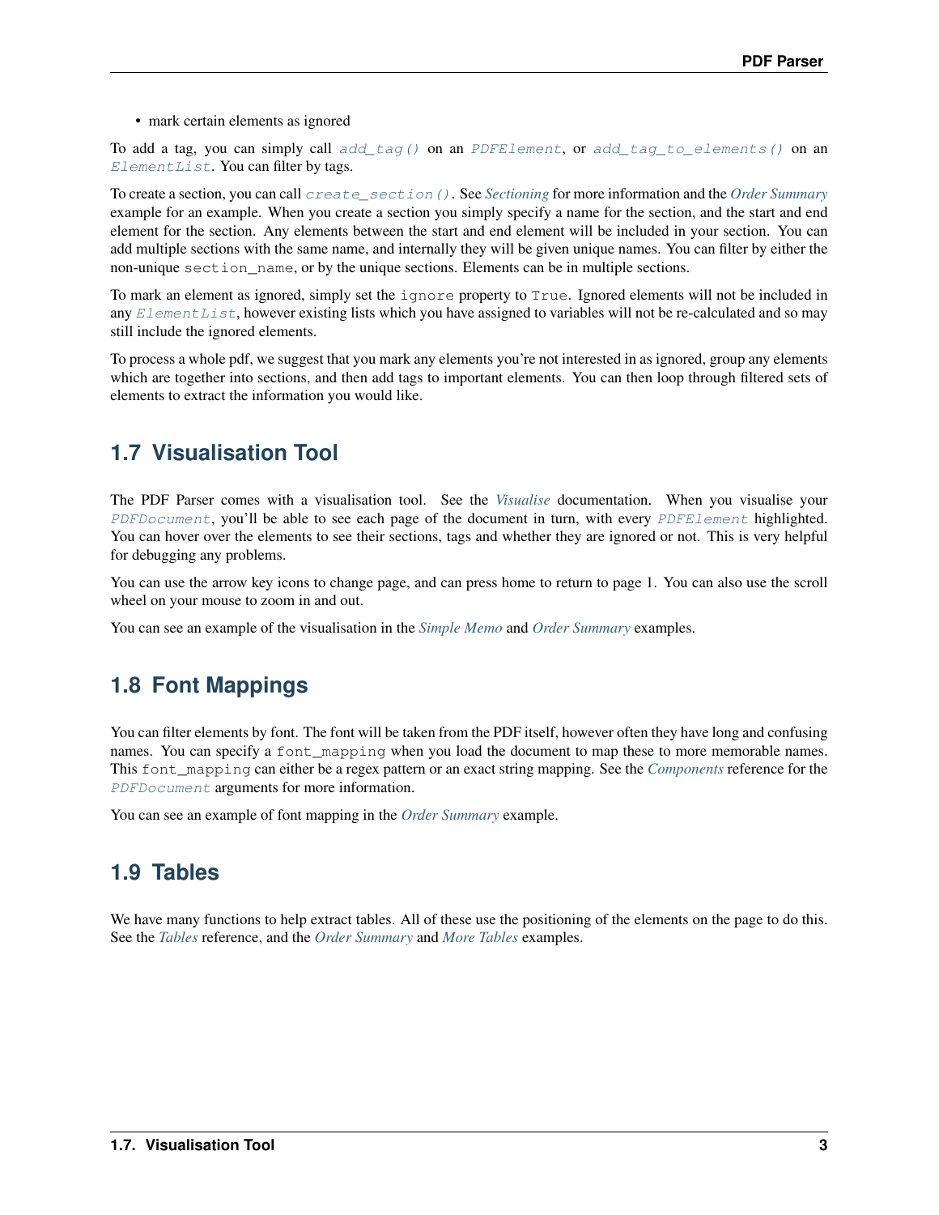- mark certain elements as ignored

To add a tag, you can simply call `add_tag()` on an `PDFElement`, or `add_tag_to_elements()` on an `ElementList`. You can filter by tags.

To create a section, you can call `create_section()`. See *Sectioning* for more information and the *Order Summary* example for an example. When you create a section you simply specify a name for the section, and the start and end element for the section. Any elements between the start and end element will be included in your section. You can add multiple sections with the same name, and internally they will be given unique names. You can filter by either the non-unique `section_name`, or by the unique sections. Elements can be in multiple sections.

To mark an element as ignored, simply set the `ignore` property to `True`. Ignored elements will not be included in any `ElementList`, however existing lists which you have assigned to variables will not be re-calculated and so may still include the ignored elements.

To process a whole pdf, we suggest that you mark any elements you're not interested in as ignored, group any elements which are together into sections, and then add tags to important elements. You can then loop through filtered sets of elements to extract the information you would like.

## 1.7 Visualisation Tool

The PDF Parser comes with a visualisation tool. See the *Visualise* documentation. When you visualise your `PDFDocument`, you'll be able to see each page of the document in turn, with every `PDFElement` highlighted. You can hover over the elements to see their sections, tags and whether they are ignored or not. This is very helpful for debugging any problems.

You can use the arrow key icons to change page, and can press home to return to page 1. You can also use the scroll wheel on your mouse to zoom in and out.

You can see an example of the visualisation in the *Simple Memo* and *Order Summary* examples.

## 1.8 Font Mappings

You can filter elements by font. The font will be taken from the PDF itself, however often they have long and confusing names. You can specify a `font_mapping` when you load the document to map these to more memorable names. This `font_mapping` can either be a regex pattern or an exact string mapping. See the *Components* reference for the `PDFDocument` arguments for more information.

You can see an example of font mapping in the *Order Summary* example.

## 1.9 Tables

We have many functions to help extract tables. All of these use the positioning of the elements on the page to do this. See the *Tables* reference, and the *Order Summary* and *More Tables* examples.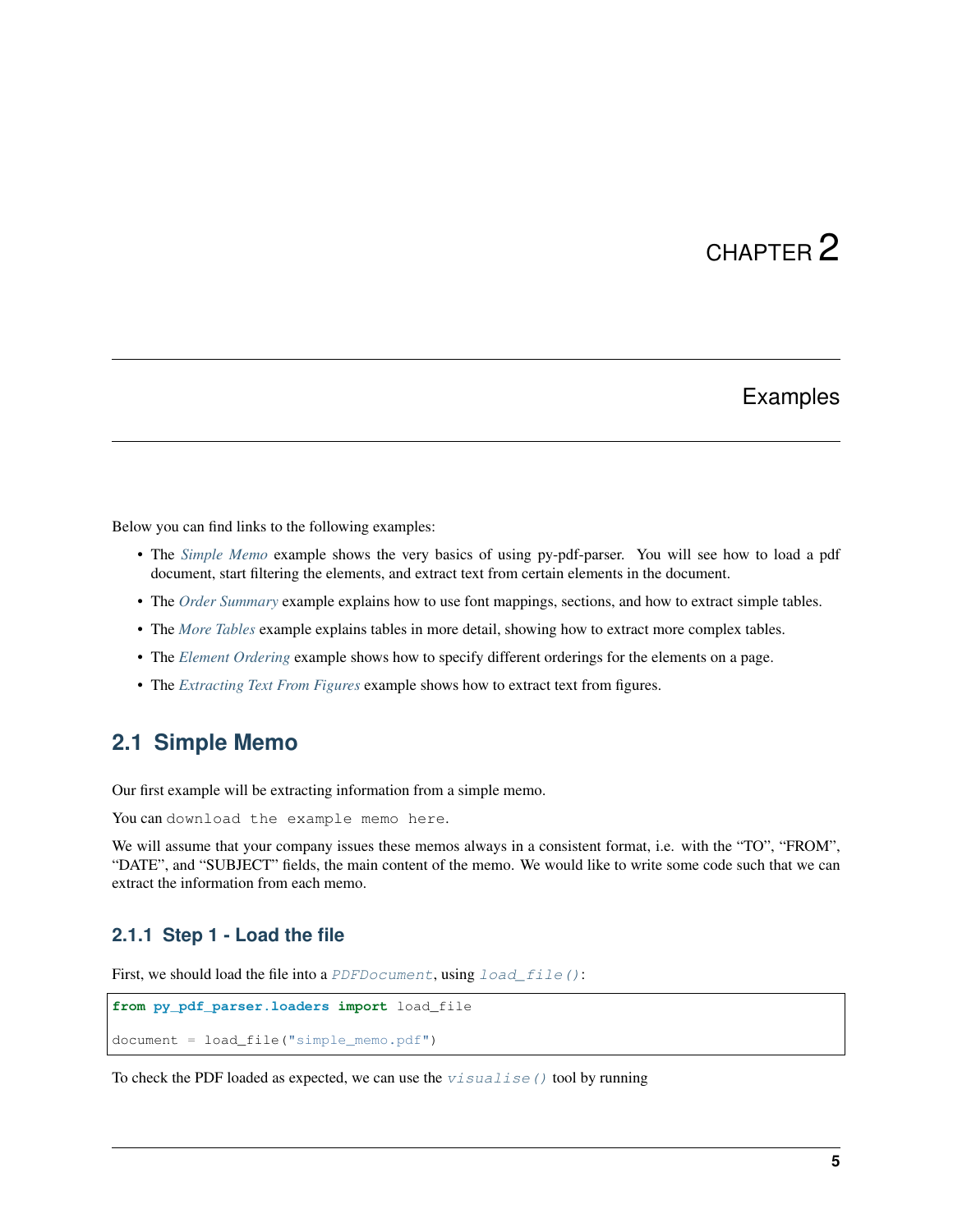# CHAPTER 2

# Examples

Below you can find links to the following examples:

- The *Simple Memo* example shows the very basics of using py-pdf-parser. You will see how to load a pdf document, start filtering the elements, and extract text from certain elements in the document.
- The *Order Summary* example explains how to use font mappings, sections, and how to extract simple tables.
- The *More Tables* example explains tables in more detail, showing how to extract more complex tables.
- The *Element Ordering* example shows how to specify different orderings for the elements on a page.
- The *Extracting Text From Figures* example shows how to extract text from figures.

## 2.1 Simple Memo

Our first example will be extracting information from a simple memo.

You can `download the example memo here`.

We will assume that your company issues these memos always in a consistent format, i.e. with the "TO", "FROM", "DATE", and "SUBJECT" fields, the main content of the memo. We would like to write some code such that we can extract the information from each memo.

### 2.1.1 Step 1 - Load the file

First, we should load the file into a `PDFDocument`, using `load_file()`:

```
from py_pdf_parser.loaders import load_file

document = load_file("simple_memo.pdf")
```

To check the PDF loaded as expected, we can use the `visualise()` tool by running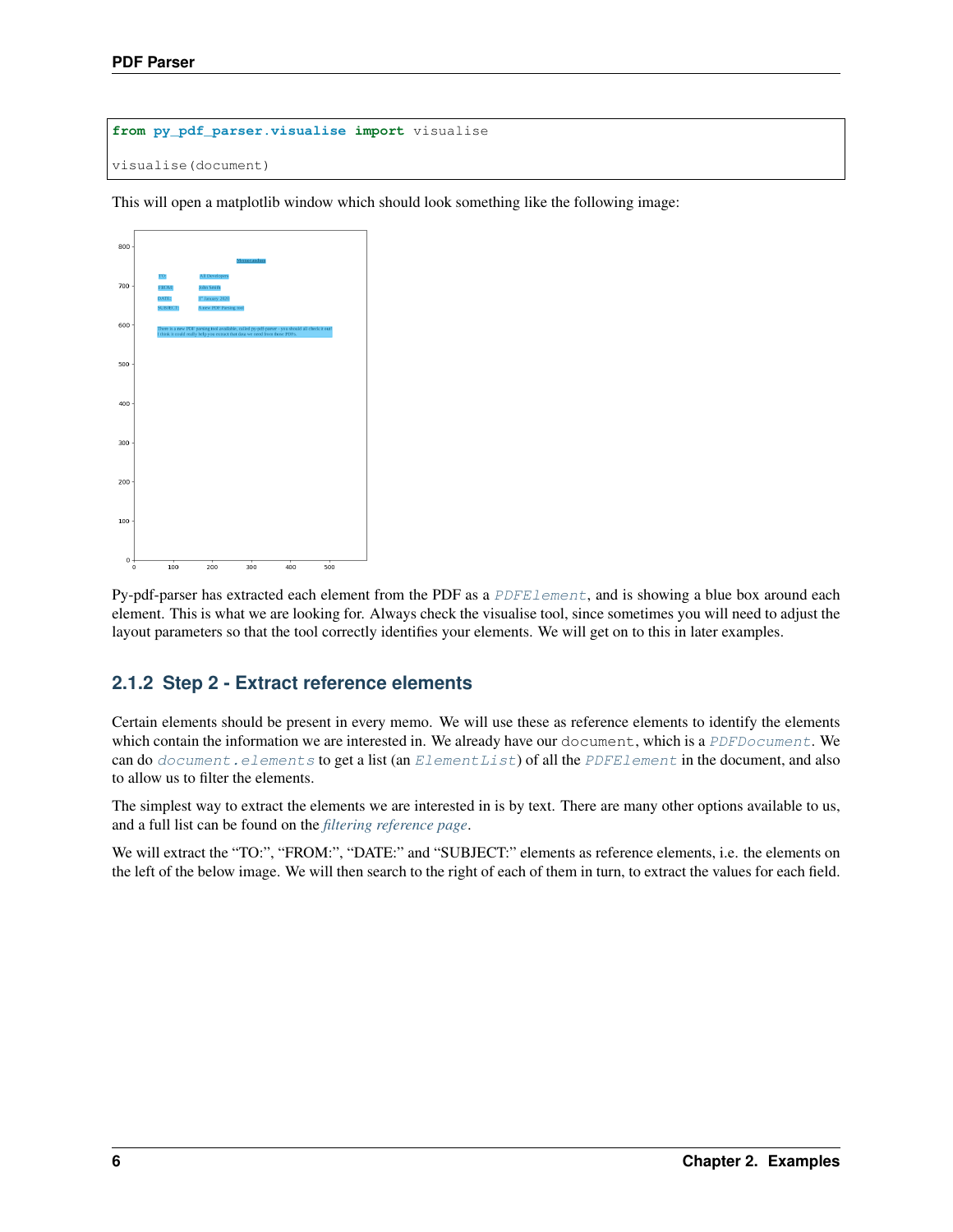```
from py_pdf_parser.visualise import visualise

visualise(document)
```

This will open a matplotlib window which should look something like the following image:

Py-pdf-parser has extracted each element from the PDF as a `PDFElement`, and is showing a blue box around each element. This is what we are looking for. Always check the visualise tool, since sometimes you will need to adjust the layout parameters so that the tool correctly identifies your elements. We will get on to this in later examples.

### 2.1.2 Step 2 - Extract reference elements

Certain elements should be present in every memo. We will use these as reference elements to identify the elements which contain the information we are interested in. We already have our `document`, which is a `PDFDocument`. We can do `document.elements` to get a list (an `ElementList`) of all the `PDFElement` in the document, and also to allow us to filter the elements.

The simplest way to extract the elements we are interested in is by text. There are many other options available to us, and a full list can be found on the *filtering reference page*.

We will extract the "TO:", "FROM:", "DATE:" and "SUBJECT:" elements as reference elements, i.e. the elements on the left of the below image. We will then search to the right of each of them in turn, to extract the values for each field.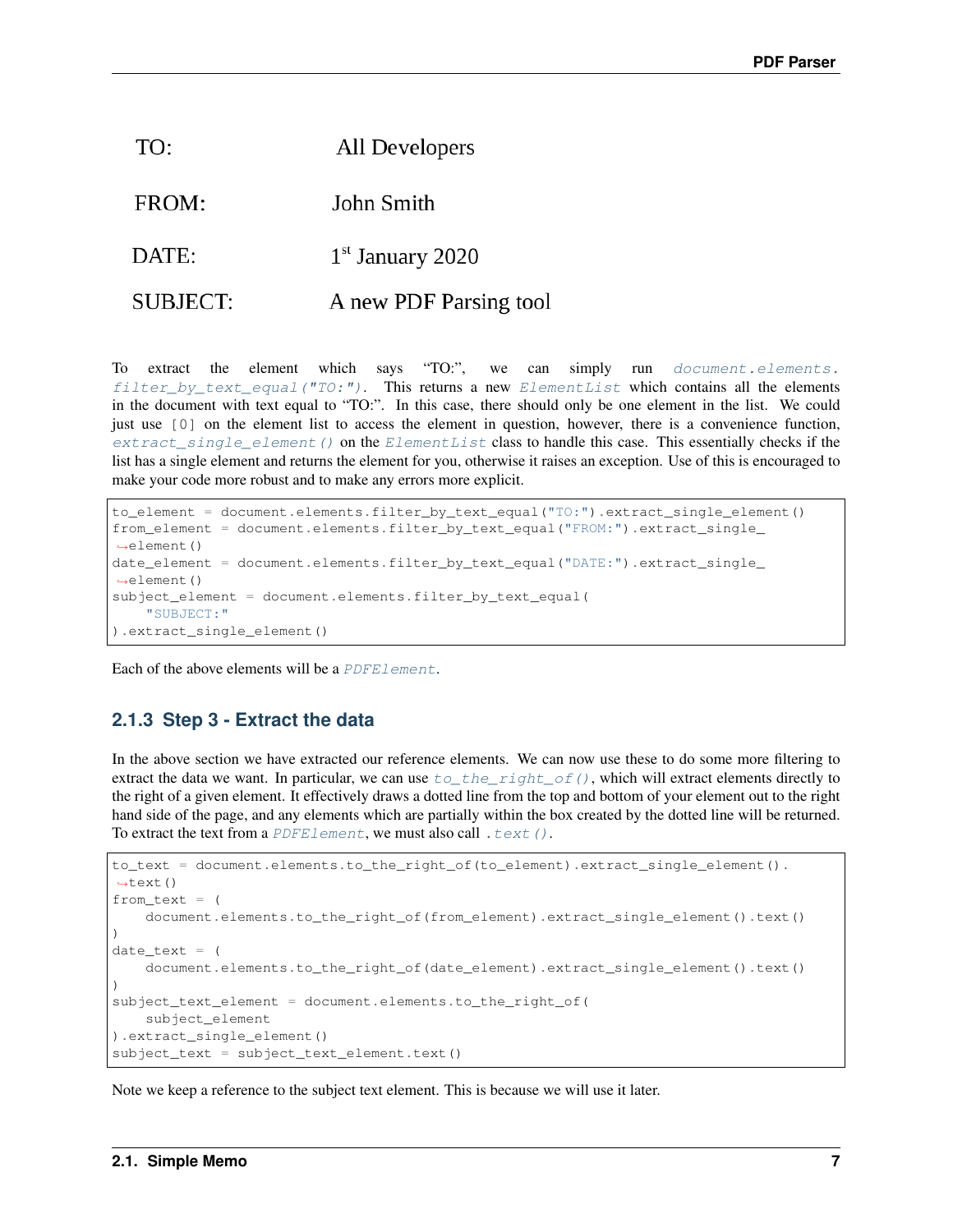| TO: | All Developers |
|---|---|
| FROM: | John Smith |
| DATE: | 1st January 2020 |
| SUBJECT: | A new PDF Parsing tool |

To extract the element which says "TO:", we can simply run `document.elements.filter_by_text_equal("TO:")`. This returns a new `ElementList` which contains all the elements in the document with text equal to "TO:". In this case, there should only be one element in the list. We could just use `[0]` on the element list to access the element in question, however, there is a convenience function, `extract_single_element()` on the `ElementList` class to handle this case. This essentially checks if the list has a single element and returns the element for you, otherwise it raises an exception. Use of this is encouraged to make your code more robust and to make any errors more explicit.

```
to_element = document.elements.filter_by_text_equal("TO:").extract_single_element()
from_element = document.elements.filter_by_text_equal("FROM:").extract_single_element()
date_element = document.elements.filter_by_text_equal("DATE:").extract_single_element()
subject_element = document.elements.filter_by_text_equal(
    "SUBJECT:"
).extract_single_element()
```

Each of the above elements will be a `PDFElement`.

### 2.1.3 Step 3 - Extract the data

In the above section we have extracted our reference elements. We can now use these to do some more filtering to extract the data we want. In particular, we can use `to_the_right_of()`, which will extract elements directly to the right of a given element. It effectively draws a dotted line from the top and bottom of your element out to the right hand side of the page, and any elements which are partially within the box created by the dotted line will be returned. To extract the text from a `PDFElement`, we must also call `.text()`.

```
to_text = document.elements.to_the_right_of(to_element).extract_single_element().text()
from_text = (
    document.elements.to_the_right_of(from_element).extract_single_element().text()
)
date_text = (
    document.elements.to_the_right_of(date_element).extract_single_element().text()
)
subject_text_element = document.elements.to_the_right_of(
    subject_element
).extract_single_element()
subject_text = subject_text_element.text()
```

Note we keep a reference to the subject text element. This is because we will use it later.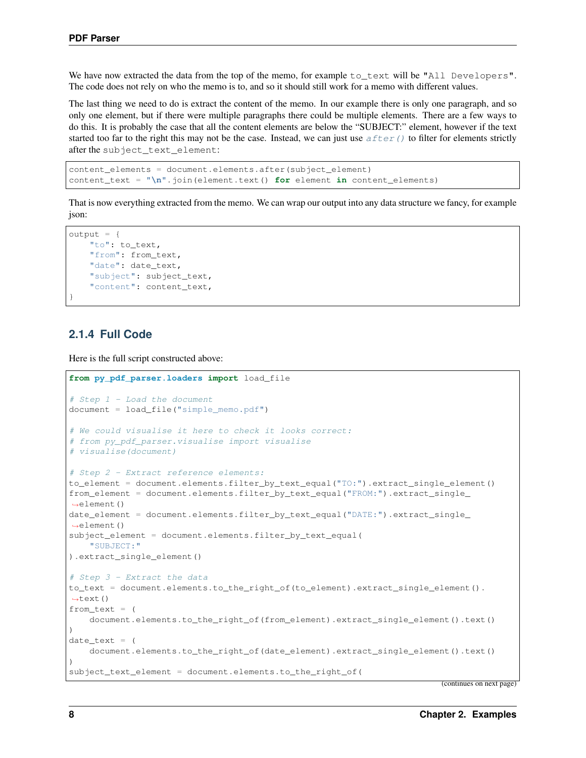We have now extracted the data from the top of the memo, for example `to_text` will be `"All Developers"`. The code does not rely on who the memo is to, and so it should still work for a memo with different values.

The last thing we need to do is extract the content of the memo. In our example there is only one paragraph, and so only one element, but if there were multiple paragraphs there could be multiple elements. There are a few ways to do this. It is probably the case that all the content elements are below the "SUBJECT:" element, however if the text started too far to the right this may not be the case. Instead, we can just use *after()* to filter for elements strictly after the `subject_text_element`:

```
content_elements = document.elements.after(subject_element)
content_text = "\n".join(element.text() for element in content_elements)
```

That is now everything extracted from the memo. We can wrap our output into any data structure we fancy, for example json:

```
output = {
    "to": to_text,
    "from": from_text,
    "date": date_text,
    "subject": subject_text,
    "content": content_text,
}
```

### 2.1.4 Full Code

Here is the full script constructed above:

```
from py_pdf_parser.loaders import load_file

# Step 1 - Load the document
document = load_file("simple_memo.pdf")

# We could visualise it here to check it looks correct:
# from py_pdf_parser.visualise import visualise
# visualise(document)

# Step 2 - Extract reference elements:
to_element = document.elements.filter_by_text_equal("TO:").extract_single_element()
from_element = document.elements.filter_by_text_equal("FROM:").extract_single_
↪element()
date_element = document.elements.filter_by_text_equal("DATE:").extract_single_
↪element()
subject_element = document.elements.filter_by_text_equal(
    "SUBJECT:"
).extract_single_element()

# Step 3 - Extract the data
to_text = document.elements.to_the_right_of(to_element).extract_single_element().
↪text()
from_text = (
    document.elements.to_the_right_of(from_element).extract_single_element().text()
)
date_text = (
    document.elements.to_the_right_of(date_element).extract_single_element().text()
)
subject_text_element = document.elements.to_the_right_of(
```

(continues on next page)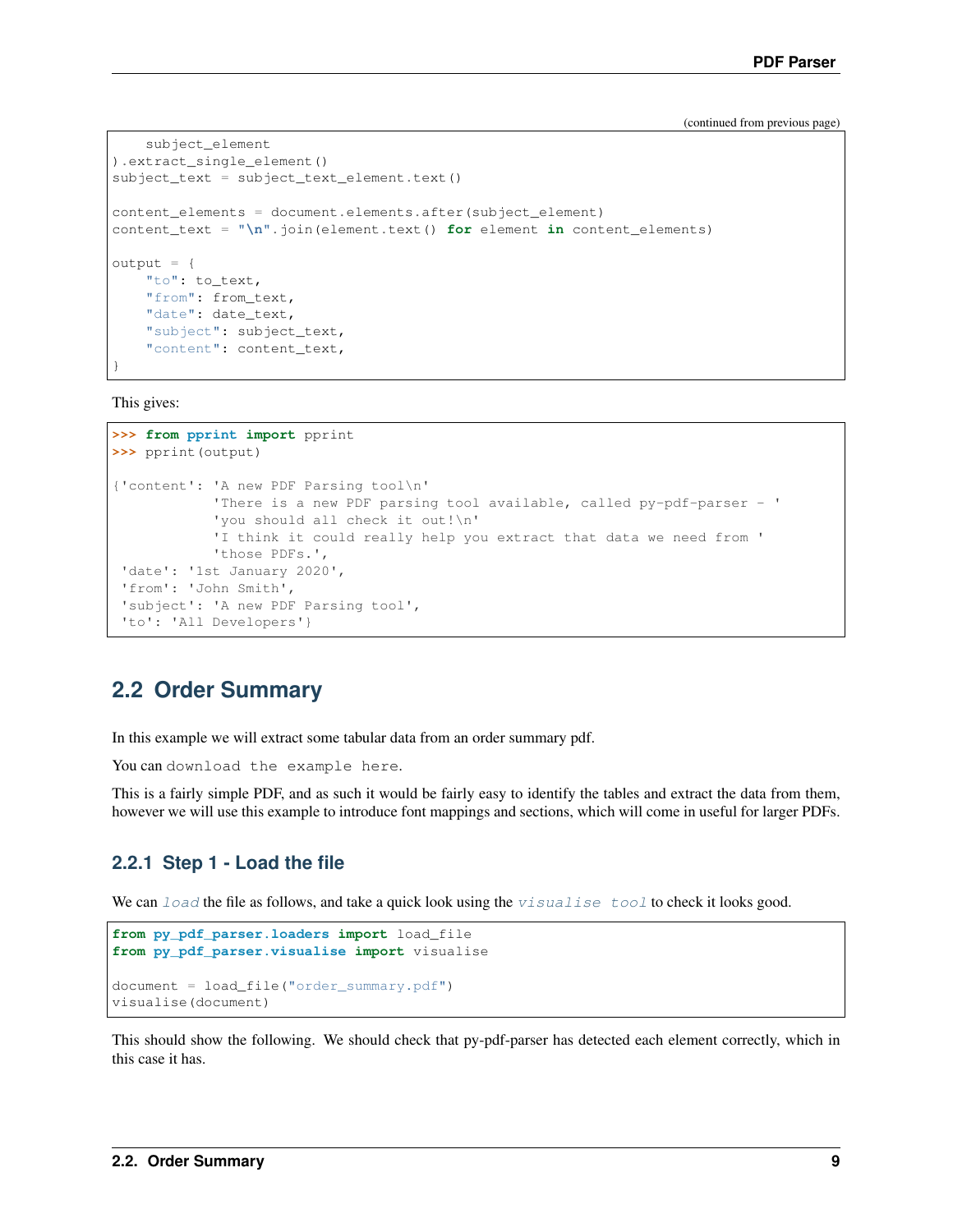(continued from previous page)

```
    subject_element
).extract_single_element()
subject_text = subject_text_element.text()

content_elements = document.elements.after(subject_element)
content_text = "\n".join(element.text() for element in content_elements)

output = {
    "to": to_text,
    "from": from_text,
    "date": date_text,
    "subject": subject_text,
    "content": content_text,
}
```

This gives:

```
>>> from pprint import pprint
>>> pprint(output)

{'content': 'A new PDF Parsing tool\n'
            'There is a new PDF parsing tool available, called py-pdf-parser - '
            'you should all check it out!\n'
            'I think it could really help you extract that data we need from '
            'those PDFs.',
 'date': '1st January 2020',
 'from': 'John Smith',
 'subject': 'A new PDF Parsing tool',
 'to': 'All Developers'}
```

## 2.2 Order Summary

In this example we will extract some tabular data from an order summary pdf.

You can `download the example here`.

This is a fairly simple PDF, and as such it would be fairly easy to identify the tables and extract the data from them, however we will use this example to introduce font mappings and sections, which will come in useful for larger PDFs.

### 2.2.1 Step 1 - Load the file

We can `load` the file as follows, and take a quick look using the `visualise tool` to check it looks good.

```
from py_pdf_parser.loaders import load_file
from py_pdf_parser.visualise import visualise

document = load_file("order_summary.pdf")
visualise(document)
```

This should show the following. We should check that py-pdf-parser has detected each element correctly, which in this case it has.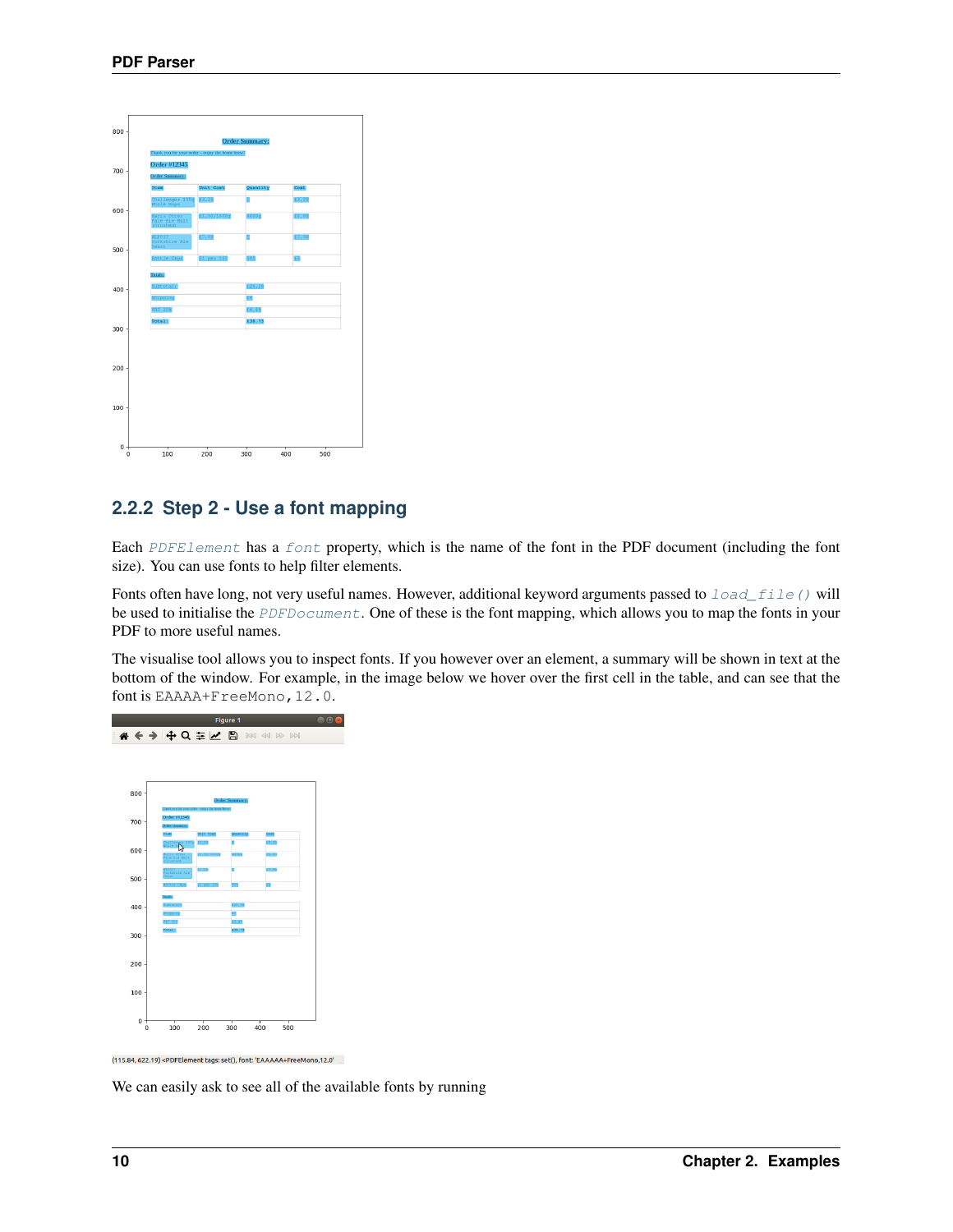### 2.2.2 Step 2 - Use a font mapping

Each *PDFElement* has a *font* property, which is the name of the font in the PDF document (including the font size). You can use fonts to help filter elements.

Fonts often have long, not very useful names. However, additional keyword arguments passed to *load_file()* will be used to initialise the *PDFDocument*. One of these is the font mapping, which allows you to map the fonts in your PDF to more useful names.

The visualise tool allows you to inspect fonts. If you however over an element, a summary will be shown in text at the bottom of the window. For example, in the image below we hover over the first cell in the table, and can see that the font is `EAAAA+FreeMono,12.0`.

We can easily ask to see all of the available fonts by running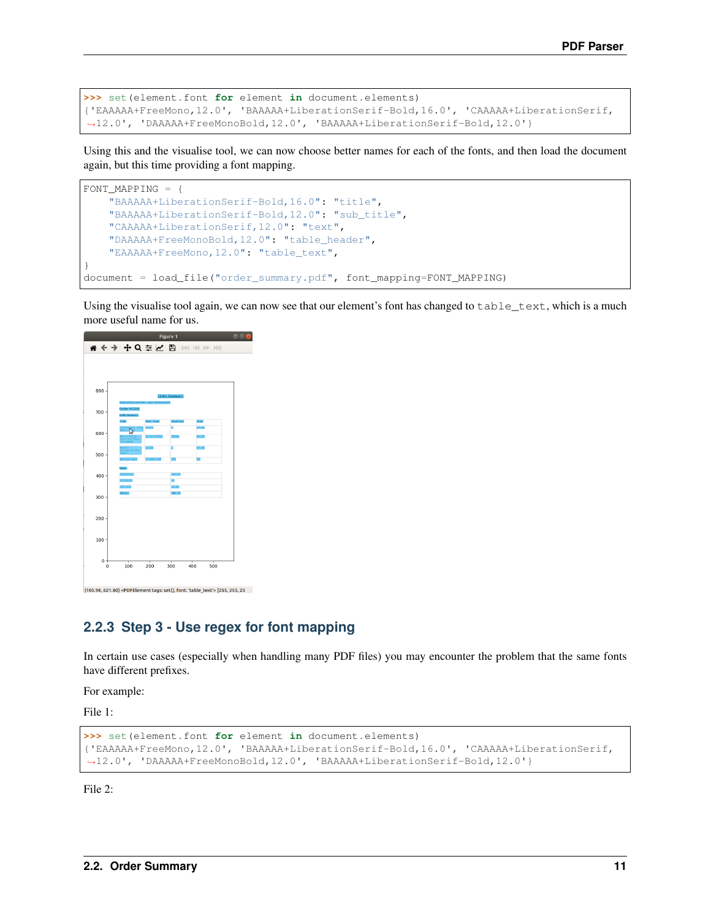```
>>> set(element.font for element in document.elements)
{'EAAAAA+FreeMono,12.0', 'BAAAAA+LiberationSerif-Bold,16.0', 'CAAAAA+LiberationSerif,
↪12.0', 'DAAAAA+FreeMonoBold,12.0', 'BAAAAA+LiberationSerif-Bold,12.0'}
```

Using this and the visualise tool, we can now choose better names for each of the fonts, and then load the document again, but this time providing a font mapping.

```
FONT_MAPPING = {
    "BAAAAA+LiberationSerif-Bold,16.0": "title",
    "BAAAAA+LiberationSerif-Bold,12.0": "sub_title",
    "CAAAAA+LiberationSerif,12.0": "text",
    "DAAAAA+FreeMonoBold,12.0": "table_header",
    "EAAAAA+FreeMono,12.0": "table_text",
}
document = load_file("order_summary.pdf", font_mapping=FONT_MAPPING)
```

Using the visualise tool again, we can now see that our element's font has changed to `table_text`, which is a much more useful name for us.

### 2.2.3 Step 3 - Use regex for font mapping

In certain use cases (especially when handling many PDF files) you may encounter the problem that the same fonts have different prefixes.

For example:

File 1:

```
>>> set(element.font for element in document.elements)
{'EAAAAA+FreeMono,12.0', 'BAAAAA+LiberationSerif-Bold,16.0', 'CAAAAA+LiberationSerif,
↪12.0', 'DAAAAA+FreeMonoBold,12.0', 'BAAAAA+LiberationSerif-Bold,12.0'}
```

File 2: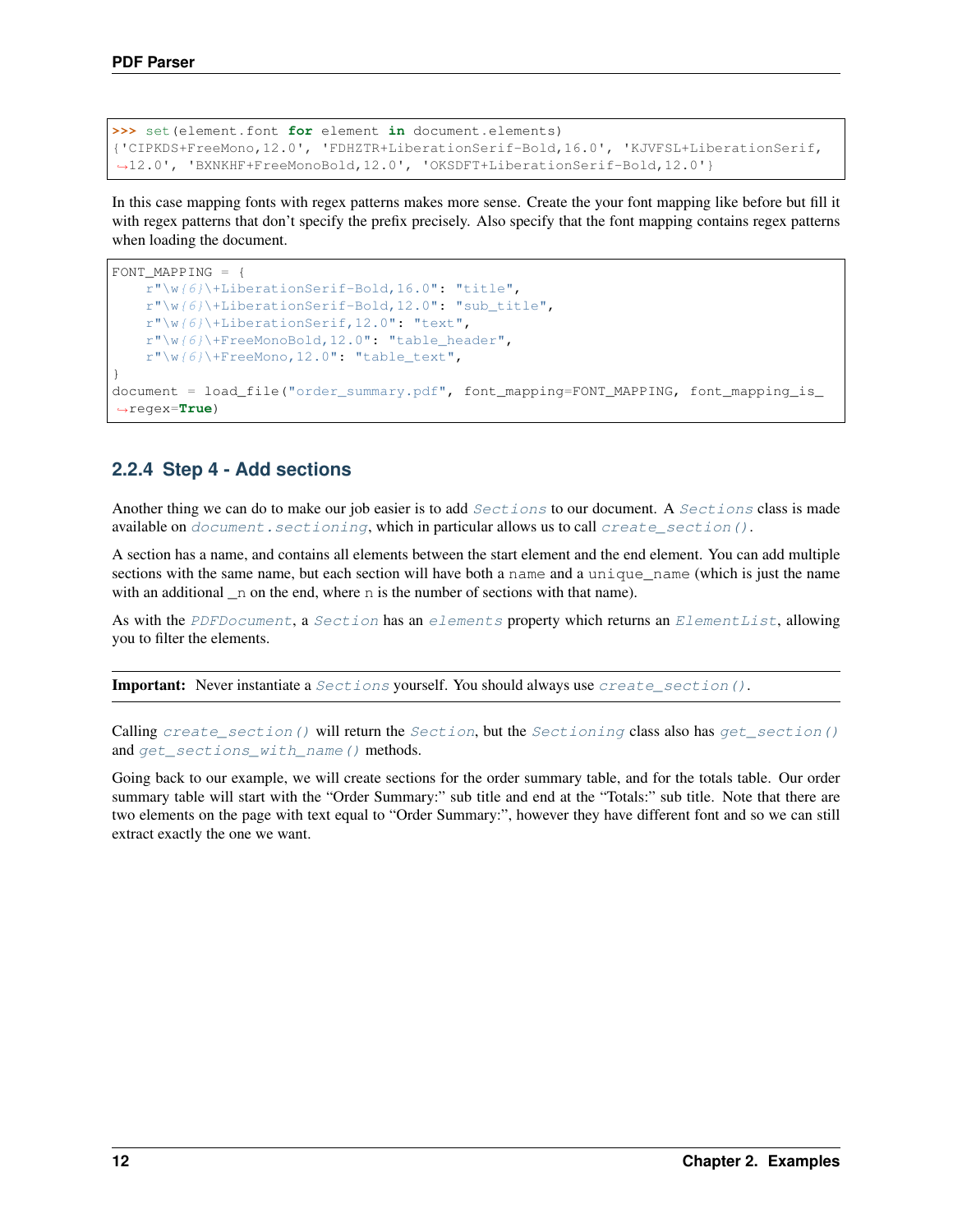```
>>> set(element.font for element in document.elements)
{'CIPKDS+FreeMono,12.0', 'FDHZTR+LiberationSerif-Bold,16.0', 'KJVFSL+LiberationSerif,
↪12.0', 'BXNKHF+FreeMonoBold,12.0', 'OKSDFT+LiberationSerif-Bold,12.0'}
```

In this case mapping fonts with regex patterns makes more sense. Create the your font mapping like before but fill it with regex patterns that don't specify the prefix precisely. Also specify that the font mapping contains regex patterns when loading the document.

```
FONT_MAPPING = {
    r"\w{6}\+LiberationSerif-Bold,16.0": "title",
    r"\w{6}\+LiberationSerif-Bold,12.0": "sub_title",
    r"\w{6}\+LiberationSerif,12.0": "text",
    r"\w{6}\+FreeMonoBold,12.0": "table_header",
    r"\w{6}\+FreeMono,12.0": "table_text",
}
document = load_file("order_summary.pdf", font_mapping=FONT_MAPPING, font_mapping_is_
↪regex=True)
```

### 2.2.4 Step 4 - Add sections

Another thing we can do to make our job easier is to add *Sections* to our document. A *Sections* class is made available on *document.sectioning*, which in particular allows us to call *create_section()*.

A section has a name, and contains all elements between the start element and the end element. You can add multiple sections with the same name, but each section will have both a name and a unique_name (which is just the name with an additional _n on the end, where n is the number of sections with that name).

As with the *PDFDocument*, a *Section* has an *elements* property which returns an *ElementList*, allowing you to filter the elements.

**Important:** Never instantiate a *Sections* yourself. You should always use *create_section()*.

Calling *create_section()* will return the *Section*, but the *Sectioning* class also has *get_section()* and *get_sections_with_name()* methods.

Going back to our example, we will create sections for the order summary table, and for the totals table. Our order summary table will start with the "Order Summary:" sub title and end at the "Totals:" sub title. Note that there are two elements on the page with text equal to "Order Summary:", however they have different font and so we can still extract exactly the one we want.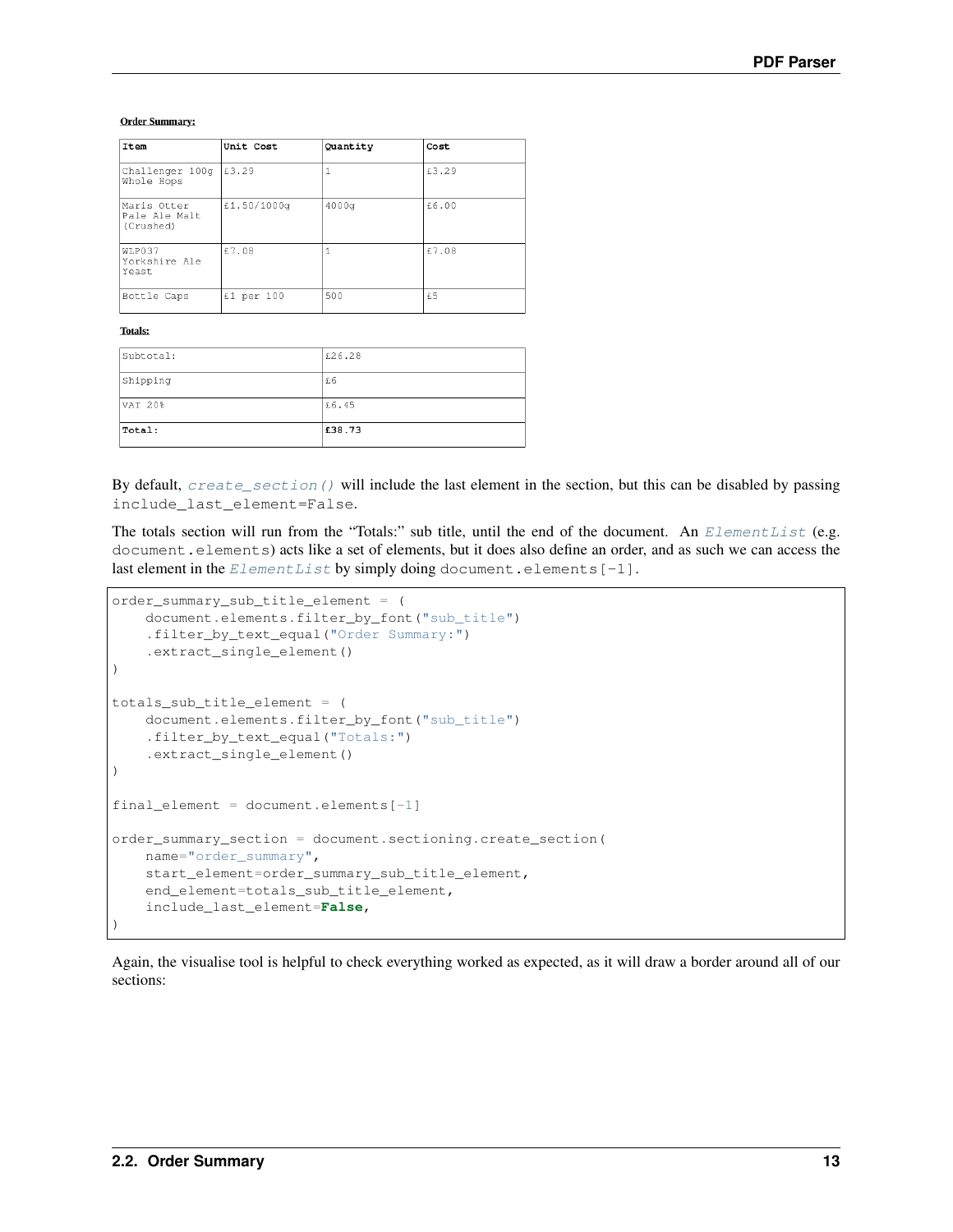**Order Summary:**

| Item | Unit Cost | Quantity | Cost |
| --- | --- | --- | --- |
| Challenger 100g Whole Hops | £3.29 | 1 | £3.29 |
| Maris Otter Pale Ale Malt (Crushed) | £1.50/1000g | 4000g | £6.00 |
| WLP037 Yorkshire Ale Yeast | £7.08 | 1 | £7.08 |
| Bottle Caps | £1 per 100 | 500 | £5 |

**Totals:**

| | |
| --- | --- |
| Subtotal: | £26.28 |
| Shipping | £6 |
| VAT 20% | £6.45 |
| **Total:** | **£38.73** |

By default, `create_section()` will include the last element in the section, but this can be disabled by passing `include_last_element=False`.

The totals section will run from the "Totals:" sub title, until the end of the document. An `ElementList` (e.g. `document.elements`) acts like a set of elements, but it does also define an order, and as such we can access the last element in the `ElementList` by simply doing `document.elements[-1]`.

```
order_summary_sub_title_element = (
    document.elements.filter_by_font("sub_title")
    .filter_by_text_equal("Order Summary:")
    .extract_single_element()
)

totals_sub_title_element = (
    document.elements.filter_by_font("sub_title")
    .filter_by_text_equal("Totals:")
    .extract_single_element()
)

final_element = document.elements[-1]

order_summary_section = document.sectioning.create_section(
    name="order_summary",
    start_element=order_summary_sub_title_element,
    end_element=totals_sub_title_element,
    include_last_element=False,
)
```

Again, the visualise tool is helpful to check everything worked as expected, as it will draw a border around all of our sections: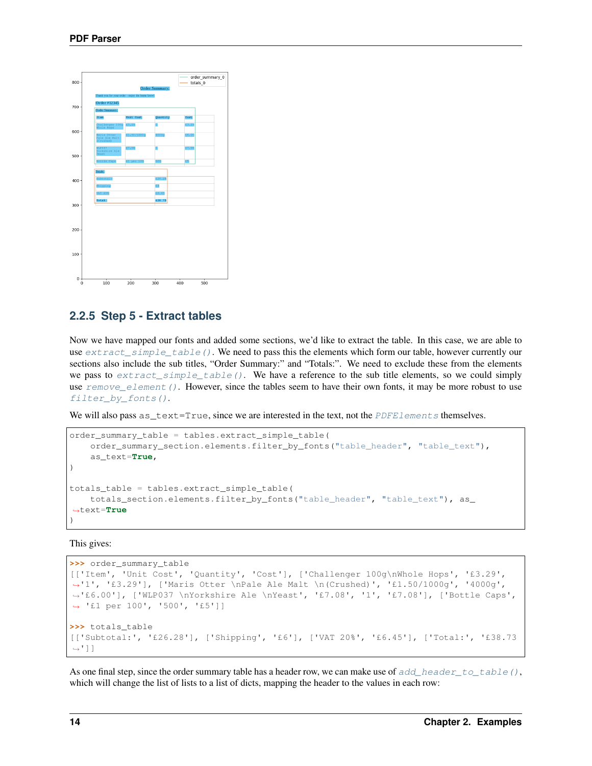### 2.2.5 Step 5 - Extract tables

Now we have mapped our fonts and added some sections, we'd like to extract the table. In this case, we are able to use `extract_simple_table()`. We need to pass this the elements which form our table, however currently our sections also include the sub titles, "Order Summary:" and "Totals:". We need to exclude these from the elements we pass to `extract_simple_table()`. We have a reference to the sub title elements, so we could simply use `remove_element()`. However, since the tables seem to have their own fonts, it may be more robust to use `filter_by_fonts()`.

We will also pass `as_text=True`, since we are interested in the text, not the `PDFElements` themselves.

```
order_summary_table = tables.extract_simple_table(
    order_summary_section.elements.filter_by_fonts("table_header", "table_text"),
    as_text=True,
)

totals_table = tables.extract_simple_table(
    totals_section.elements.filter_by_fonts("table_header", "table_text"), as_text=True
)
```

This gives:

```
>>> order_summary_table
[['Item', 'Unit Cost', 'Quantity', 'Cost'], ['Challenger 100g\nWhole Hops', '£3.29', '1', '£3.29'], ['Maris Otter \nPale Ale Malt \n(Crushed)', '£1.50/1000g', '4000g', '£6.00'], ['WLP037 \nYorkshire Ale \nYeast', '£7.08', '1', '£7.08'], ['Bottle Caps', '£1 per 100', '500', '£5']]

>>> totals_table
[['Subtotal:', '£26.28'], ['Shipping', '£6'], ['VAT 20%', '£6.45'], ['Total:', '£38.73']]
```

As one final step, since the order summary table has a header row, we can make use of `add_header_to_table()`, which will change the list of lists to a list of dicts, mapping the header to the values in each row: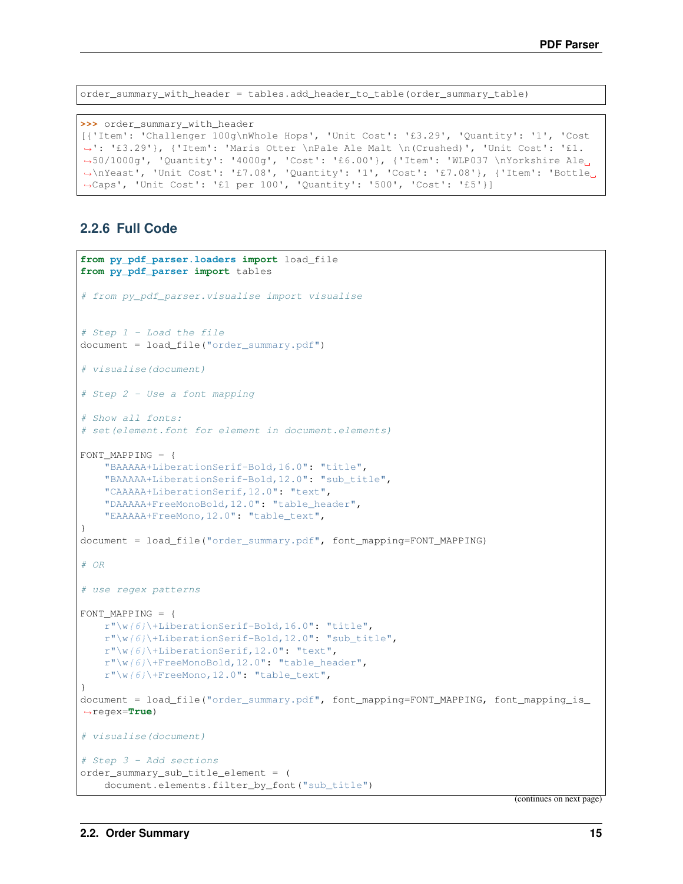```
order_summary_with_header = tables.add_header_to_table(order_summary_table)
```

```
>>> order_summary_with_header
[{'Item': 'Challenger 100g\nWhole Hops', 'Unit Cost': '£3.29', 'Quantity': '1', 'Cost': '£3.29'}, {'Item': 'Maris Otter \nPale Ale Malt \n(Crushed)', 'Unit Cost': '£1.50/1000g', 'Quantity': '4000g', 'Cost': '£6.00'}, {'Item': 'WLP037 \nYorkshire Ale \nYeast', 'Unit Cost': '£7.08', 'Quantity': '1', 'Cost': '£7.08'}, {'Item': 'Bottle Caps', 'Unit Cost': '£1 per 100', 'Quantity': '500', 'Cost': '£5'}]
```

### 2.2.6 Full Code

```
from py_pdf_parser.loaders import load_file
from py_pdf_parser import tables

# from py_pdf_parser.visualise import visualise


# Step 1 - Load the file
document = load_file("order_summary.pdf")

# visualise(document)

# Step 2 - Use a font mapping

# Show all fonts:
# set(element.font for element in document.elements)

FONT_MAPPING = {
    "BAAAAA+LiberationSerif-Bold,16.0": "title",
    "BAAAAA+LiberationSerif-Bold,12.0": "sub_title",
    "CAAAAA+LiberationSerif,12.0": "text",
    "DAAAAA+FreeMonoBold,12.0": "table_header",
    "EAAAAA+FreeMono,12.0": "table_text",
}
document = load_file("order_summary.pdf", font_mapping=FONT_MAPPING)

# OR

# use regex patterns

FONT_MAPPING = {
    r"\w{6}\+LiberationSerif-Bold,16.0": "title",
    r"\w{6}\+LiberationSerif-Bold,12.0": "sub_title",
    r"\w{6}\+LiberationSerif,12.0": "text",
    r"\w{6}\+FreeMonoBold,12.0": "table_header",
    r"\w{6}\+FreeMono,12.0": "table_text",
}
document = load_file("order_summary.pdf", font_mapping=FONT_MAPPING, font_mapping_is_regex=True)

# visualise(document)

# Step 3 - Add sections
order_summary_sub_title_element = (
    document.elements.filter_by_font("sub_title")
```

(continues on next page)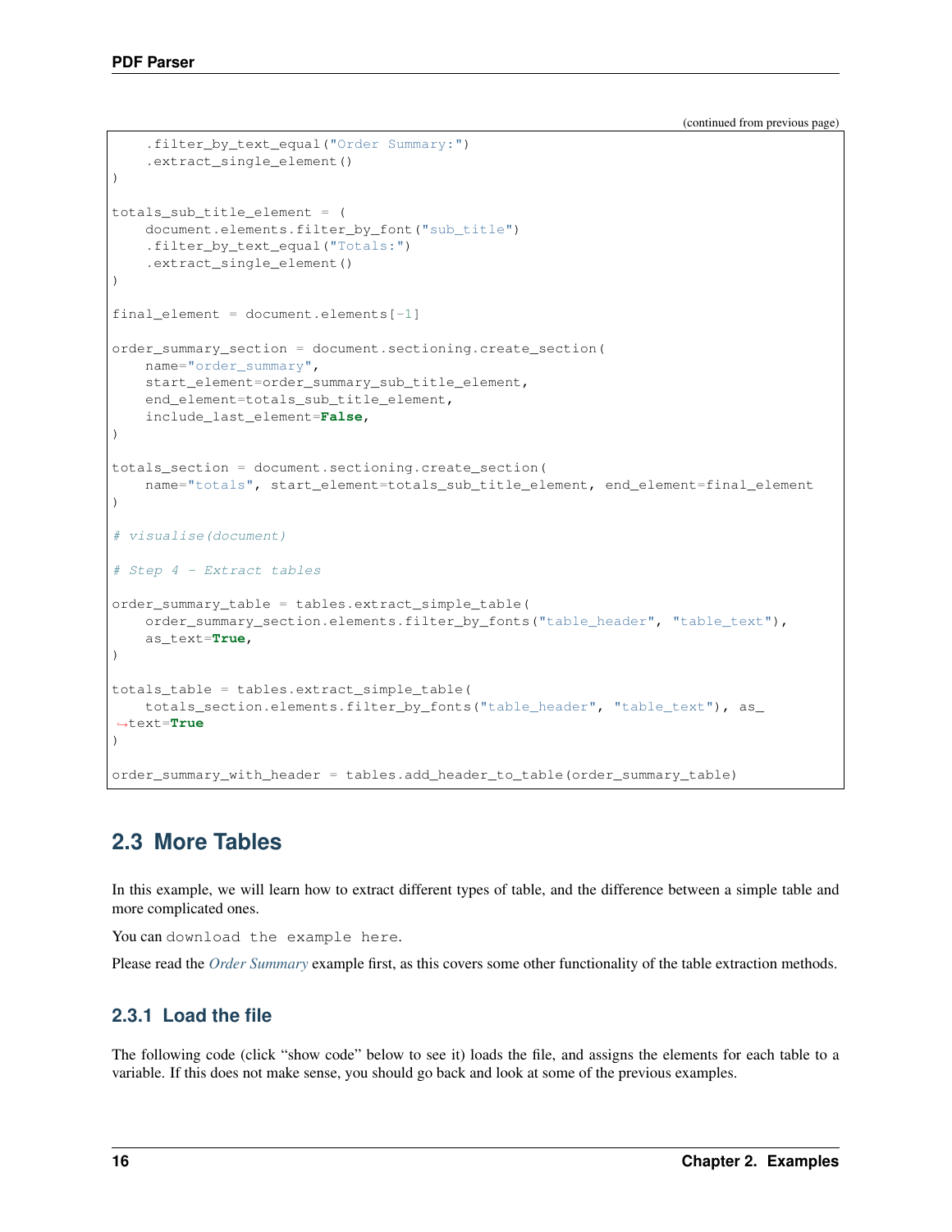(continued from previous page)

```
    .filter_by_text_equal("Order Summary:")
    .extract_single_element()
)

totals_sub_title_element = (
    document.elements.filter_by_font("sub_title")
    .filter_by_text_equal("Totals:")
    .extract_single_element()
)

final_element = document.elements[-1]

order_summary_section = document.sectioning.create_section(
    name="order_summary",
    start_element=order_summary_sub_title_element,
    end_element=totals_sub_title_element,
    include_last_element=False,
)

totals_section = document.sectioning.create_section(
    name="totals", start_element=totals_sub_title_element, end_element=final_element
)

# visualise(document)

# Step 4 - Extract tables

order_summary_table = tables.extract_simple_table(
    order_summary_section.elements.filter_by_fonts("table_header", "table_text"),
    as_text=True,
)

totals_table = tables.extract_simple_table(
    totals_section.elements.filter_by_fonts("table_header", "table_text"), as_text=True
)

order_summary_with_header = tables.add_header_to_table(order_summary_table)
```

## 2.3 More Tables

In this example, we will learn how to extract different types of table, and the difference between a simple table and more complicated ones.

You can `download the example here`.

Please read the *Order Summary* example first, as this covers some other functionality of the table extraction methods.

### 2.3.1 Load the file

The following code (click "show code" below to see it) loads the file, and assigns the elements for each table to a variable. If this does not make sense, you should go back and look at some of the previous examples.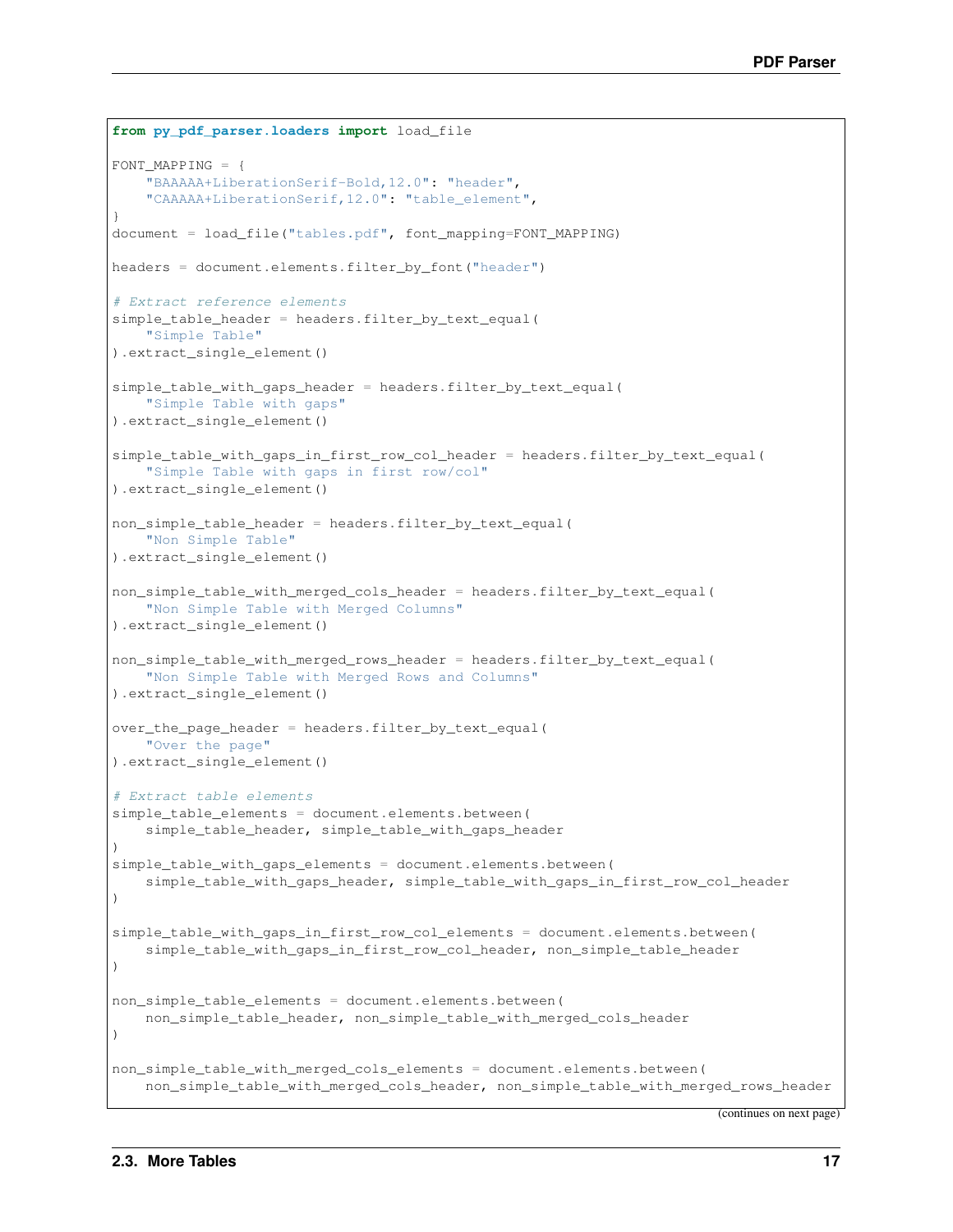```python
from py_pdf_parser.loaders import load_file

FONT_MAPPING = {
    "BAAAAA+LiberationSerif-Bold,12.0": "header",
    "CAAAAA+LiberationSerif,12.0": "table_element",
}
document = load_file("tables.pdf", font_mapping=FONT_MAPPING)

headers = document.elements.filter_by_font("header")

# Extract reference elements
simple_table_header = headers.filter_by_text_equal(
    "Simple Table"
).extract_single_element()

simple_table_with_gaps_header = headers.filter_by_text_equal(
    "Simple Table with gaps"
).extract_single_element()

simple_table_with_gaps_in_first_row_col_header = headers.filter_by_text_equal(
    "Simple Table with gaps in first row/col"
).extract_single_element()

non_simple_table_header = headers.filter_by_text_equal(
    "Non Simple Table"
).extract_single_element()

non_simple_table_with_merged_cols_header = headers.filter_by_text_equal(
    "Non Simple Table with Merged Columns"
).extract_single_element()

non_simple_table_with_merged_rows_header = headers.filter_by_text_equal(
    "Non Simple Table with Merged Rows and Columns"
).extract_single_element()

over_the_page_header = headers.filter_by_text_equal(
    "Over the page"
).extract_single_element()

# Extract table elements
simple_table_elements = document.elements.between(
    simple_table_header, simple_table_with_gaps_header
)
simple_table_with_gaps_elements = document.elements.between(
    simple_table_with_gaps_header, simple_table_with_gaps_in_first_row_col_header
)

simple_table_with_gaps_in_first_row_col_elements = document.elements.between(
    simple_table_with_gaps_in_first_row_col_header, non_simple_table_header
)

non_simple_table_elements = document.elements.between(
    non_simple_table_header, non_simple_table_with_merged_cols_header
)

non_simple_table_with_merged_cols_elements = document.elements.between(
    non_simple_table_with_merged_cols_header, non_simple_table_with_merged_rows_header
```

(continues on next page)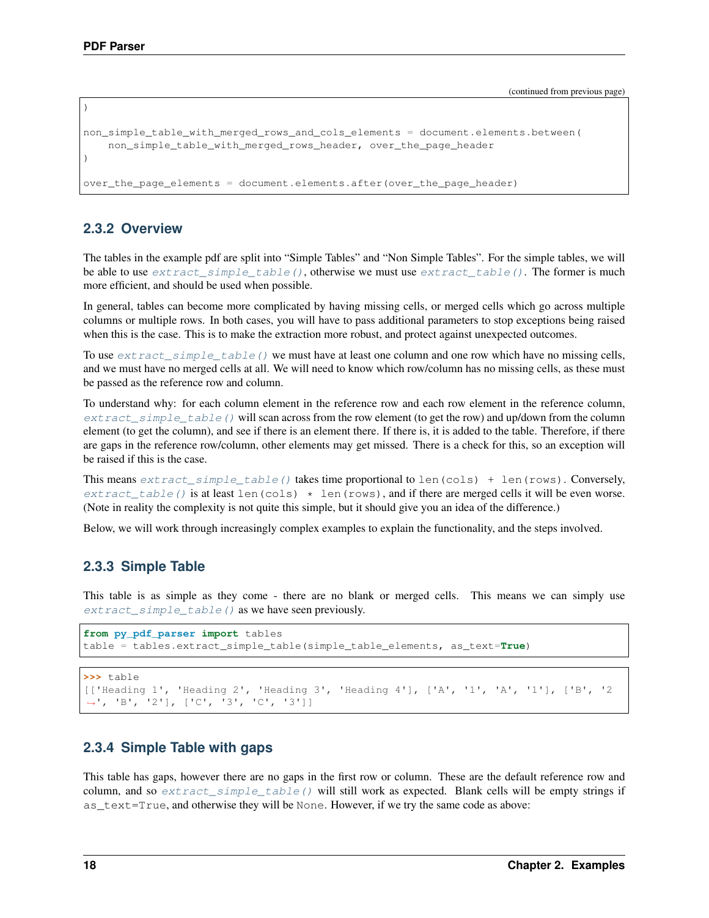(continued from previous page)

```
)

non_simple_table_with_merged_rows_and_cols_elements = document.elements.between(
    non_simple_table_with_merged_rows_header, over_the_page_header
)

over_the_page_elements = document.elements.after(over_the_page_header)
```

### 2.3.2 Overview

The tables in the example pdf are split into "Simple Tables" and "Non Simple Tables". For the simple tables, we will be able to use `extract_simple_table()`, otherwise we must use `extract_table()`. The former is much more efficient, and should be used when possible.

In general, tables can become more complicated by having missing cells, or merged cells which go across multiple columns or multiple rows. In both cases, you will have to pass additional parameters to stop exceptions being raised when this is the case. This is to make the extraction more robust, and protect against unexpected outcomes.

To use `extract_simple_table()` we must have at least one column and one row which have no missing cells, and we must have no merged cells at all. We will need to know which row/column has no missing cells, as these must be passed as the reference row and column.

To understand why: for each column element in the reference row and each row element in the reference column, `extract_simple_table()` will scan across from the row element (to get the row) and up/down from the column element (to get the column), and see if there is an element there. If there is, it is added to the table. Therefore, if there are gaps in the reference row/column, other elements may get missed. There is a check for this, so an exception will be raised if this is the case.

This means `extract_simple_table()` takes time proportional to `len(cols) + len(rows)`. Conversely, `extract_table()` is at least `len(cols) * len(rows)`, and if there are merged cells it will be even worse. (Note in reality the complexity is not quite this simple, but it should give you an idea of the difference.)

Below, we will work through increasingly complex examples to explain the functionality, and the steps involved.

### 2.3.3 Simple Table

This table is as simple as they come - there are no blank or merged cells. This means we can simply use `extract_simple_table()` as we have seen previously.

```
from py_pdf_parser import tables
table = tables.extract_simple_table(simple_table_elements, as_text=True)
```

```
>>> table
[['Heading 1', 'Heading 2', 'Heading 3', 'Heading 4'], ['A', '1', 'A', '1'], ['B', '2
↪', 'B', '2'], ['C', '3', 'C', '3']]
```

### 2.3.4 Simple Table with gaps

This table has gaps, however there are no gaps in the first row or column. These are the default reference row and column, and so `extract_simple_table()` will still work as expected. Blank cells will be empty strings if `as_text=True`, and otherwise they will be `None`. However, if we try the same code as above: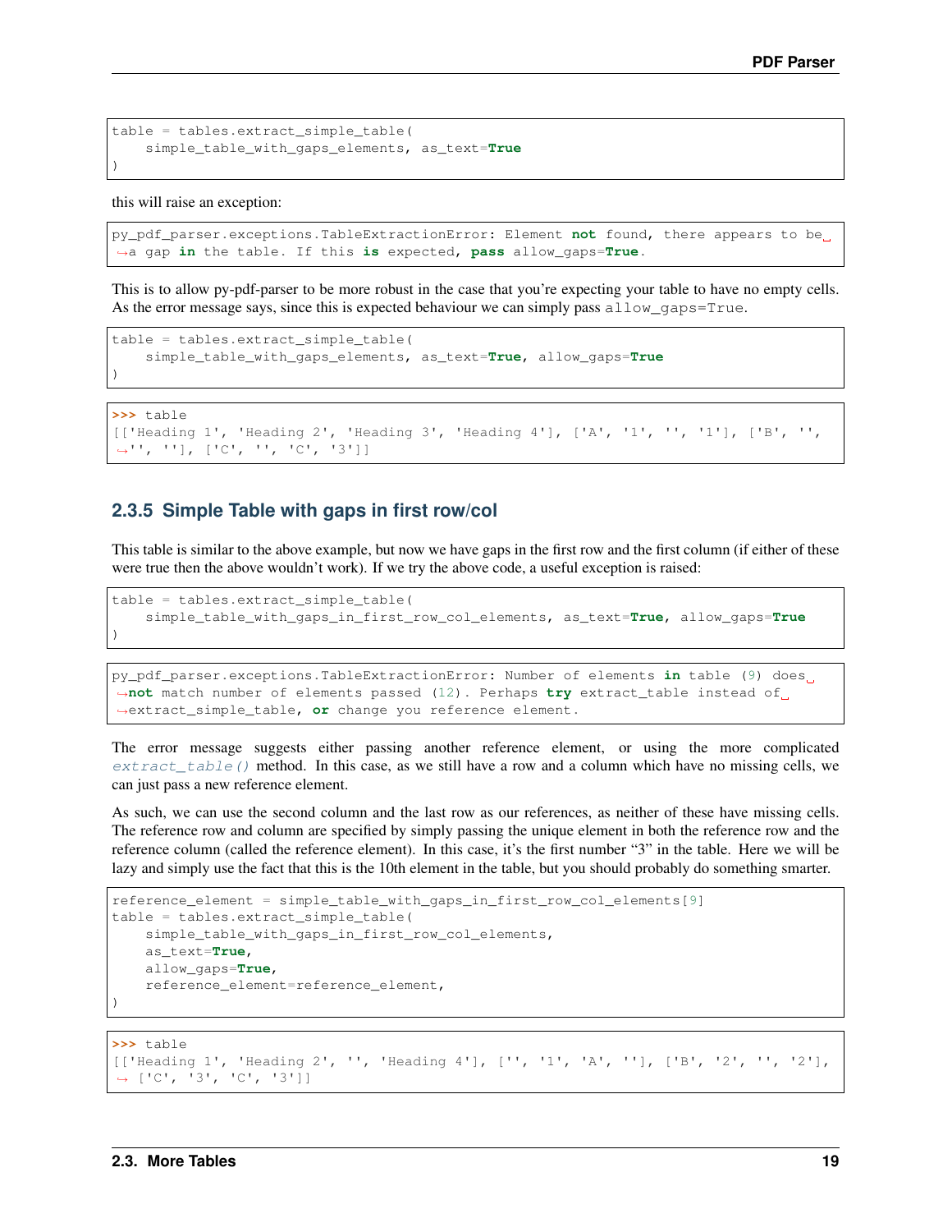```
table = tables.extract_simple_table(
    simple_table_with_gaps_elements, as_text=True
)
```

this will raise an exception:

```
py_pdf_parser.exceptions.TableExtractionError: Element not found, there appears to be a gap in the table. If this is expected, pass allow_gaps=True.
```

This is to allow py-pdf-parser to be more robust in the case that you're expecting your table to have no empty cells. As the error message says, since this is expected behaviour we can simply pass `allow_gaps=True`.

```
table = tables.extract_simple_table(
    simple_table_with_gaps_elements, as_text=True, allow_gaps=True
)
```

```
>>> table
[['Heading 1', 'Heading 2', 'Heading 3', 'Heading 4'], ['A', '1', '', '1'], ['B', '', '', ''], ['C', '', 'C', '3']]
```

### 2.3.5 Simple Table with gaps in first row/col

This table is similar to the above example, but now we have gaps in the first row and the first column (if either of these were true then the above wouldn't work). If we try the above code, a useful exception is raised:

```
table = tables.extract_simple_table(
    simple_table_with_gaps_in_first_row_col_elements, as_text=True, allow_gaps=True
)
```

```
py_pdf_parser.exceptions.TableExtractionError: Number of elements in table (9) does not match number of elements passed (12). Perhaps try extract_table instead of extract_simple_table, or change you reference element.
```

The error message suggests either passing another reference element, or using the more complicated *`extract_table()`* method. In this case, as we still have a row and a column which have no missing cells, we can just pass a new reference element.

As such, we can use the second column and the last row as our references, as neither of these have missing cells. The reference row and column are specified by simply passing the unique element in both the reference row and the reference column (called the reference element). In this case, it's the first number "3" in the table. Here we will be lazy and simply use the fact that this is the 10th element in the table, but you should probably do something smarter.

```
reference_element = simple_table_with_gaps_in_first_row_col_elements[9]
table = tables.extract_simple_table(
    simple_table_with_gaps_in_first_row_col_elements,
    as_text=True,
    allow_gaps=True,
    reference_element=reference_element,
)
```

```
>>> table
[['Heading 1', 'Heading 2', '', 'Heading 4'], ['', '1', 'A', ''], ['B', '2', '', '2'], ['C', '3', 'C', '3']]
```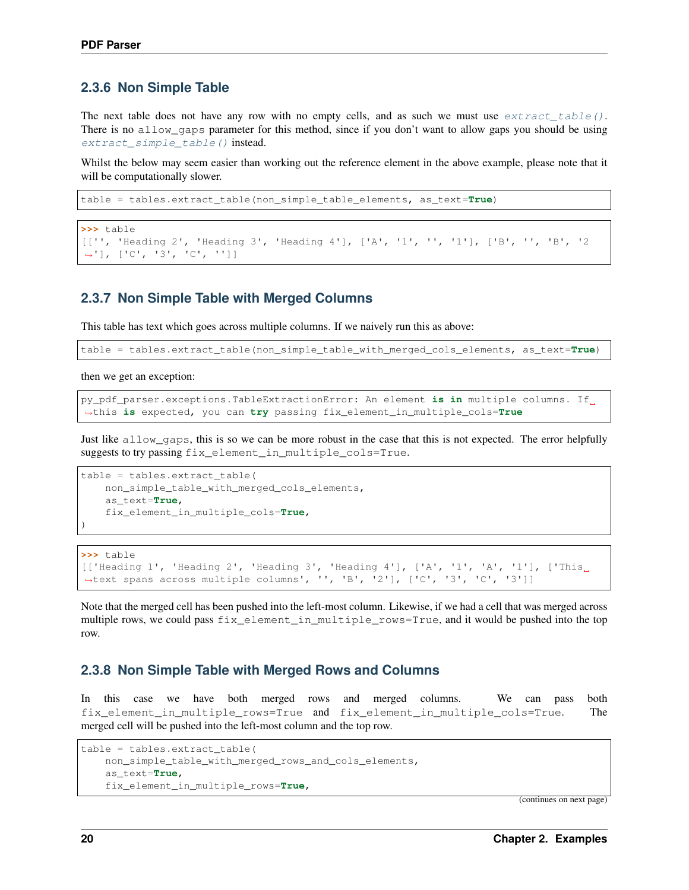### 2.3.6 Non Simple Table

The next table does not have any row with no empty cells, and as such we must use `extract_table()`. There is no `allow_gaps` parameter for this method, since if you don't want to allow gaps you should be using `extract_simple_table()` instead.

Whilst the below may seem easier than working out the reference element in the above example, please note that it will be computationally slower.

```
table = tables.extract_table(non_simple_table_elements, as_text=True)
```

```
>>> table
[['', 'Heading 2', 'Heading 3', 'Heading 4'], ['A', '1', '', '1'], ['B', '', 'B', '2
↪'], ['C', '3', 'C', '']]
```

### 2.3.7 Non Simple Table with Merged Columns

This table has text which goes across multiple columns. If we naively run this as above:

```
table = tables.extract_table(non_simple_table_with_merged_cols_elements, as_text=True)
```

then we get an exception:

```
py_pdf_parser.exceptions.TableExtractionError: An element is in multiple columns. If␣
↪this is expected, you can try passing fix_element_in_multiple_cols=True
```

Just like `allow_gaps`, this is so we can be more robust in the case that this is not expected. The error helpfully suggests to try passing `fix_element_in_multiple_cols=True`.

```
table = tables.extract_table(
    non_simple_table_with_merged_cols_elements,
    as_text=True,
    fix_element_in_multiple_cols=True,
)
```

```
>>> table
[['Heading 1', 'Heading 2', 'Heading 3', 'Heading 4'], ['A', '1', 'A', '1'], ['This␣
↪text spans across multiple columns', '', 'B', '2'], ['C', '3', 'C', '3']]
```

Note that the merged cell has been pushed into the left-most column. Likewise, if we had a cell that was merged across multiple rows, we could pass `fix_element_in_multiple_rows=True`, and it would be pushed into the top row.

### 2.3.8 Non Simple Table with Merged Rows and Columns

In this case we have both merged rows and merged columns. We can pass both `fix_element_in_multiple_rows=True` and `fix_element_in_multiple_cols=True`. The merged cell will be pushed into the left-most column and the top row.

```
table = tables.extract_table(
    non_simple_table_with_merged_rows_and_cols_elements,
    as_text=True,
    fix_element_in_multiple_rows=True,
```

(continues on next page)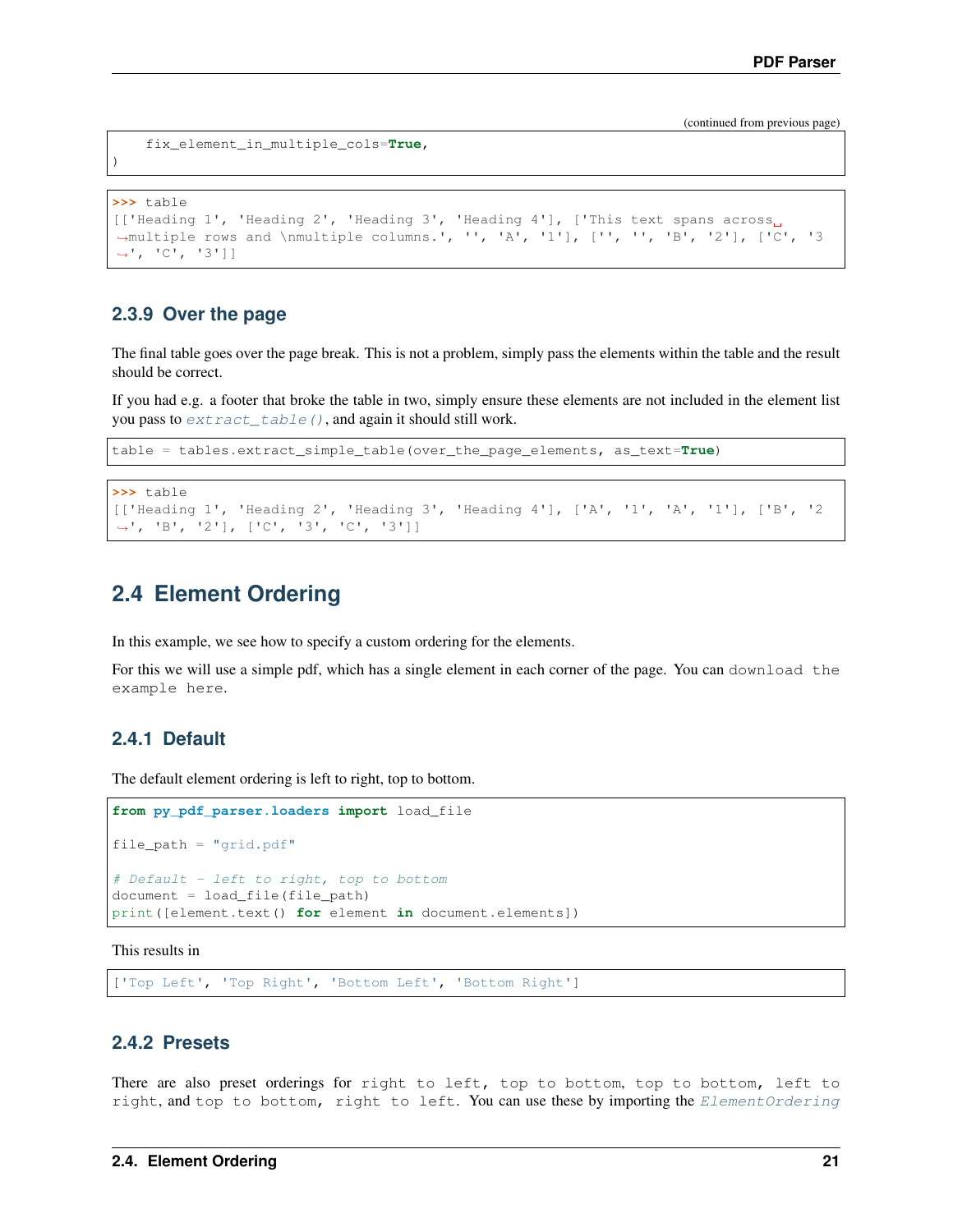(continued from previous page)

```
    fix_element_in_multiple_cols=True,
)
```

```
>>> table
[['Heading 1', 'Heading 2', 'Heading 3', 'Heading 4'], ['This text spans across multiple rows and \nmultiple columns.', '', 'A', '1'], ['', '', 'B', '2'], ['C', '3', 'C', '3']]
```

### 2.3.9 Over the page

The final table goes over the page break. This is not a problem, simply pass the elements within the table and the result should be correct.

If you had e.g. a footer that broke the table in two, simply ensure these elements are not included in the element list you pass to *extract_table()*, and again it should still work.

```
table = tables.extract_simple_table(over_the_page_elements, as_text=True)
```

```
>>> table
[['Heading 1', 'Heading 2', 'Heading 3', 'Heading 4'], ['A', '1', 'A', '1'], ['B', '2', 'B', '2'], ['C', '3', 'C', '3']]
```

## 2.4 Element Ordering

In this example, we see how to specify a custom ordering for the elements.

For this we will use a simple pdf, which has a single element in each corner of the page. You can `download the example here`.

### 2.4.1 Default

The default element ordering is left to right, top to bottom.

```
from py_pdf_parser.loaders import load_file

file_path = "grid.pdf"

# Default - left to right, top to bottom
document = load_file(file_path)
print([element.text() for element in document.elements])
```

This results in

```
['Top Left', 'Top Right', 'Bottom Left', 'Bottom Right']
```

### 2.4.2 Presets

There are also preset orderings for `right to left, top to bottom`, `top to bottom, left to right`, and `top to bottom, right to left`. You can use these by importing the *ElementOrdering*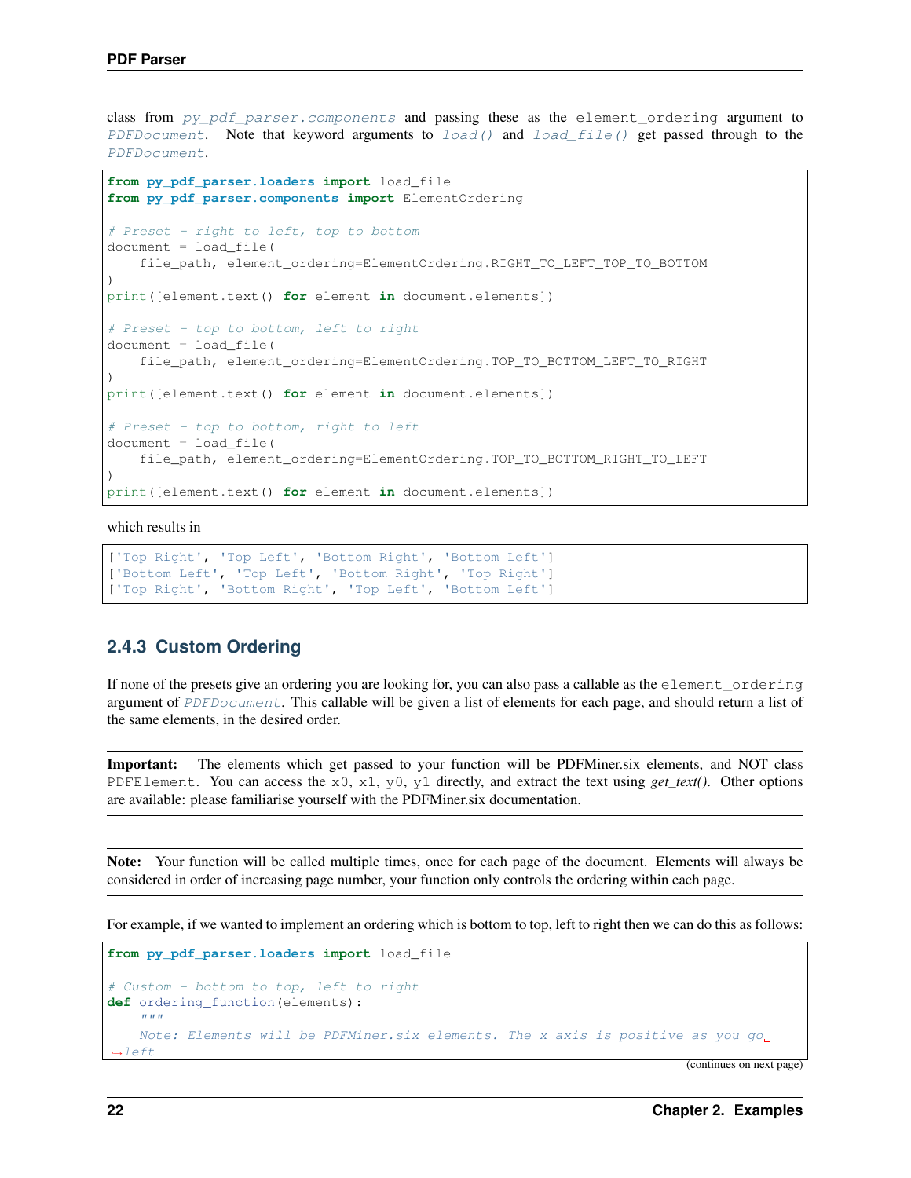class from `py_pdf_parser.components` and passing these as the `element_ordering` argument to `PDFDocument`. Note that keyword arguments to `load()` and `load_file()` get passed through to the `PDFDocument`.

```
from py_pdf_parser.loaders import load_file
from py_pdf_parser.components import ElementOrdering

# Preset - right to left, top to bottom
document = load_file(
    file_path, element_ordering=ElementOrdering.RIGHT_TO_LEFT_TOP_TO_BOTTOM
)
print([element.text() for element in document.elements])

# Preset - top to bottom, left to right
document = load_file(
    file_path, element_ordering=ElementOrdering.TOP_TO_BOTTOM_LEFT_TO_RIGHT
)
print([element.text() for element in document.elements])

# Preset - top to bottom, right to left
document = load_file(
    file_path, element_ordering=ElementOrdering.TOP_TO_BOTTOM_RIGHT_TO_LEFT
)
print([element.text() for element in document.elements])
```

which results in

```
['Top Right', 'Top Left', 'Bottom Right', 'Bottom Left']
['Bottom Left', 'Top Left', 'Bottom Right', 'Top Right']
['Top Right', 'Bottom Right', 'Top Left', 'Bottom Left']
```

### 2.4.3 Custom Ordering

If none of the presets give an ordering you are looking for, you can also pass a callable as the `element_ordering` argument of `PDFDocument`. This callable will be given a list of elements for each page, and should return a list of the same elements, in the desired order.

**Important:** The elements which get passed to your function will be PDFMiner.six elements, and NOT class `PDFElement`. You can access the `x0`, `x1`, `y0`, `y1` directly, and extract the text using *get_text()*. Other options are available: please familiarise yourself with the PDFMiner.six documentation.

**Note:** Your function will be called multiple times, once for each page of the document. Elements will always be considered in order of increasing page number, your function only controls the ordering within each page.

For example, if we wanted to implement an ordering which is bottom to top, left to right then we can do this as follows:

```
from py_pdf_parser.loaders import load_file

# Custom - bottom to top, left to right
def ordering_function(elements):
    """
    Note: Elements will be PDFMiner.six elements. The x axis is positive as you go
↪left
```

(continues on next page)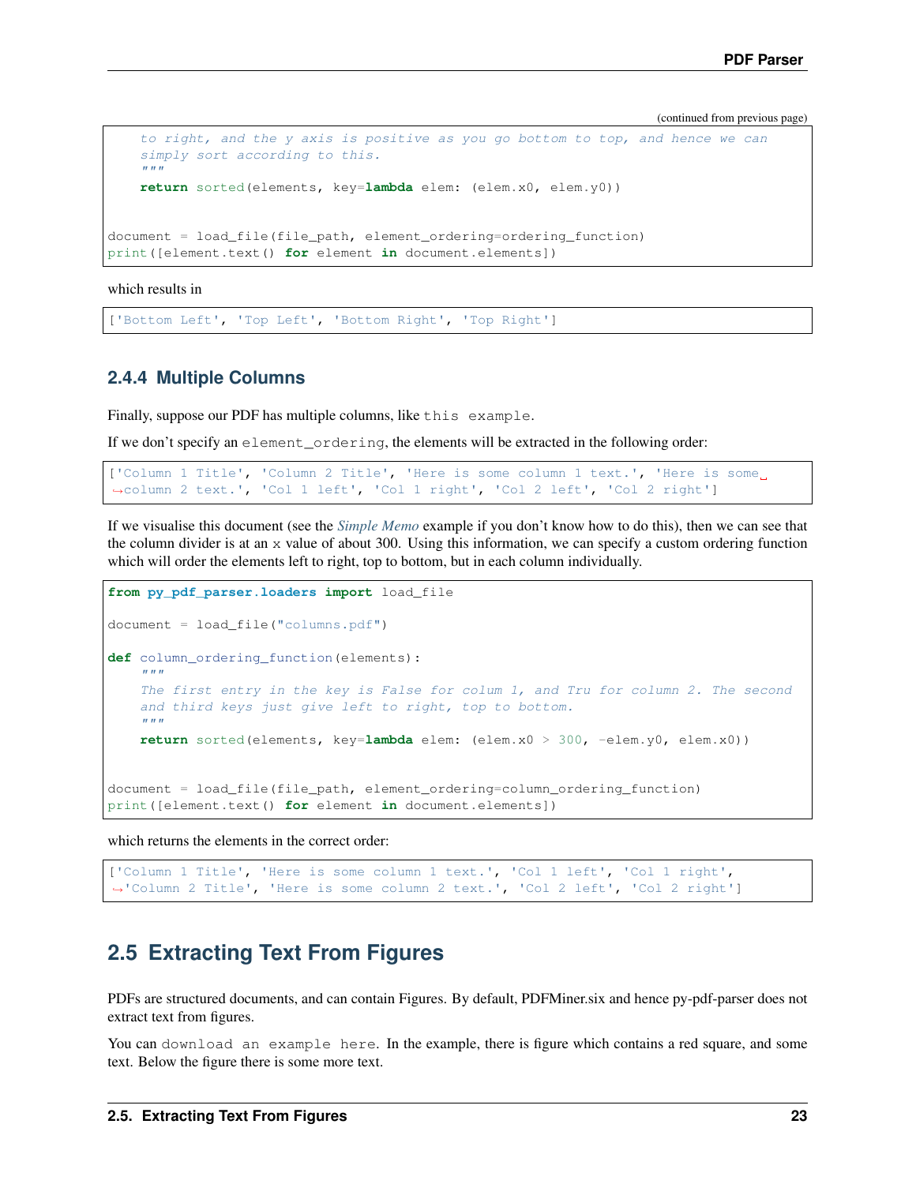(continued from previous page)

```
    to right, and the y axis is positive as you go bottom to top, and hence we can
    simply sort according to this.
    """
    return sorted(elements, key=lambda elem: (elem.x0, elem.y0))


document = load_file(file_path, element_ordering=ordering_function)
print([element.text() for element in document.elements])
```

which results in

```
['Bottom Left', 'Top Left', 'Bottom Right', 'Top Right']
```

### 2.4.4 Multiple Columns

Finally, suppose our PDF has multiple columns, like `this example`.

If we don't specify an `element_ordering`, the elements will be extracted in the following order:

```
['Column 1 Title', 'Column 2 Title', 'Here is some column 1 text.', 'Here is some column 2 text.', 'Col 1 left', 'Col 1 right', 'Col 2 left', 'Col 2 right']
```

If we visualise this document (see the *Simple Memo* example if you don't know how to do this), then we can see that the column divider is at an x value of about 300. Using this information, we can specify a custom ordering function which will order the elements left to right, top to bottom, but in each column individually.

```
from py_pdf_parser.loaders import load_file

document = load_file("columns.pdf")

def column_ordering_function(elements):
    """
    The first entry in the key is False for colum 1, and Tru for column 2. The second
    and third keys just give left to right, top to bottom.
    """
    return sorted(elements, key=lambda elem: (elem.x0 > 300, -elem.y0, elem.x0))


document = load_file(file_path, element_ordering=column_ordering_function)
print([element.text() for element in document.elements])
```

which returns the elements in the correct order:

```
['Column 1 Title', 'Here is some column 1 text.', 'Col 1 left', 'Col 1 right',
'Column 2 Title', 'Here is some column 2 text.', 'Col 2 left', 'Col 2 right']
```

## 2.5 Extracting Text From Figures

PDFs are structured documents, and can contain Figures. By default, PDFMiner.six and hence py-pdf-parser does not extract text from figures.

You can `download an example here`. In the example, there is figure which contains a red square, and some text. Below the figure there is some more text.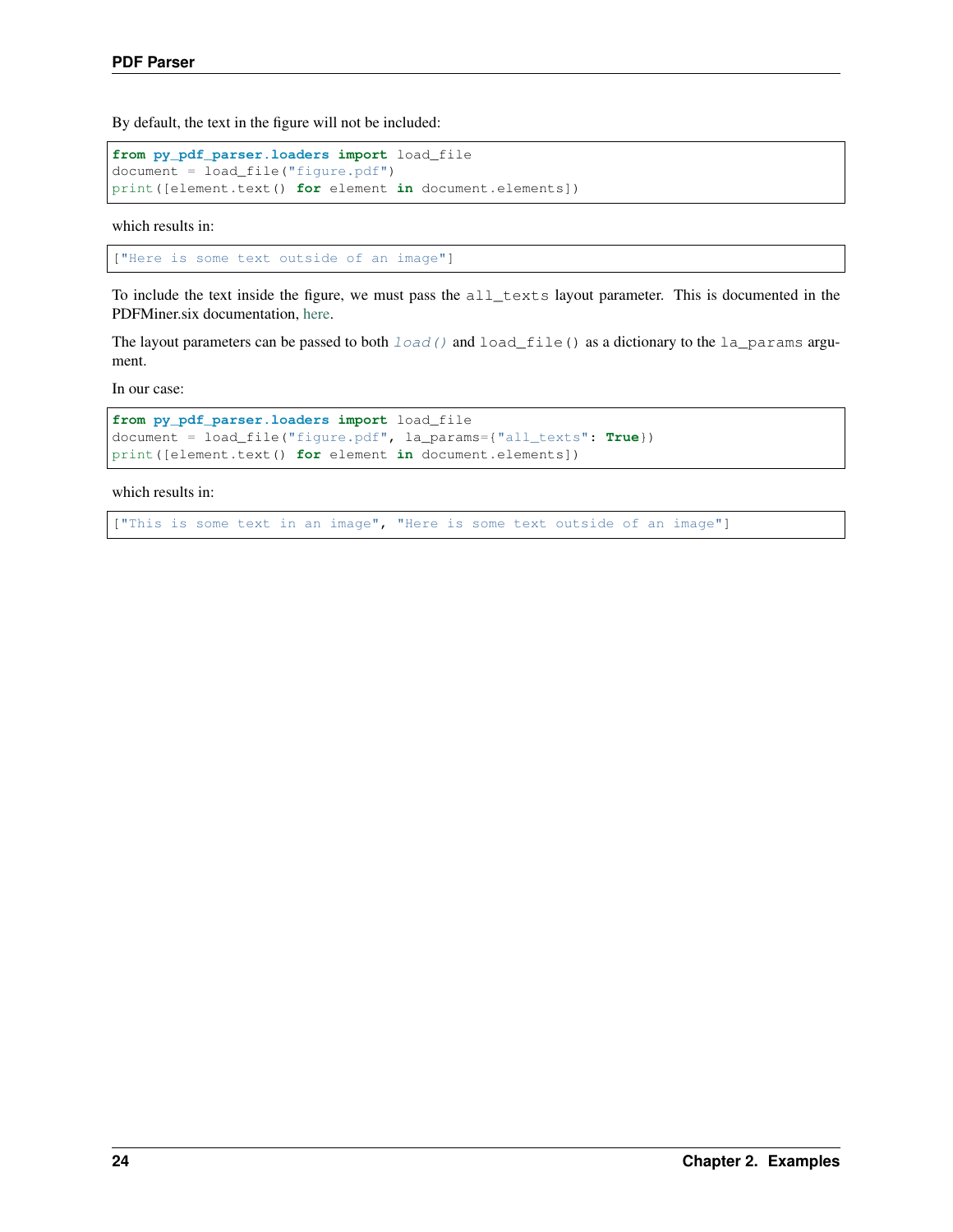By default, the text in the figure will not be included:

```
from py_pdf_parser.loaders import load_file
document = load_file("figure.pdf")
print([element.text() for element in document.elements])
```

which results in:

```
["Here is some text outside of an image"]
```

To include the text inside the figure, we must pass the `all_texts` layout parameter. This is documented in the PDFMiner.six documentation, here.

The layout parameters can be passed to both `load()` and `load_file()` as a dictionary to the `la_params` argument.

In our case:

```
from py_pdf_parser.loaders import load_file
document = load_file("figure.pdf", la_params={"all_texts": True})
print([element.text() for element in document.elements])
```

which results in:

```
["This is some text in an image", "Here is some text outside of an image"]
```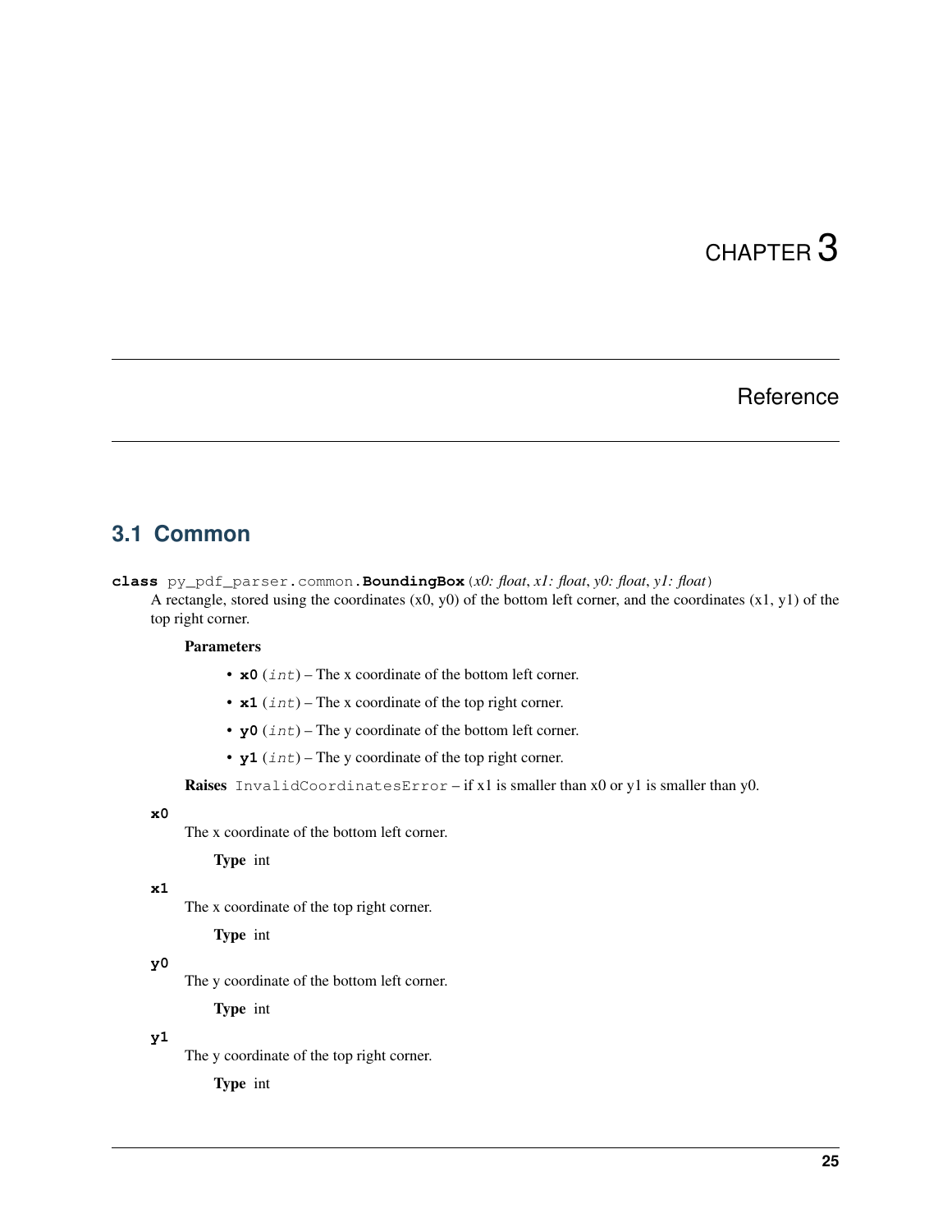# CHAPTER 3

# Reference

## 3.1 Common

**class** py_pdf_parser.common.**BoundingBox**(*x0: float*, *x1: float*, *y0: float*, *y1: float*)

A rectangle, stored using the coordinates (x0, y0) of the bottom left corner, and the coordinates (x1, y1) of the top right corner.

**Parameters**

- **x0** (*int*) – The x coordinate of the bottom left corner.
- **x1** (*int*) – The x coordinate of the top right corner.
- **y0** (*int*) – The y coordinate of the bottom left corner.
- **y1** (*int*) – The y coordinate of the top right corner.

**Raises** InvalidCoordinatesError – if x1 is smaller than x0 or y1 is smaller than y0.

**x0**

The x coordinate of the bottom left corner.

**Type** int

**x1**

The x coordinate of the top right corner.

**Type** int

**y0**

The y coordinate of the bottom left corner.

**Type** int

**y1**

The y coordinate of the top right corner.

**Type** int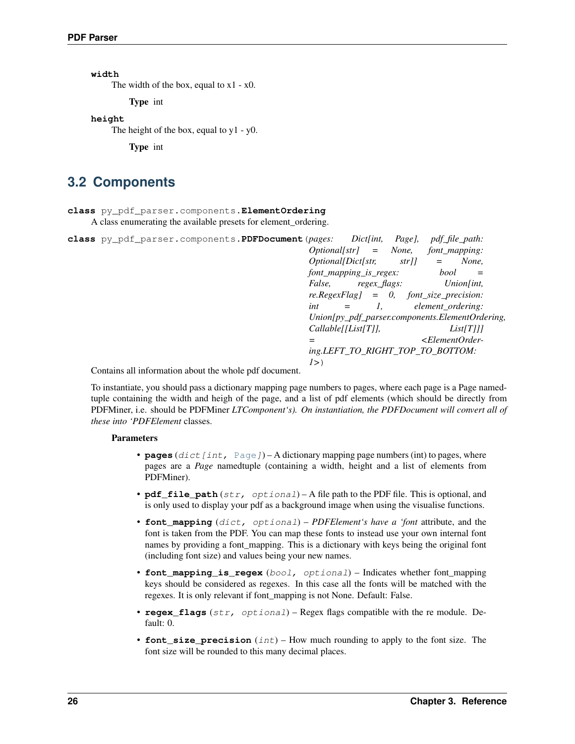**width**

The width of the box, equal to x1 - x0.

**Type** int

**height**

The height of the box, equal to y1 - y0.

**Type** int

## 3.2 Components

**class** py_pdf_parser.components.**ElementOrdering**

A class enumerating the available presets for element_ordering.

**class** py_pdf_parser.components.**PDFDocument**(*pages: Dict[int, Page], pdf_file_path: Optional[str] = None, font_mapping: Optional[Dict[str, str]] = None, font_mapping_is_regex: bool = False, regex_flags: Union[int, re.RegexFlag] = 0, font_size_precision: int = 1, element_ordering: Union[py_pdf_parser.components.ElementOrdering, Callable[[List[T]], List[T]]] = <ElementOrdering.LEFT_TO_RIGHT_TOP_TO_BOTTOM: 1>*)

Contains all information about the whole pdf document.

To instantiate, you should pass a dictionary mapping page numbers to pages, where each page is a Page namedtuple containing the width and heigh of the page, and a list of pdf elements (which should be directly from PDFMiner, i.e. should be PDFMiner *LTComponent's). On instantiation, the PDFDocument will convert all of these into 'PDFElement* classes.

**Parameters**

- **pages** (*dict[int, Page]*) – A dictionary mapping page numbers (int) to pages, where pages are a *Page* namedtuple (containing a width, height and a list of elements from PDFMiner).
- **pdf_file_path** (*str, optional*) – A file path to the PDF file. This is optional, and is only used to display your pdf as a background image when using the visualise functions.
- **font_mapping** (*dict, optional*) – *PDFElement's have a 'font* attribute, and the font is taken from the PDF. You can map these fonts to instead use your own internal font names by providing a font_mapping. This is a dictionary with keys being the original font (including font size) and values being your new names.
- **font_mapping_is_regex** (*bool, optional*) – Indicates whether font_mapping keys should be considered as regexes. In this case all the fonts will be matched with the regexes. It is only relevant if font_mapping is not None. Default: False.
- **regex_flags** (*str, optional*) – Regex flags compatible with the re module. Default: 0.
- **font_size_precision** (*int*) – How much rounding to apply to the font size. The font size will be rounded to this many decimal places.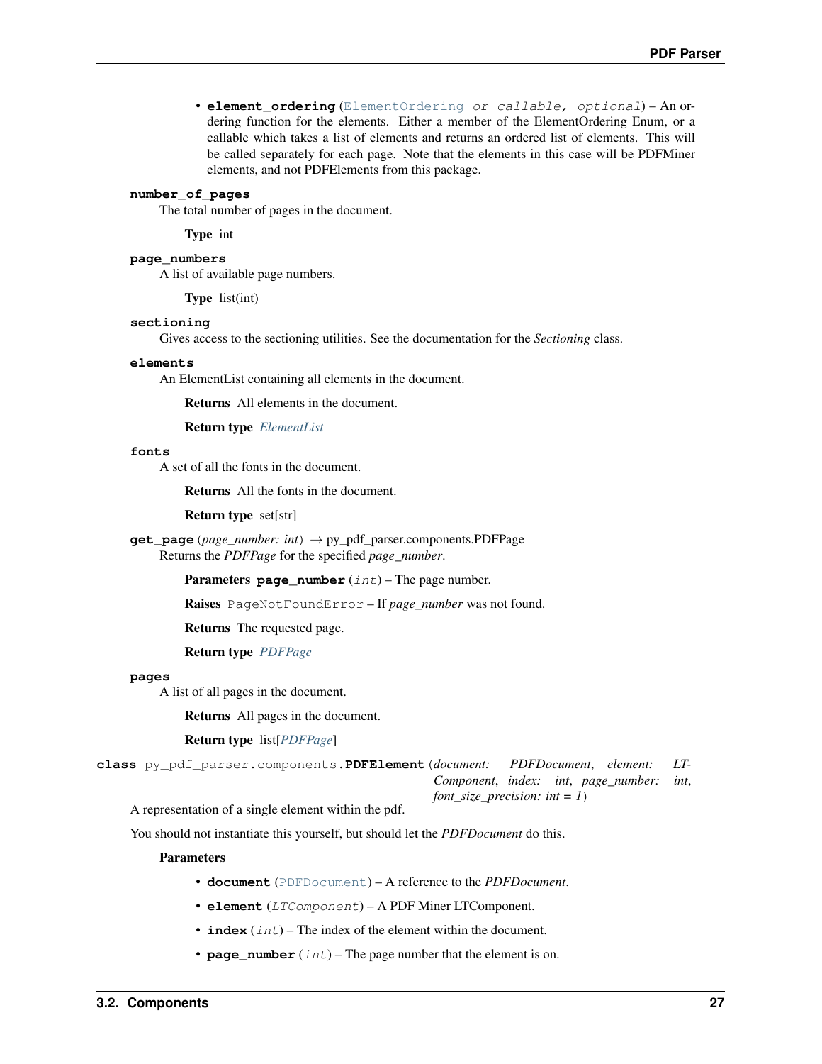- **element_ordering** (`ElementOrdering or callable, optional`) – An ordering function for the elements. Either a member of the ElementOrdering Enum, or a callable which takes a list of elements and returns an ordered list of elements. This will be called separately for each page. Note that the elements in this case will be PDFMiner elements, and not PDFElements from this package.

**number_of_pages**

The total number of pages in the document.

**Type** int

**page_numbers**

A list of available page numbers.

**Type** list(int)

**sectioning**

Gives access to the sectioning utilities. See the documentation for the *Sectioning* class.

**elements**

An ElementList containing all elements in the document.

**Returns** All elements in the document.

**Return type** *ElementList*

**fonts**

A set of all the fonts in the document.

**Returns** All the fonts in the document.

**Return type** set[str]

**get_page** (*page_number: int*) → py_pdf_parser.components.PDFPage

Returns the *PDFPage* for the specified *page_number*.

**Parameters** **page_number** (`int`) – The page number.

**Raises** `PageNotFoundError` – If *page_number* was not found.

**Returns** The requested page.

**Return type** *PDFPage*

**pages**

A list of all pages in the document.

**Returns** All pages in the document.

**Return type** list[*PDFPage*]

**class** py_pdf_parser.components.**PDFElement** (*document: PDFDocument*, *element: LTComponent*, *index: int*, *page_number: int*, *font_size_precision: int = 1*)

A representation of a single element within the pdf.

You should not instantiate this yourself, but should let the *PDFDocument* do this.

**Parameters**

- **document** (`PDFDocument`) – A reference to the *PDFDocument*.
- **element** (`LTComponent`) – A PDF Miner LTComponent.
- **index** (`int`) – The index of the element within the document.
- **page_number** (`int`) – The page number that the element is on.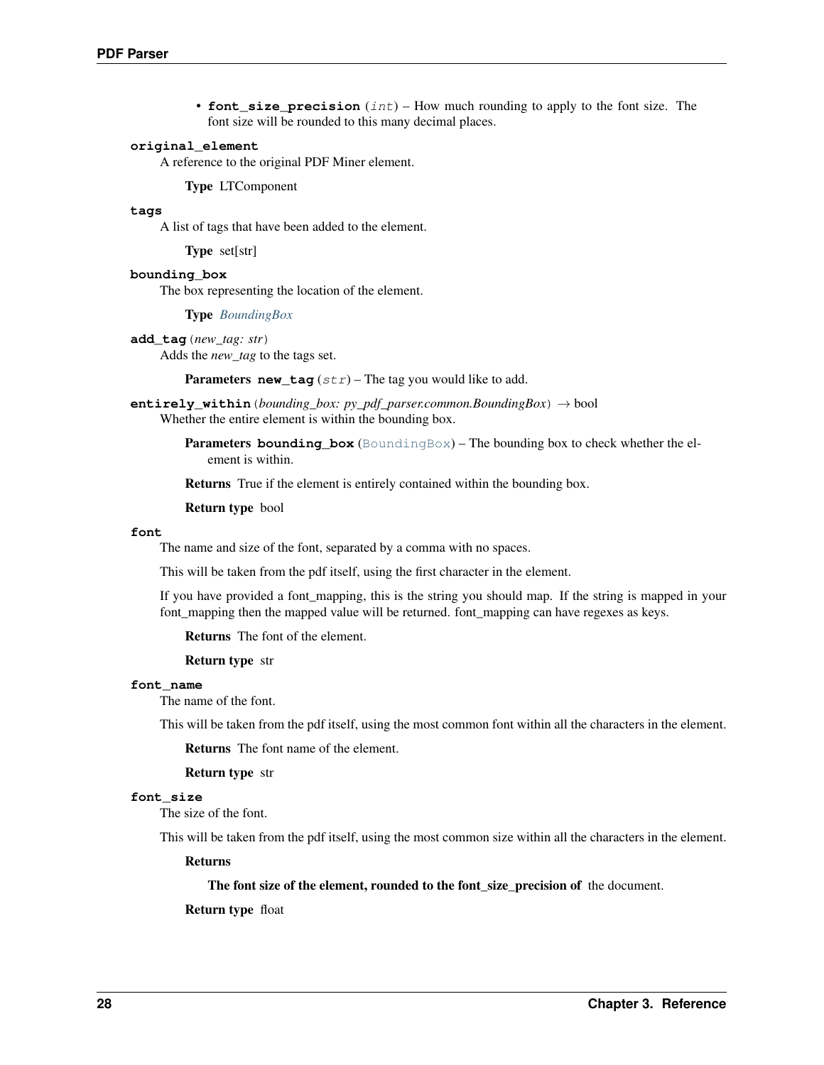- **font_size_precision** (*int*) – How much rounding to apply to the font size. The font size will be rounded to this many decimal places.

**original_element**

A reference to the original PDF Miner element.

**Type** LTComponent

**tags**

A list of tags that have been added to the element.

**Type** set[str]

**bounding_box**

The box representing the location of the element.

**Type** *BoundingBox*

**add_tag**(*new_tag: str*)

Adds the *new_tag* to the tags set.

**Parameters** **new_tag** (*str*) – The tag you would like to add.

**entirely_within**(*bounding_box: py_pdf_parser.common.BoundingBox*) → bool

Whether the entire element is within the bounding box.

**Parameters** **bounding_box** (BoundingBox) – The bounding box to check whether the element is within.

**Returns** True if the element is entirely contained within the bounding box.

**Return type** bool

**font**

The name and size of the font, separated by a comma with no spaces.

This will be taken from the pdf itself, using the first character in the element.

If you have provided a font_mapping, this is the string you should map. If the string is mapped in your font_mapping then the mapped value will be returned. font_mapping can have regexes as keys.

**Returns** The font of the element.

**Return type** str

**font_name**

The name of the font.

This will be taken from the pdf itself, using the most common font within all the characters in the element.

**Returns** The font name of the element.

**Return type** str

**font_size**

The size of the font.

This will be taken from the pdf itself, using the most common size within all the characters in the element.

**Returns**

**The font size of the element, rounded to the font_size_precision of** the document.

**Return type** float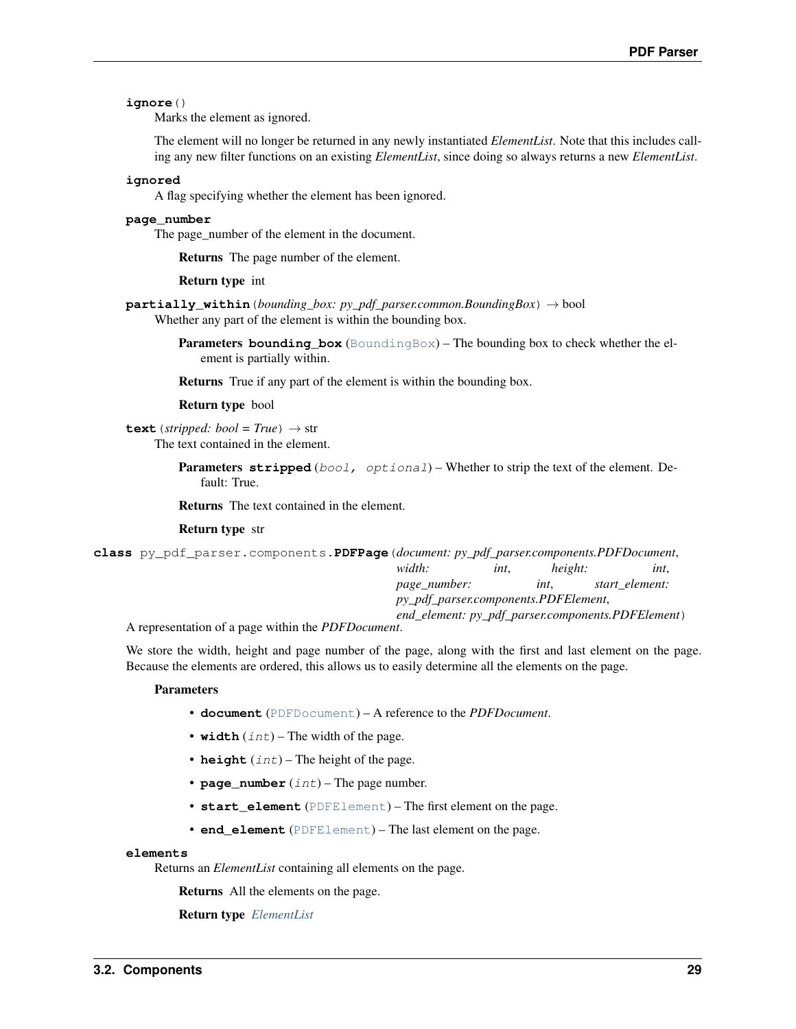**ignore**()

Marks the element as ignored.

The element will no longer be returned in any newly instantiated *ElementList*. Note that this includes calling any new filter functions on an existing *ElementList*, since doing so always returns a new *ElementList*.

**ignored**

A flag specifying whether the element has been ignored.

**page_number**

The page_number of the element in the document.

**Returns** The page number of the element.

**Return type** int

**partially_within**(*bounding_box: py_pdf_parser.common.BoundingBox*) → bool

Whether any part of the element is within the bounding box.

**Parameters** **bounding_box** (`BoundingBox`) – The bounding box to check whether the element is partially within.

**Returns** True if any part of the element is within the bounding box.

**Return type** bool

**text**(*stripped: bool = True*) → str

The text contained in the element.

**Parameters** **stripped** (*bool, optional*) – Whether to strip the text of the element. Default: True.

**Returns** The text contained in the element.

**Return type** str

**class** py_pdf_parser.components.**PDFPage**(*document: py_pdf_parser.components.PDFDocument, width: int, height: int, page_number: int, start_element: py_pdf_parser.components.PDFElement, end_element: py_pdf_parser.components.PDFElement*)

A representation of a page within the *PDFDocument*.

We store the width, height and page number of the page, along with the first and last element on the page. Because the elements are ordered, this allows us to easily determine all the elements on the page.

**Parameters**

- **document** (`PDFDocument`) – A reference to the *PDFDocument*.
- **width** (*int*) – The width of the page.
- **height** (*int*) – The height of the page.
- **page_number** (*int*) – The page number.
- **start_element** (`PDFElement`) – The first element on the page.
- **end_element** (`PDFElement`) – The last element on the page.

**elements**

Returns an *ElementList* containing all elements on the page.

**Returns** All the elements on the page.

**Return type** *ElementList*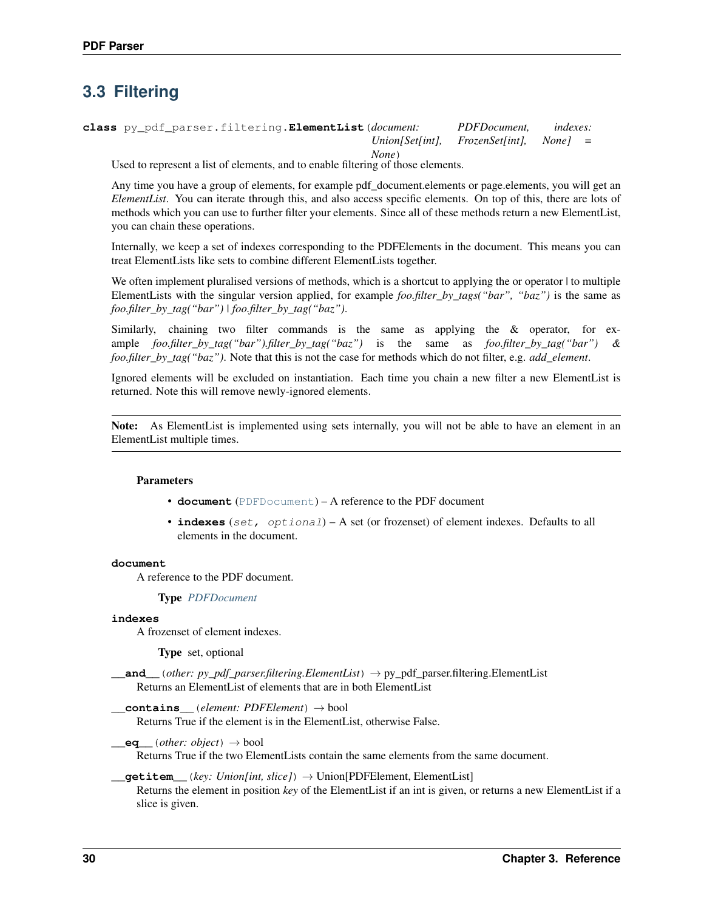## 3.3 Filtering

**class** py_pdf_parser.filtering.**ElementList**(*document: PDFDocument, indexes: Union[Set[int], FrozenSet[int], None] = None*)

Used to represent a list of elements, and to enable filtering of those elements.

Any time you have a group of elements, for example pdf_document.elements or page.elements, you will get an *ElementList*. You can iterate through this, and also access specific elements. On top of this, there are lots of methods which you can use to further filter your elements. Since all of these methods return a new ElementList, you can chain these operations.

Internally, we keep a set of indexes corresponding to the PDFElements in the document. This means you can treat ElementLists like sets to combine different ElementLists together.

We often implement pluralised versions of methods, which is a shortcut to applying the or operator | to multiple ElementLists with the singular version applied, for example *foo.filter_by_tags("bar", "baz")* is the same as *foo.filter_by_tag("bar") | foo.filter_by_tag("baz")*.

Similarly, chaining two filter commands is the same as applying the & operator, for example *foo.filter_by_tag("bar").filter_by_tag("baz")* is the same as *foo.filter_by_tag("bar") & foo.filter_by_tag("baz")*. Note that this is not the case for methods which do not filter, e.g. *add_element*.

Ignored elements will be excluded on instantiation. Each time you chain a new filter a new ElementList is returned. Note this will remove newly-ignored elements.

---

**Note:** As ElementList is implemented using sets internally, you will not be able to have an element in an ElementList multiple times.

---

**Parameters**

- **document** (PDFDocument) – A reference to the PDF document
- **indexes** (*set, optional*) – A set (or frozenset) of element indexes. Defaults to all elements in the document.

**document**

A reference to the PDF document.

**Type** *PDFDocument*

**indexes**

A frozenset of element indexes.

**Type** set, optional

**__and__**(*other: py_pdf_parser.filtering.ElementList*) → py_pdf_parser.filtering.ElementList

Returns an ElementList of elements that are in both ElementList

**__contains__**(*element: PDFElement*) → bool

Returns True if the element is in the ElementList, otherwise False.

**__eq__**(*other: object*) → bool

Returns True if the two ElementLists contain the same elements from the same document.

**__getitem__**(*key: Union[int, slice]*) → Union[PDFElement, ElementList]

Returns the element in position *key* of the ElementList if an int is given, or returns a new ElementList if a slice is given.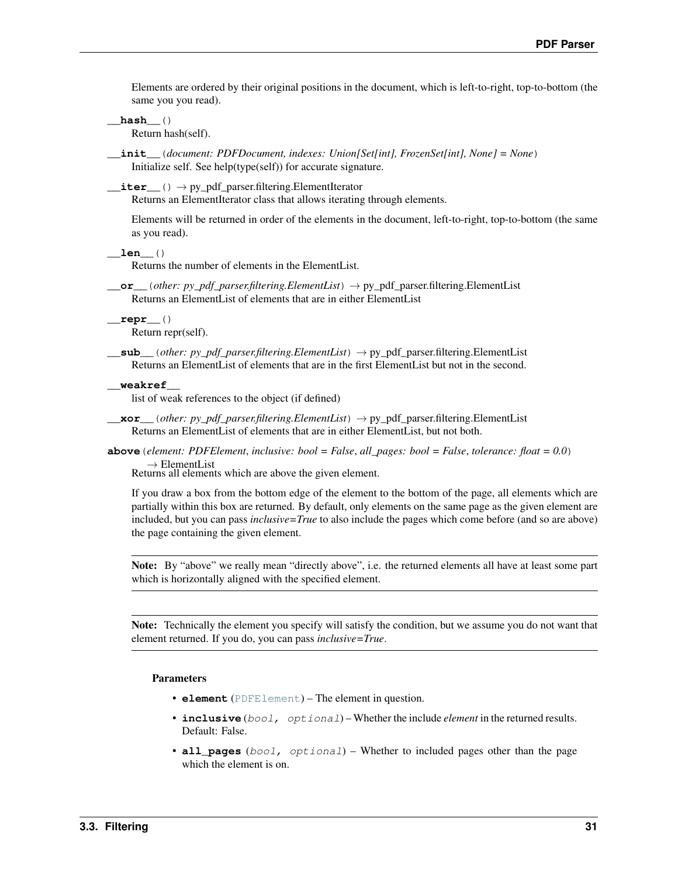Elements are ordered by their original positions in the document, which is left-to-right, top-to-bottom (the same you you read).

**__hash__**()
Return hash(self).

**__init__**(*document: PDFDocument*, *indexes: Union[Set[int], FrozenSet[int], None] = None*)
Initialize self. See help(type(self)) for accurate signature.

**__iter__**() → py_pdf_parser.filtering.ElementIterator
Returns an ElementIterator class that allows iterating through elements.

Elements will be returned in order of the elements in the document, left-to-right, top-to-bottom (the same as you read).

**__len__**()
Returns the number of elements in the ElementList.

**__or__**(*other: py_pdf_parser.filtering.ElementList*) → py_pdf_parser.filtering.ElementList
Returns an ElementList of elements that are in either ElementList

**__repr__**()
Return repr(self).

**__sub__**(*other: py_pdf_parser.filtering.ElementList*) → py_pdf_parser.filtering.ElementList
Returns an ElementList of elements that are in the first ElementList but not in the second.

**__weakref__**
list of weak references to the object (if defined)

**__xor__**(*other: py_pdf_parser.filtering.ElementList*) → py_pdf_parser.filtering.ElementList
Returns an ElementList of elements that are in either ElementList, but not both.

**above**(*element: PDFElement*, *inclusive: bool = False*, *all_pages: bool = False*, *tolerance: float = 0.0*) → ElementList
Returns all elements which are above the given element.

If you draw a box from the bottom edge of the element to the bottom of the page, all elements which are partially within this box are returned. By default, only elements on the same page as the given element are included, but you can pass *inclusive=True* to also include the pages which come before (and so are above) the page containing the given element.

**Note:** By "above" we really mean "directly above", i.e. the returned elements all have at least some part which is horizontally aligned with the specified element.

**Note:** Technically the element you specify will satisfy the condition, but we assume you do not want that element returned. If you do, you can pass *inclusive=True*.

**Parameters**

- **element** (PDFElement) – The element in question.
- **inclusive** (*bool, optional*) – Whether the include *element* in the returned results. Default: False.
- **all_pages** (*bool, optional*) – Whether to included pages other than the page which the element is on.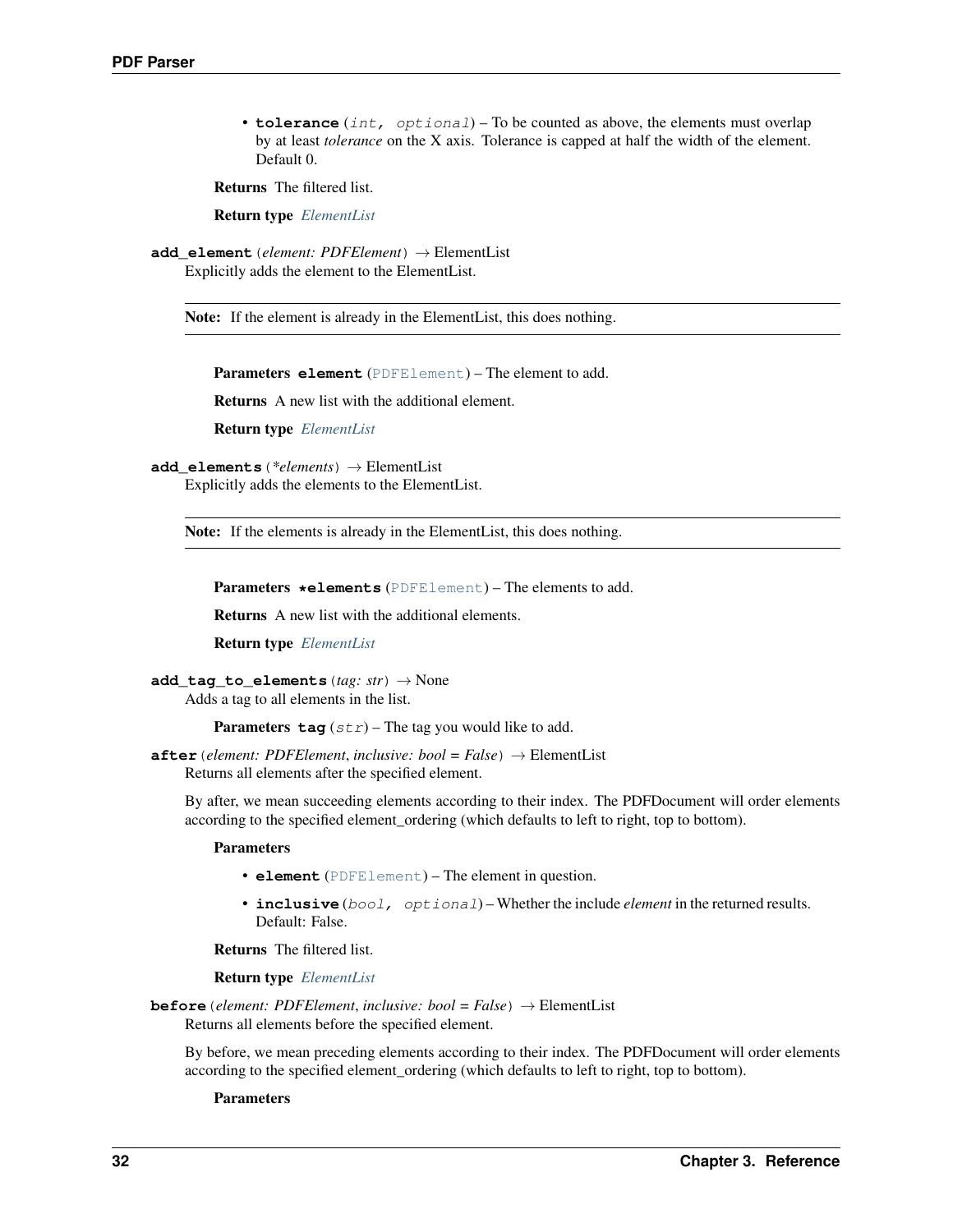- **tolerance** (*int, optional*) – To be counted as above, the elements must overlap by at least *tolerance* on the X axis. Tolerance is capped at half the width of the element. Default 0.

**Returns** The filtered list.

**Return type** *ElementList*

**add_element** (*element: PDFElement*) → ElementList

Explicitly adds the element to the ElementList.

> **Note:** If the element is already in the ElementList, this does nothing.

**Parameters** **element** (`PDFElement`) – The element to add.

**Returns** A new list with the additional element.

**Return type** *ElementList*

**add_elements** (*\*elements*) → ElementList

Explicitly adds the elements to the ElementList.

> **Note:** If the elements is already in the ElementList, this does nothing.

**Parameters** ***elements** (`PDFElement`) – The elements to add.

**Returns** A new list with the additional elements.

**Return type** *ElementList*

**add_tag_to_elements** (*tag: str*) → None

Adds a tag to all elements in the list.

**Parameters** **tag** (`str`) – The tag you would like to add.

**after** (*element: PDFElement, inclusive: bool = False*) → ElementList

Returns all elements after the specified element.

By after, we mean succeeding elements according to their index. The PDFDocument will order elements according to the specified element_ordering (which defaults to left to right, top to bottom).

**Parameters**

- **element** (`PDFElement`) – The element in question.
- **inclusive** (*bool, optional*) – Whether the include *element* in the returned results. Default: False.

**Returns** The filtered list.

**Return type** *ElementList*

**before** (*element: PDFElement, inclusive: bool = False*) → ElementList

Returns all elements before the specified element.

By before, we mean preceding elements according to their index. The PDFDocument will order elements according to the specified element_ordering (which defaults to left to right, top to bottom).

**Parameters**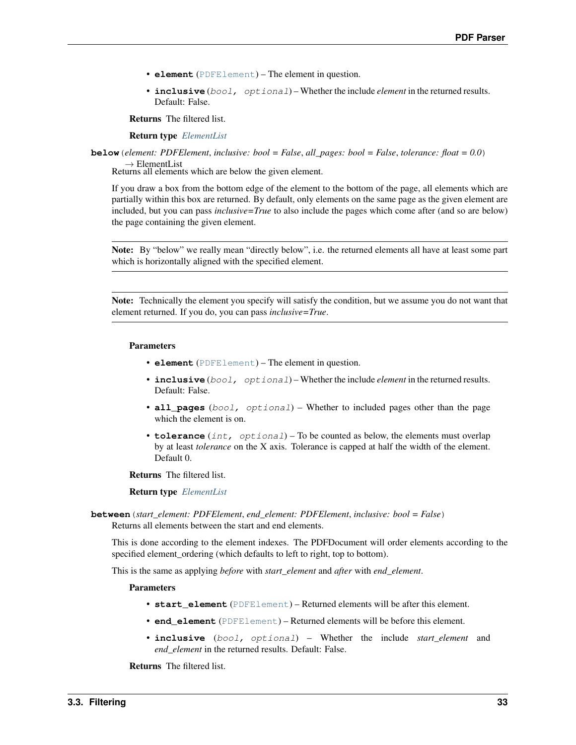- **element** (PDFElement) – The element in question.
- **inclusive** (*bool, optional*) – Whether the include *element* in the returned results. Default: False.

**Returns** The filtered list.

**Return type** *ElementList*

**below** (*element: PDFElement*, *inclusive: bool = False*, *all_pages: bool = False*, *tolerance: float = 0.0*) → ElementList

Returns all elements which are below the given element.

If you draw a box from the bottom edge of the element to the bottom of the page, all elements which are partially within this box are returned. By default, only elements on the same page as the given element are included, but you can pass *inclusive=True* to also include the pages which come after (and so are below) the page containing the given element.

**Note:** By "below" we really mean "directly below", i.e. the returned elements all have at least some part which is horizontally aligned with the specified element.

**Note:** Technically the element you specify will satisfy the condition, but we assume you do not want that element returned. If you do, you can pass *inclusive=True*.

**Parameters**

- **element** (PDFElement) – The element in question.
- **inclusive** (*bool, optional*) – Whether the include *element* in the returned results. Default: False.
- **all_pages** (*bool, optional*) – Whether to included pages other than the page which the element is on.
- **tolerance** (*int, optional*) – To be counted as below, the elements must overlap by at least *tolerance* on the X axis. Tolerance is capped at half the width of the element. Default 0.

**Returns** The filtered list.

**Return type** *ElementList*

**between** (*start_element: PDFElement*, *end_element: PDFElement*, *inclusive: bool = False*)

Returns all elements between the start and end elements.

This is done according to the element indexes. The PDFDocument will order elements according to the specified element_ordering (which defaults to left to right, top to bottom).

This is the same as applying *before* with *start_element* and *after* with *end_element*.

**Parameters**

- **start_element** (PDFElement) – Returned elements will be after this element.
- **end_element** (PDFElement) – Returned elements will be before this element.
- **inclusive** (*bool, optional*) – Whether the include *start_element* and *end_element* in the returned results. Default: False.

**Returns** The filtered list.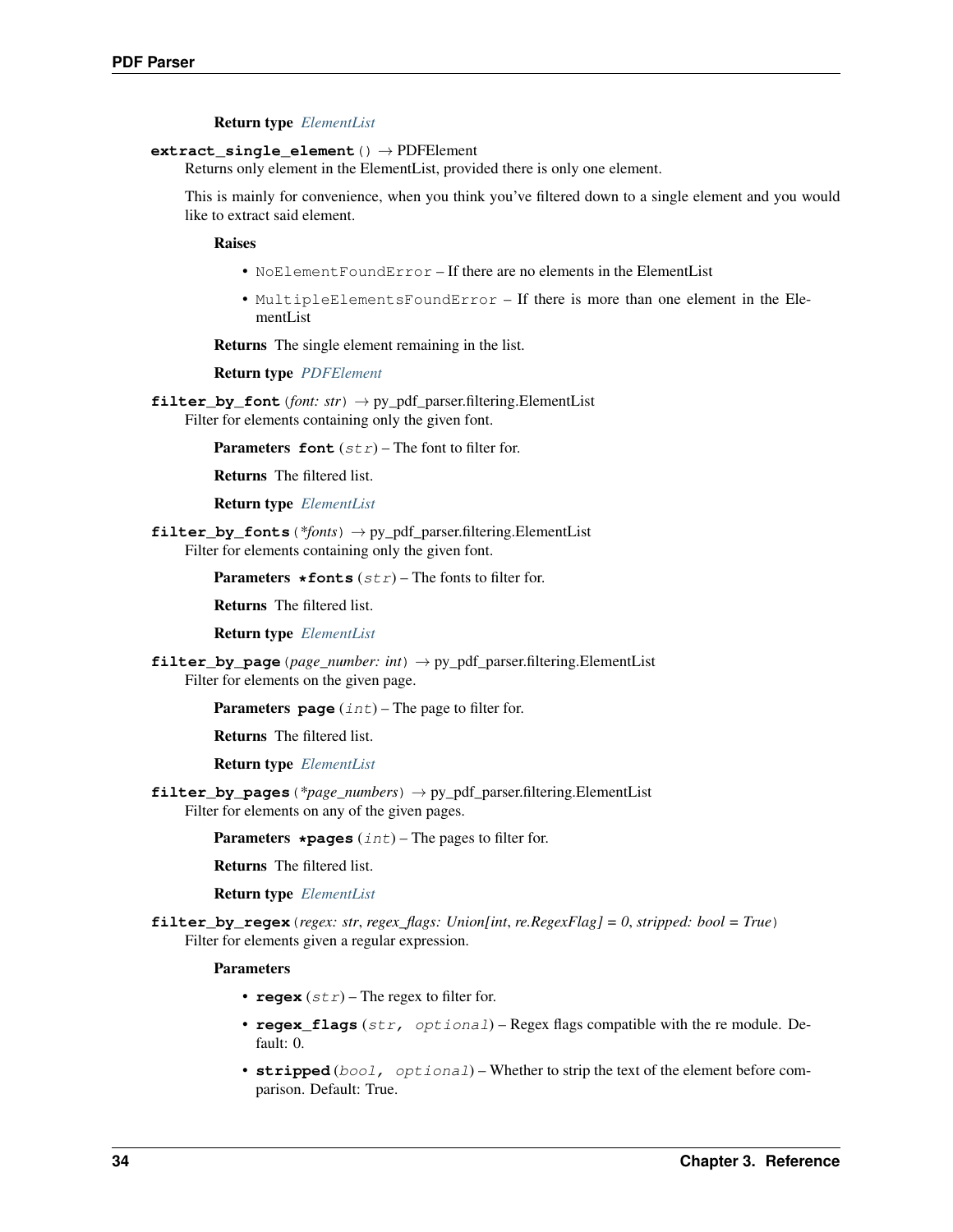**Return type** *ElementList*

**extract_single_element**() → PDFElement

Returns only element in the ElementList, provided there is only one element.

This is mainly for convenience, when you think you've filtered down to a single element and you would like to extract said element.

**Raises**

- `NoElementFoundError` – If there are no elements in the ElementList
- `MultipleElementsFoundError` – If there is more than one element in the ElementList

**Returns** The single element remaining in the list.

**Return type** *PDFElement*

**filter_by_font**(*font: str*) → py_pdf_parser.filtering.ElementList

Filter for elements containing only the given font.

**Parameters** **font** (`str`) – The font to filter for.

**Returns** The filtered list.

**Return type** *ElementList*

**filter_by_fonts**(*\*fonts*) → py_pdf_parser.filtering.ElementList

Filter for elements containing only the given font.

**Parameters** **\*fonts** (`str`) – The fonts to filter for.

**Returns** The filtered list.

**Return type** *ElementList*

**filter_by_page**(*page_number: int*) → py_pdf_parser.filtering.ElementList

Filter for elements on the given page.

**Parameters** **page** (`int`) – The page to filter for.

**Returns** The filtered list.

**Return type** *ElementList*

**filter_by_pages**(*\*page_numbers*) → py_pdf_parser.filtering.ElementList

Filter for elements on any of the given pages.

**Parameters** **\*pages** (`int`) – The pages to filter for.

**Returns** The filtered list.

**Return type** *ElementList*

**filter_by_regex**(*regex: str, regex_flags: Union[int, re.RegexFlag] = 0, stripped: bool = True*)

Filter for elements given a regular expression.

**Parameters**

- **regex** (`str`) – The regex to filter for.
- **regex_flags** (`str, optional`) – Regex flags compatible with the re module. Default: 0.
- **stripped** (`bool, optional`) – Whether to strip the text of the element before comparison. Default: True.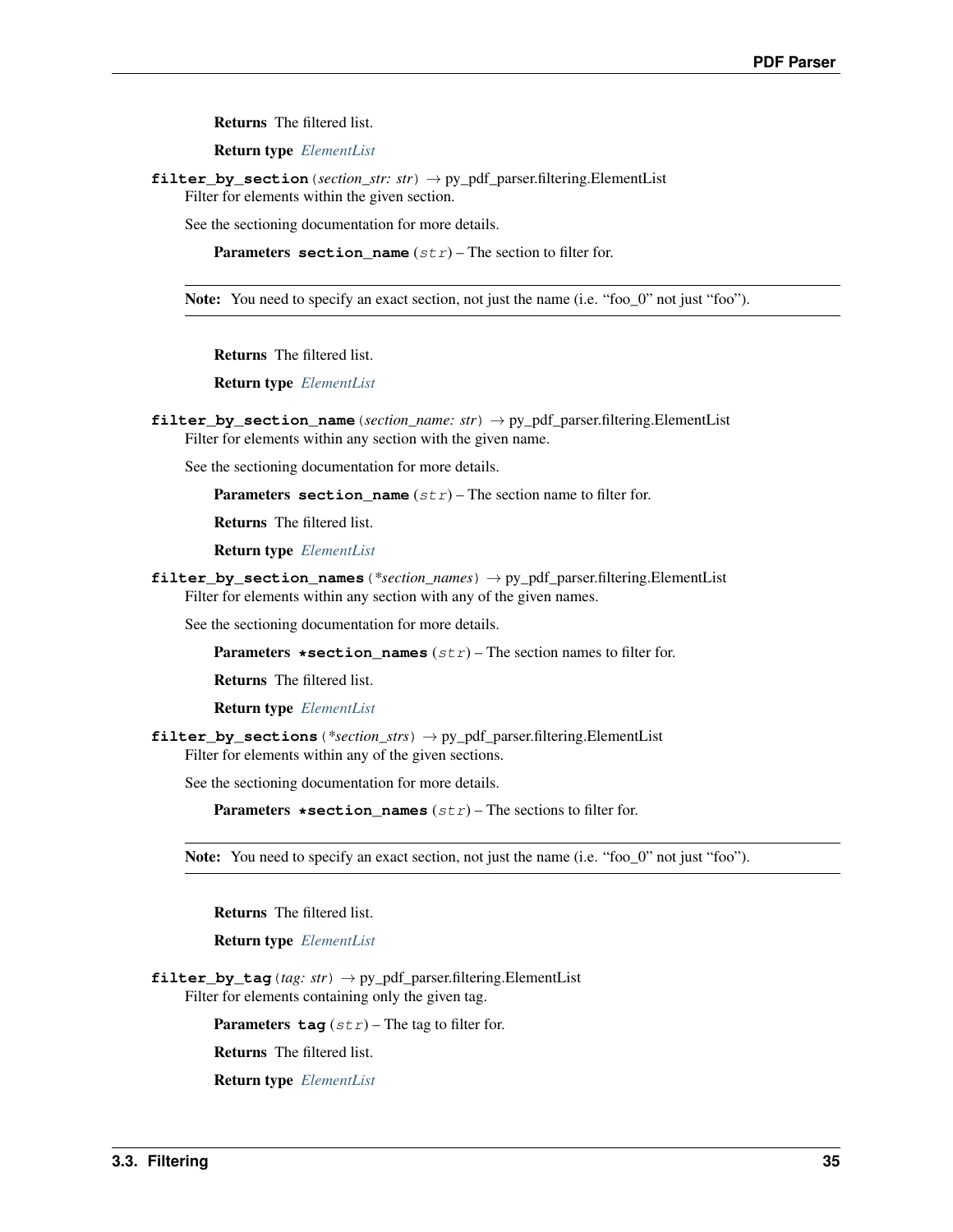**Returns** The filtered list.

**Return type** *ElementList*

**filter_by_section**(*section_str: str*) → py_pdf_parser.filtering.ElementList

Filter for elements within the given section.

See the sectioning documentation for more details.

**Parameters** **section_name** (*str*) – The section to filter for.

> **Note:** You need to specify an exact section, not just the name (i.e. "foo_0" not just "foo").

**Returns** The filtered list.

**Return type** *ElementList*

**filter_by_section_name**(*section_name: str*) → py_pdf_parser.filtering.ElementList

Filter for elements within any section with the given name.

See the sectioning documentation for more details.

**Parameters** **section_name** (*str*) – The section name to filter for.

**Returns** The filtered list.

**Return type** *ElementList*

**filter_by_section_names**(*\*section_names*) → py_pdf_parser.filtering.ElementList

Filter for elements within any section with any of the given names.

See the sectioning documentation for more details.

**Parameters** **\*section_names** (*str*) – The section names to filter for.

**Returns** The filtered list.

**Return type** *ElementList*

**filter_by_sections**(*\*section_strs*) → py_pdf_parser.filtering.ElementList

Filter for elements within any of the given sections.

See the sectioning documentation for more details.

**Parameters** **\*section_names** (*str*) – The sections to filter for.

> **Note:** You need to specify an exact section, not just the name (i.e. "foo_0" not just "foo").

**Returns** The filtered list.

**Return type** *ElementList*

**filter_by_tag**(*tag: str*) → py_pdf_parser.filtering.ElementList

Filter for elements containing only the given tag.

**Parameters** **tag** (*str*) – The tag to filter for.

**Returns** The filtered list.

**Return type** *ElementList*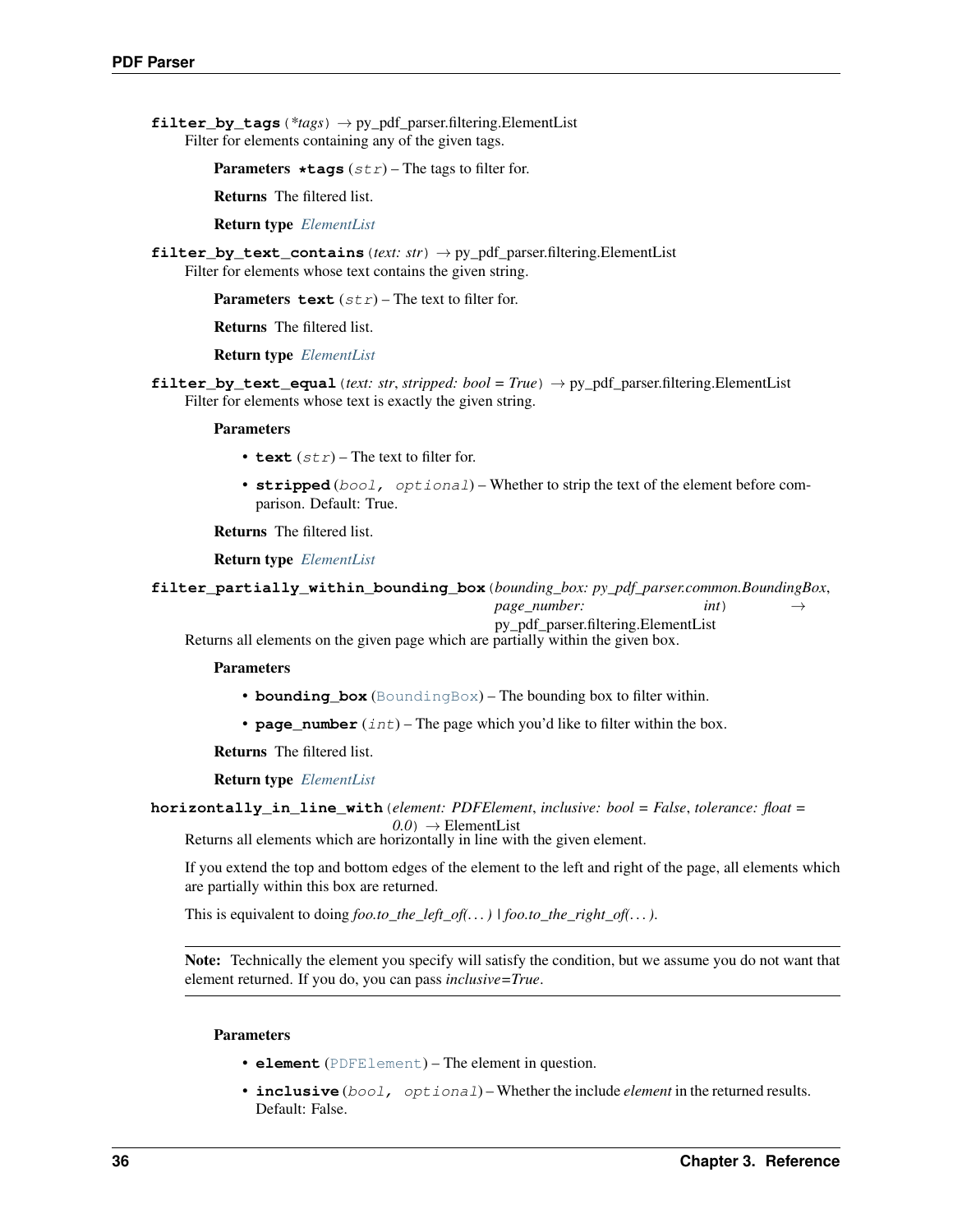**filter_by_tags**(*\*tags*) → py_pdf_parser.filtering.ElementList

Filter for elements containing any of the given tags.

**Parameters** **\*tags** (*str*) – The tags to filter for.

**Returns** The filtered list.

**Return type** *ElementList*

**filter_by_text_contains**(*text: str*) → py_pdf_parser.filtering.ElementList

Filter for elements whose text contains the given string.

**Parameters** **text** (*str*) – The text to filter for.

**Returns** The filtered list.

**Return type** *ElementList*

**filter_by_text_equal**(*text: str*, *stripped: bool = True*) → py_pdf_parser.filtering.ElementList

Filter for elements whose text is exactly the given string.

**Parameters**

- **text** (*str*) – The text to filter for.
- **stripped** (*bool, optional*) – Whether to strip the text of the element before comparison. Default: True.

**Returns** The filtered list.

**Return type** *ElementList*

**filter_partially_within_bounding_box**(*bounding_box: py_pdf_parser.common.BoundingBox*, *page_number: int*) → py_pdf_parser.filtering.ElementList

Returns all elements on the given page which are partially within the given box.

**Parameters**

- **bounding_box** (*BoundingBox*) – The bounding box to filter within.
- **page_number** (*int*) – The page which you'd like to filter within the box.

**Returns** The filtered list.

**Return type** *ElementList*

**horizontally_in_line_with**(*element: PDFElement*, *inclusive: bool = False*, *tolerance: float = 0.0*) → ElementList

Returns all elements which are horizontally in line with the given element.

If you extend the top and bottom edges of the element to the left and right of the page, all elements which are partially within this box are returned.

This is equivalent to doing *foo.to_the_left_of(. . . ) | foo.to_the_right_of(. . . )*.

> **Note:** Technically the element you specify will satisfy the condition, but we assume you do not want that element returned. If you do, you can pass *inclusive=True*.

**Parameters**

- **element** (*PDFElement*) – The element in question.
- **inclusive** (*bool, optional*) – Whether the include *element* in the returned results. Default: False.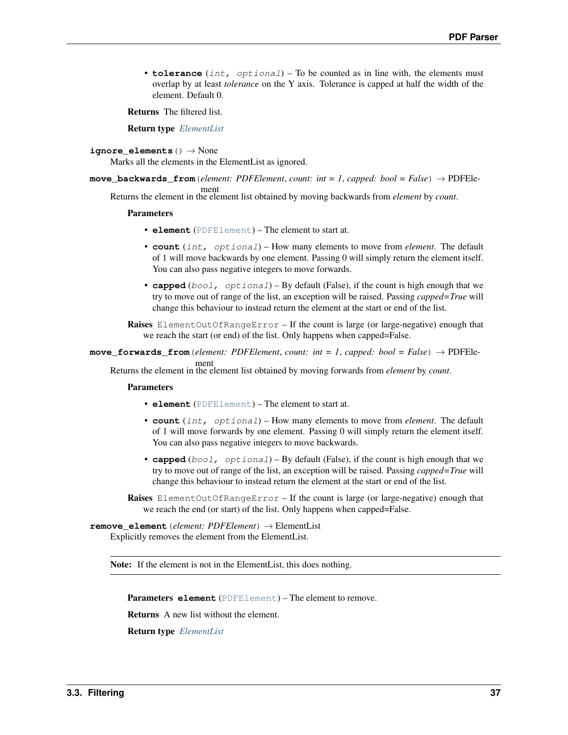- **tolerance** (*int, optional*) – To be counted as in line with, the elements must overlap by at least *tolerance* on the Y axis. Tolerance is capped at half the width of the element. Default 0.

**Returns** The filtered list.

**Return type** *ElementList*

**ignore_elements**() → None

Marks all the elements in the ElementList as ignored.

**move_backwards_from**(*element: PDFElement*, *count: int = 1*, *capped: bool = False*) → PDFElement

Returns the element in the element list obtained by moving backwards from *element* by *count*.

**Parameters**

- **element** (PDFElement) – The element to start at.
- **count** (*int, optional*) – How many elements to move from *element*. The default of 1 will move backwards by one element. Passing 0 will simply return the element itself. You can also pass negative integers to move forwards.
- **capped** (*bool, optional*) – By default (False), if the count is high enough that we try to move out of range of the list, an exception will be raised. Passing *capped=True* will change this behaviour to instead return the element at the start or end of the list.

**Raises** ElementOutOfRangeError – If the count is large (or large-negative) enough that we reach the start (or end) of the list. Only happens when capped=False.

**move_forwards_from**(*element: PDFElement*, *count: int = 1*, *capped: bool = False*) → PDFElement

Returns the element in the element list obtained by moving forwards from *element* by *count*.

**Parameters**

- **element** (PDFElement) – The element to start at.
- **count** (*int, optional*) – How many elements to move from *element*. The default of 1 will move forwards by one element. Passing 0 will simply return the element itself. You can also pass negative integers to move backwards.
- **capped** (*bool, optional*) – By default (False), if the count is high enough that we try to move out of range of the list, an exception will be raised. Passing *capped=True* will change this behaviour to instead return the element at the start or end of the list.

**Raises** ElementOutOfRangeError – If the count is large (or large-negative) enough that we reach the end (or start) of the list. Only happens when capped=False.

**remove_element**(*element: PDFElement*) → ElementList

Explicitly removes the element from the ElementList.

**Note:** If the element is not in the ElementList, this does nothing.

**Parameters** **element** (PDFElement) – The element to remove.

**Returns** A new list without the element.

**Return type** *ElementList*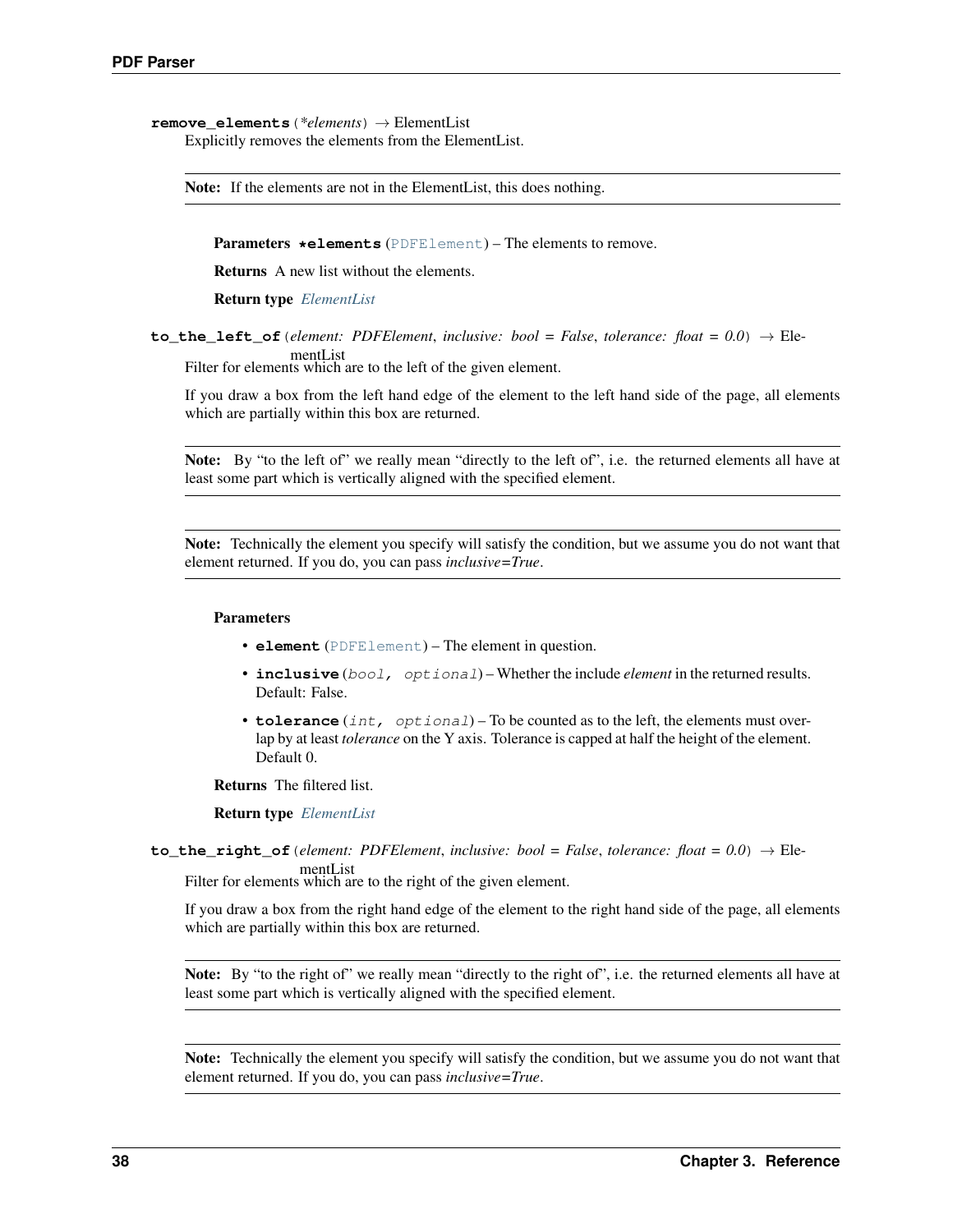**remove_elements**(*\*elements*) → ElementList

Explicitly removes the elements from the ElementList.

> **Note:** If the elements are not in the ElementList, this does nothing.

**Parameters** **\*elements** (PDFElement) – The elements to remove.

**Returns** A new list without the elements.

**Return type** *ElementList*

**to_the_left_of**(*element: PDFElement*, *inclusive: bool = False*, *tolerance: float = 0.0*) → ElementList

Filter for elements which are to the left of the given element.

If you draw a box from the left hand edge of the element to the left hand side of the page, all elements which are partially within this box are returned.

> **Note:** By "to the left of" we really mean "directly to the left of", i.e. the returned elements all have at least some part which is vertically aligned with the specified element.

> **Note:** Technically the element you specify will satisfy the condition, but we assume you do not want that element returned. If you do, you can pass *inclusive=True*.

**Parameters**

- **element** (PDFElement) – The element in question.
- **inclusive** (*bool, optional*) – Whether the include *element* in the returned results. Default: False.
- **tolerance** (*int, optional*) – To be counted as to the left, the elements must overlap by at least *tolerance* on the Y axis. Tolerance is capped at half the height of the element. Default 0.

**Returns** The filtered list.

**Return type** *ElementList*

**to_the_right_of**(*element: PDFElement*, *inclusive: bool = False*, *tolerance: float = 0.0*) → ElementList

Filter for elements which are to the right of the given element.

If you draw a box from the right hand edge of the element to the right hand side of the page, all elements which are partially within this box are returned.

> **Note:** By "to the right of" we really mean "directly to the right of", i.e. the returned elements all have at least some part which is vertically aligned with the specified element.

> **Note:** Technically the element you specify will satisfy the condition, but we assume you do not want that element returned. If you do, you can pass *inclusive=True*.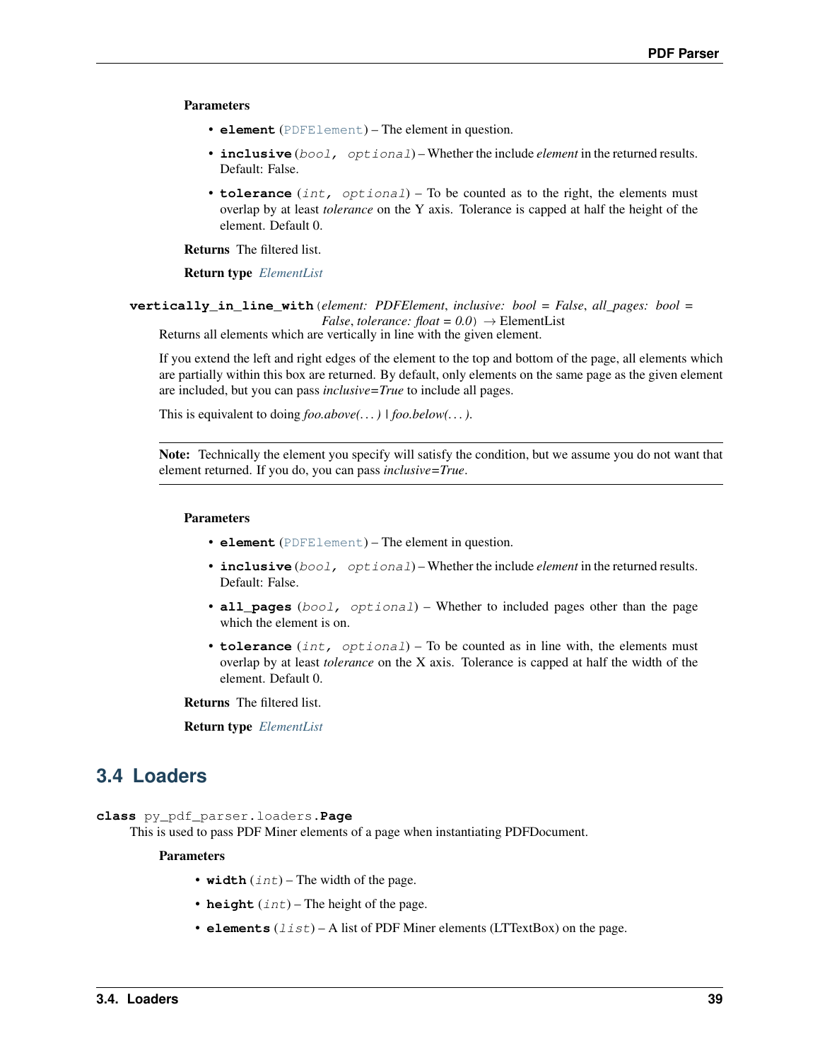**Parameters**

- **element** (PDFElement) – The element in question.
- **inclusive** (*bool, optional*) – Whether the include *element* in the returned results. Default: False.
- **tolerance** (*int, optional*) – To be counted as to the right, the elements must overlap by at least *tolerance* on the Y axis. Tolerance is capped at half the height of the element. Default 0.

**Returns** The filtered list.

**Return type** *ElementList*

**vertically_in_line_with**(*element: PDFElement*, *inclusive: bool = False*, *all_pages: bool = False*, *tolerance: float = 0.0*) → ElementList

Returns all elements which are vertically in line with the given element.

If you extend the left and right edges of the element to the top and bottom of the page, all elements which are partially within this box are returned. By default, only elements on the same page as the given element are included, but you can pass *inclusive=True* to include all pages.

This is equivalent to doing *foo.above(...) | foo.below(...)*.

**Note:** Technically the element you specify will satisfy the condition, but we assume you do not want that element returned. If you do, you can pass *inclusive=True*.

**Parameters**

- **element** (PDFElement) – The element in question.
- **inclusive** (*bool, optional*) – Whether the include *element* in the returned results. Default: False.
- **all_pages** (*bool, optional*) – Whether to included pages other than the page which the element is on.
- **tolerance** (*int, optional*) – To be counted as in line with, the elements must overlap by at least *tolerance* on the X axis. Tolerance is capped at half the width of the element. Default 0.

**Returns** The filtered list.

**Return type** *ElementList*

## 3.4 Loaders

**class** py_pdf_parser.loaders.**Page**

This is used to pass PDF Miner elements of a page when instantiating PDFDocument.

**Parameters**

- **width** (*int*) – The width of the page.
- **height** (*int*) – The height of the page.
- **elements** (*list*) – A list of PDF Miner elements (LTTextBox) on the page.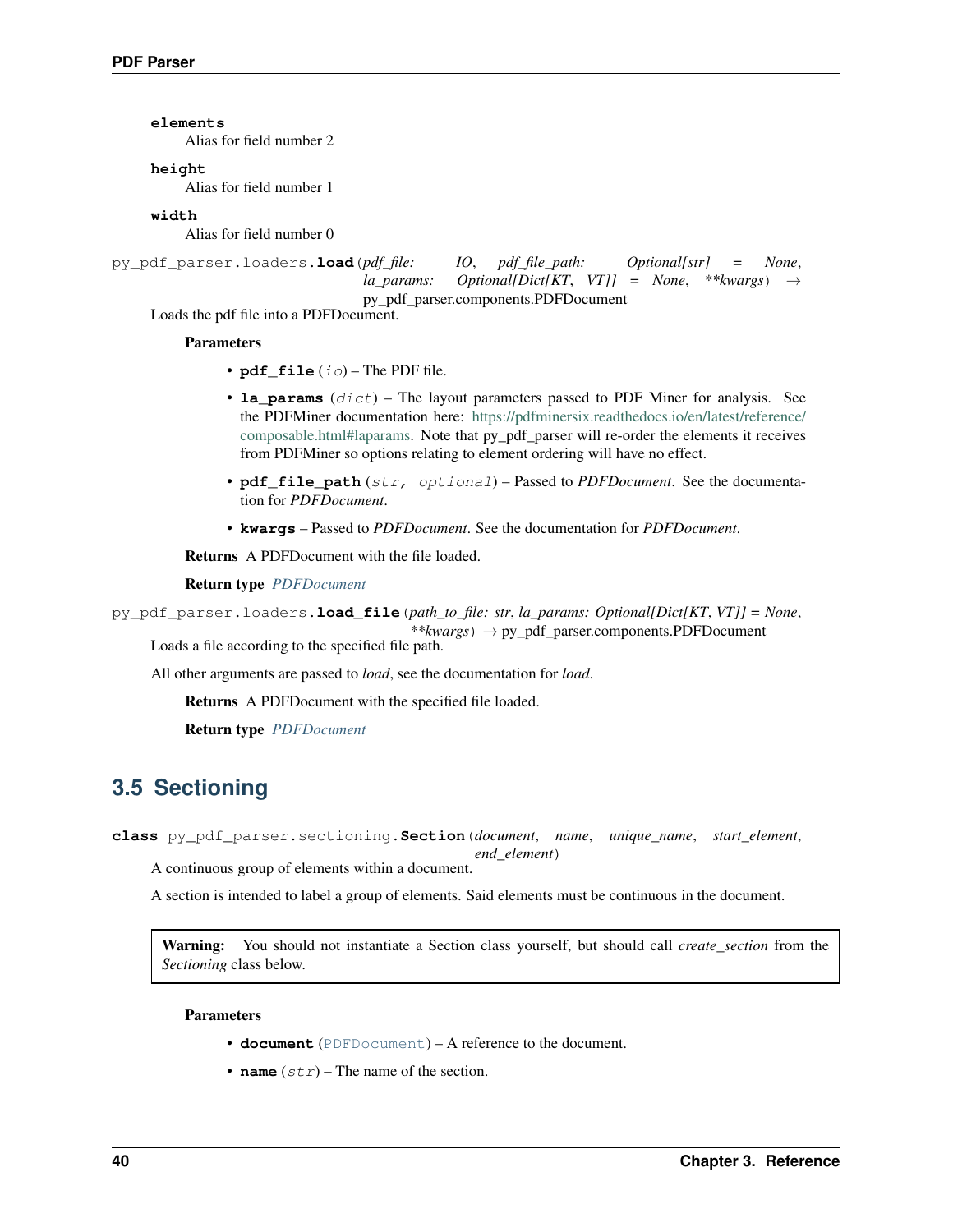**elements**
: Alias for field number 2

**height**
: Alias for field number 1

**width**
: Alias for field number 0

py_pdf_parser.loaders.**load**(*pdf_file: IO*, *pdf_file_path: Optional[str] = None*, *la_params: Optional[Dict[KT, VT]] = None*, *\*\*kwargs*) → py_pdf_parser.components.PDFDocument

Loads the pdf file into a PDFDocument.

**Parameters**

- **pdf_file** (*io*) – The PDF file.
- **la_params** (*dict*) – The layout parameters passed to PDF Miner for analysis. See the PDFMiner documentation here: https://pdfminersix.readthedocs.io/en/latest/reference/composable.html#laparams. Note that py_pdf_parser will re-order the elements it receives from PDFMiner so options relating to element ordering will have no effect.
- **pdf_file_path** (*str, optional*) – Passed to *PDFDocument*. See the documentation for *PDFDocument*.
- **kwargs** – Passed to *PDFDocument*. See the documentation for *PDFDocument*.

**Returns** A PDFDocument with the file loaded.

**Return type** *PDFDocument*

py_pdf_parser.loaders.**load_file**(*path_to_file: str*, *la_params: Optional[Dict[KT, VT]] = None*, *\*\*kwargs*) → py_pdf_parser.components.PDFDocument

Loads a file according to the specified file path.

All other arguments are passed to *load*, see the documentation for *load*.

**Returns** A PDFDocument with the specified file loaded.

**Return type** *PDFDocument*

## 3.5 Sectioning

**class** py_pdf_parser.sectioning.**Section**(*document*, *name*, *unique_name*, *start_element*, *end_element*)

A continuous group of elements within a document.

A section is intended to label a group of elements. Said elements must be continuous in the document.

> **Warning:** You should not instantiate a Section class yourself, but should call *create_section* from the *Sectioning* class below.

**Parameters**

- **document** (PDFDocument) – A reference to the document.
- **name** (*str*) – The name of the section.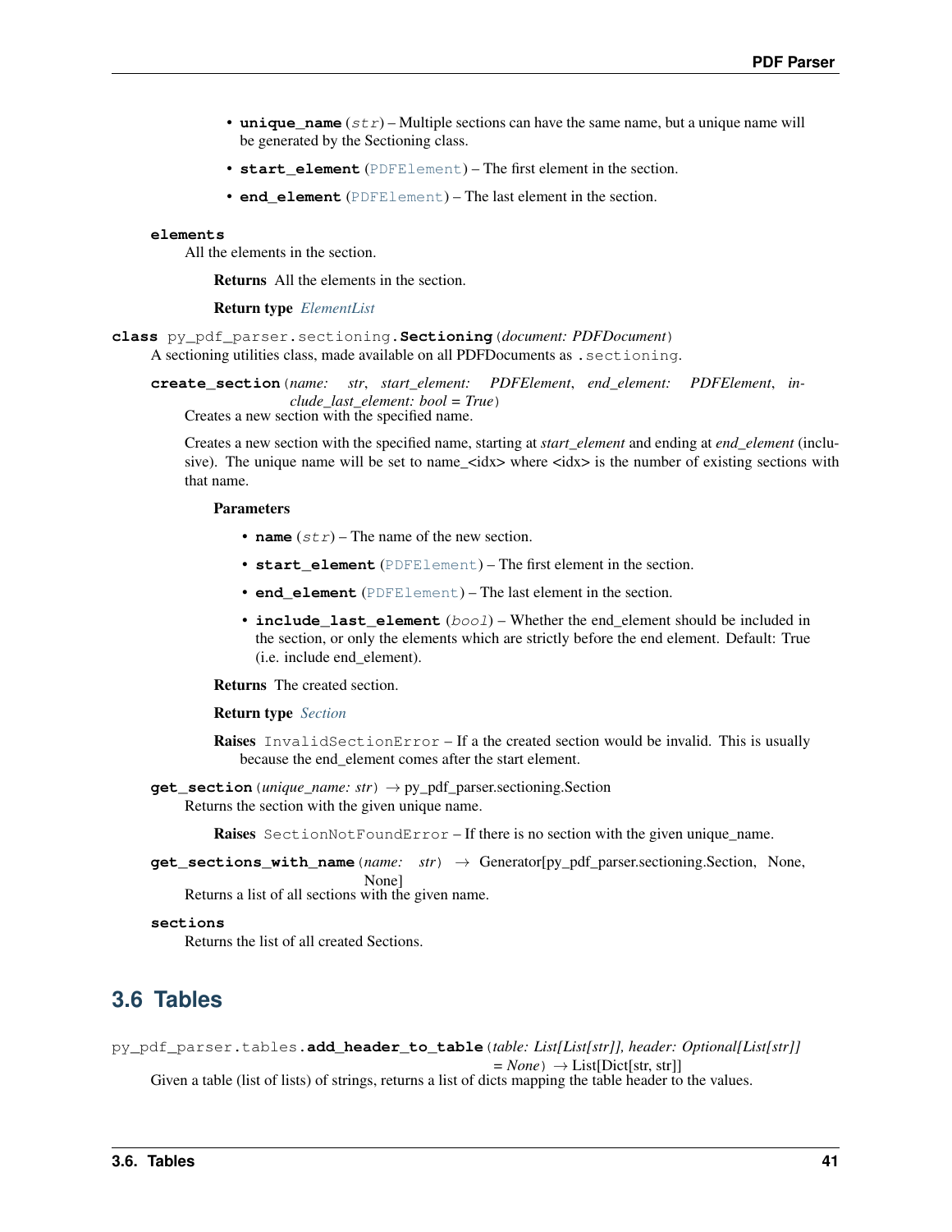- **unique_name** (*str*) – Multiple sections can have the same name, but a unique name will be generated by the Sectioning class.
- **start_element** (PDFElement) – The first element in the section.
- **end_element** (PDFElement) – The last element in the section.

**elements**

All the elements in the section.

**Returns** All the elements in the section.

**Return type** *ElementList*

**class** py_pdf_parser.sectioning.**Sectioning**(*document: PDFDocument*)

A sectioning utilities class, made available on all PDFDocuments as `.sectioning`.

**create_section**(*name: str, start_element: PDFElement, end_element: PDFElement, include_last_element: bool = True*)

Creates a new section with the specified name.

Creates a new section with the specified name, starting at *start_element* and ending at *end_element* (inclusive). The unique name will be set to name_<idx> where <idx> is the number of existing sections with that name.

**Parameters**

- **name** (*str*) – The name of the new section.
- **start_element** (PDFElement) – The first element in the section.
- **end_element** (PDFElement) – The last element in the section.
- **include_last_element** (*bool*) – Whether the end_element should be included in the section, or only the elements which are strictly before the end element. Default: True (i.e. include end_element).

**Returns** The created section.

**Return type** *Section*

**Raises** `InvalidSectionError` – If a the created section would be invalid. This is usually because the end_element comes after the start element.

**get_section**(*unique_name: str*) → py_pdf_parser.sectioning.Section

Returns the section with the given unique name.

**Raises** `SectionNotFoundError` – If there is no section with the given unique_name.

**get_sections_with_name**(*name: str*) → Generator[py_pdf_parser.sectioning.Section, None, None]

Returns a list of all sections with the given name.

**sections**

Returns the list of all created Sections.

## 3.6 Tables

py_pdf_parser.tables.**add_header_to_table**(*table: List[List[str]], header: Optional[List[str]] = None*) → List[Dict[str, str]]

Given a table (list of lists) of strings, returns a list of dicts mapping the table header to the values.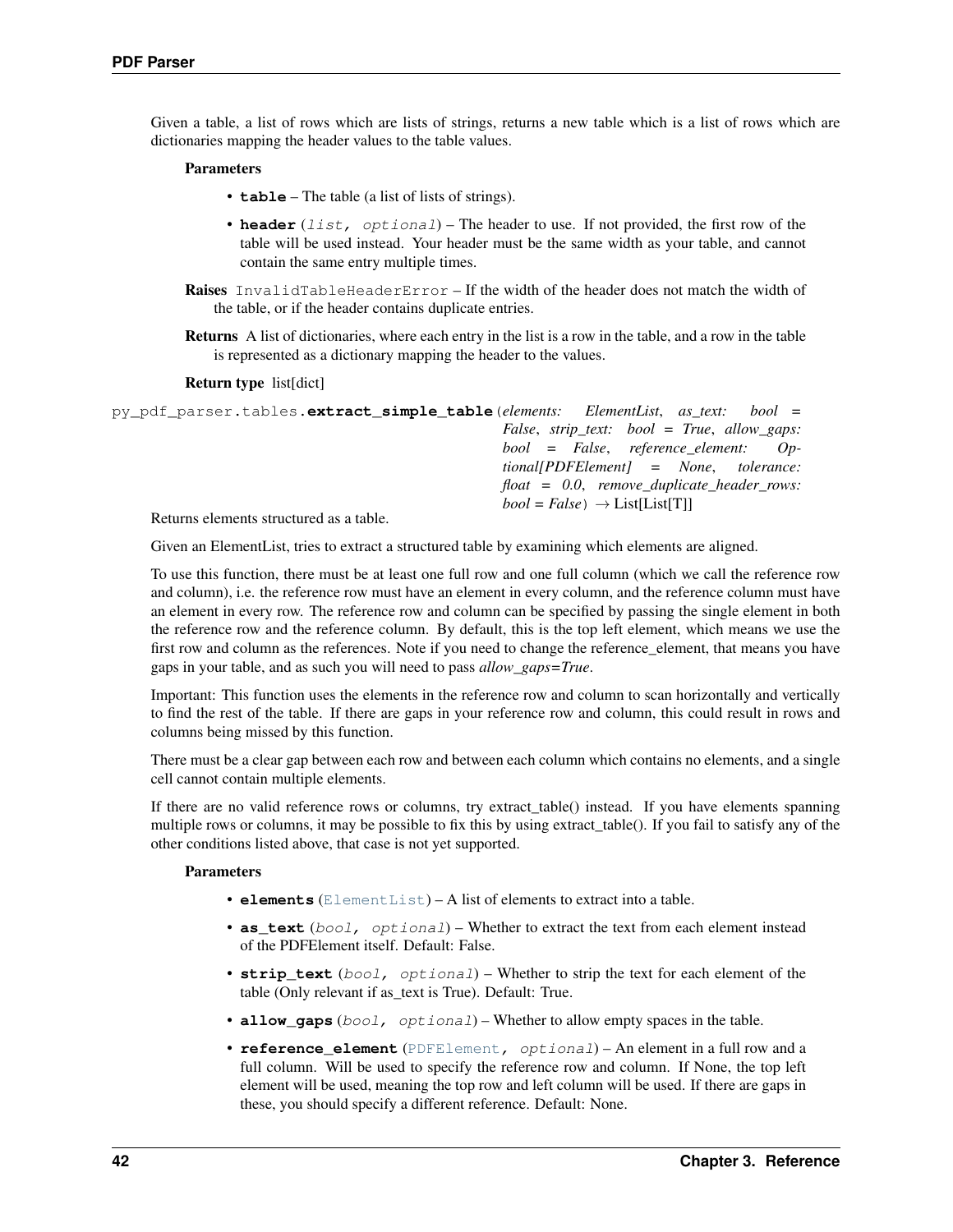Given a table, a list of rows which are lists of strings, returns a new table which is a list of rows which are dictionaries mapping the header values to the table values.

**Parameters**

- **table** – The table (a list of lists of strings).
- **header** (*list, optional*) – The header to use. If not provided, the first row of the table will be used instead. Your header must be the same width as your table, and cannot contain the same entry multiple times.

**Raises** InvalidTableHeaderError – If the width of the header does not match the width of the table, or if the header contains duplicate entries.

**Returns** A list of dictionaries, where each entry in the list is a row in the table, and a row in the table is represented as a dictionary mapping the header to the values.

**Return type** list[dict]

```
py_pdf_parser.tables.extract_simple_table(elements: ElementList, as_text: bool = False, strip_text: bool = True, allow_gaps: bool = False, reference_element: Optional[PDFElement] = None, tolerance: float = 0.0, remove_duplicate_header_rows: bool = False) → List[List[T]]
```

Returns elements structured as a table.

Given an ElementList, tries to extract a structured table by examining which elements are aligned.

To use this function, there must be at least one full row and one full column (which we call the reference row and column), i.e. the reference row must have an element in every column, and the reference column must have an element in every row. The reference row and column can be specified by passing the single element in both the reference row and the reference column. By default, this is the top left element, which means we use the first row and column as the references. Note if you need to change the reference_element, that means you have gaps in your table, and as such you will need to pass *allow_gaps=True*.

Important: This function uses the elements in the reference row and column to scan horizontally and vertically to find the rest of the table. If there are gaps in your reference row and column, this could result in rows and columns being missed by this function.

There must be a clear gap between each row and between each column which contains no elements, and a single cell cannot contain multiple elements.

If there are no valid reference rows or columns, try extract_table() instead. If you have elements spanning multiple rows or columns, it may be possible to fix this by using extract_table(). If you fail to satisfy any of the other conditions listed above, that case is not yet supported.

**Parameters**

- **elements** (ElementList) – A list of elements to extract into a table.
- **as_text** (*bool, optional*) – Whether to extract the text from each element instead of the PDFElement itself. Default: False.
- **strip_text** (*bool, optional*) – Whether to strip the text for each element of the table (Only relevant if as_text is True). Default: True.
- **allow_gaps** (*bool, optional*) – Whether to allow empty spaces in the table.
- **reference_element** (PDFElement*, optional*) – An element in a full row and a full column. Will be used to specify the reference row and column. If None, the top left element will be used, meaning the top row and left column will be used. If there are gaps in these, you should specify a different reference. Default: None.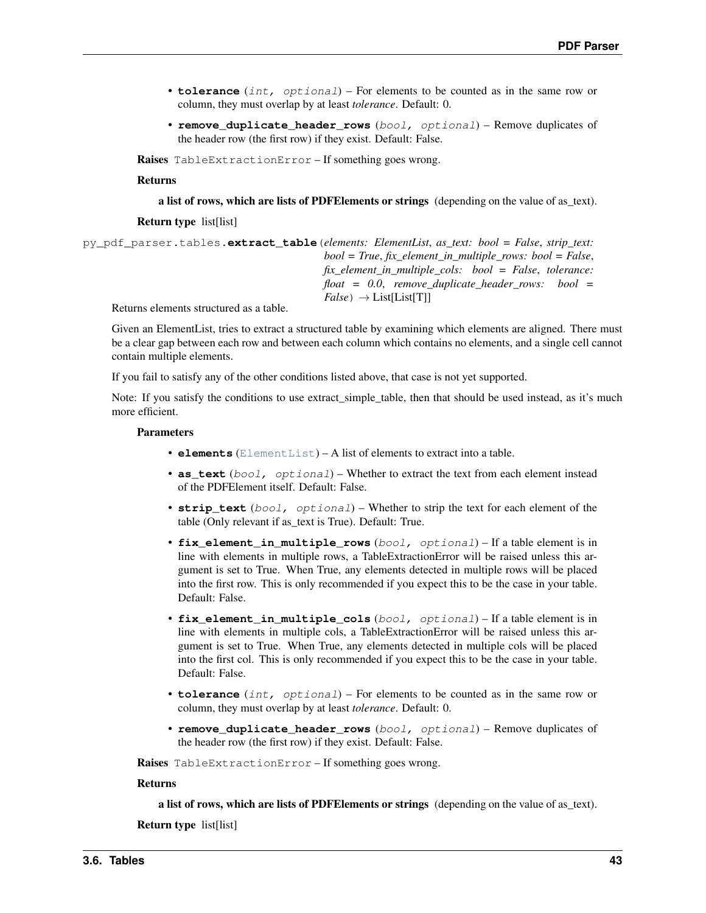- **tolerance** (*int, optional*) – For elements to be counted as in the same row or column, they must overlap by at least *tolerance*. Default: 0.
- **remove_duplicate_header_rows** (*bool, optional*) – Remove duplicates of the header row (the first row) if they exist. Default: False.

**Raises** TableExtractionError – If something goes wrong.

**Returns**

**a list of rows, which are lists of PDFElements or strings** (depending on the value of as_text).

**Return type** list[list]

py_pdf_parser.tables.**extract_table**(*elements: ElementList*, *as_text: bool = False*, *strip_text: bool = True*, *fix_element_in_multiple_rows: bool = False*, *fix_element_in_multiple_cols: bool = False*, *tolerance: float = 0.0*, *remove_duplicate_header_rows: bool = False*) → List[List[T]]

Returns elements structured as a table.

Given an ElementList, tries to extract a structured table by examining which elements are aligned. There must be a clear gap between each row and between each column which contains no elements, and a single cell cannot contain multiple elements.

If you fail to satisfy any of the other conditions listed above, that case is not yet supported.

Note: If you satisfy the conditions to use extract_simple_table, then that should be used instead, as it's much more efficient.

**Parameters**

- **elements** (ElementList) – A list of elements to extract into a table.
- **as_text** (*bool, optional*) – Whether to extract the text from each element instead of the PDFElement itself. Default: False.
- **strip_text** (*bool, optional*) – Whether to strip the text for each element of the table (Only relevant if as_text is True). Default: True.
- **fix_element_in_multiple_rows** (*bool, optional*) – If a table element is in line with elements in multiple rows, a TableExtractionError will be raised unless this argument is set to True. When True, any elements detected in multiple rows will be placed into the first row. This is only recommended if you expect this to be the case in your table. Default: False.
- **fix_element_in_multiple_cols** (*bool, optional*) – If a table element is in line with elements in multiple cols, a TableExtractionError will be raised unless this argument is set to True. When True, any elements detected in multiple cols will be placed into the first col. This is only recommended if you expect this to be the case in your table. Default: False.
- **tolerance** (*int, optional*) – For elements to be counted as in the same row or column, they must overlap by at least *tolerance*. Default: 0.
- **remove_duplicate_header_rows** (*bool, optional*) – Remove duplicates of the header row (the first row) if they exist. Default: False.

**Raises** TableExtractionError – If something goes wrong.

**Returns**

**a list of rows, which are lists of PDFElements or strings** (depending on the value of as_text).

**Return type** list[list]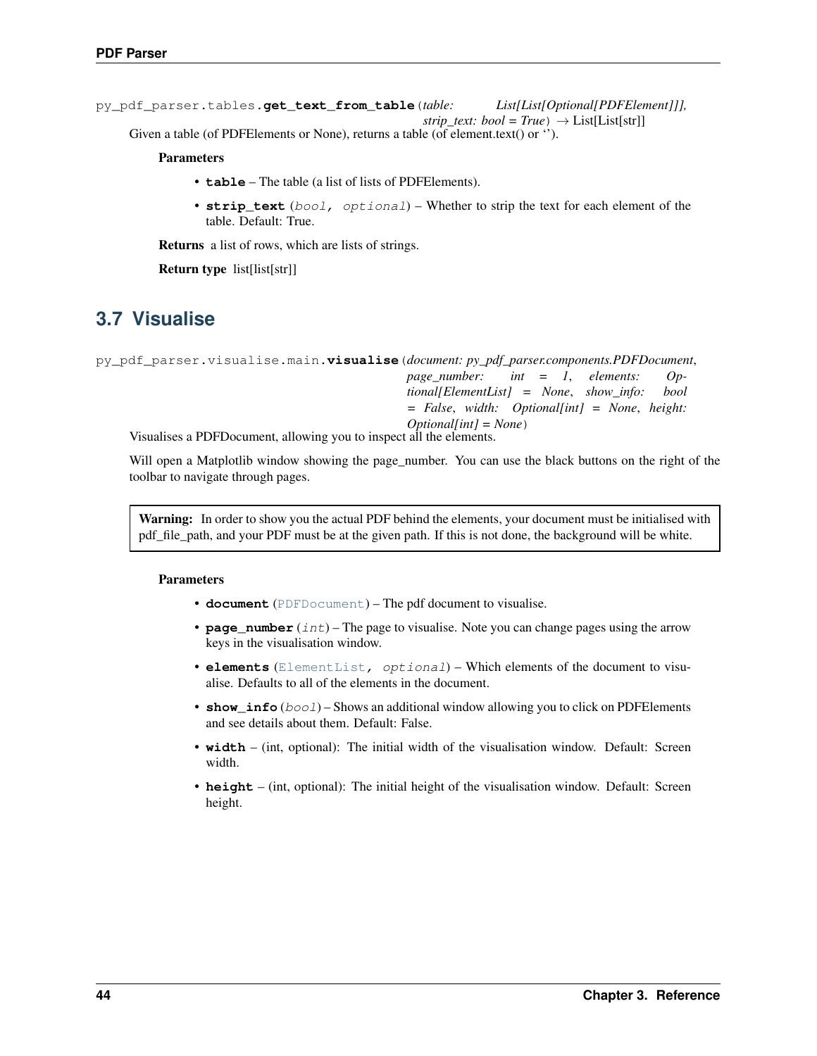py_pdf_parser.tables.**get_text_from_table**(*table: List[List[Optional[PDFElement]]], strip_text: bool = True*) → List[List[str]]

Given a table (of PDFElements or None), returns a table (of element.text() or '').

**Parameters**

- **table** – The table (a list of lists of PDFElements).
- **strip_text** (*bool, optional*) – Whether to strip the text for each element of the table. Default: True.

**Returns** a list of rows, which are lists of strings.

**Return type** list[list[str]]

## 3.7 Visualise

py_pdf_parser.visualise.main.**visualise**(*document: py_pdf_parser.components.PDFDocument, page_number: int = 1, elements: Optional[ElementList] = None, show_info: bool = False, width: Optional[int] = None, height: Optional[int] = None*)

Visualises a PDFDocument, allowing you to inspect all the elements.

Will open a Matplotlib window showing the page_number. You can use the black buttons on the right of the toolbar to navigate through pages.

> **Warning:** In order to show you the actual PDF behind the elements, your document must be initialised with pdf_file_path, and your PDF must be at the given path. If this is not done, the background will be white.

**Parameters**

- **document** (PDFDocument) – The pdf document to visualise.
- **page_number** (*int*) – The page to visualise. Note you can change pages using the arrow keys in the visualisation window.
- **elements** (ElementList, *optional*) – Which elements of the document to visualise. Defaults to all of the elements in the document.
- **show_info** (*bool*) – Shows an additional window allowing you to click on PDFElements and see details about them. Default: False.
- **width** – (int, optional): The initial width of the visualisation window. Default: Screen width.
- **height** – (int, optional): The initial height of the visualisation window. Default: Screen height.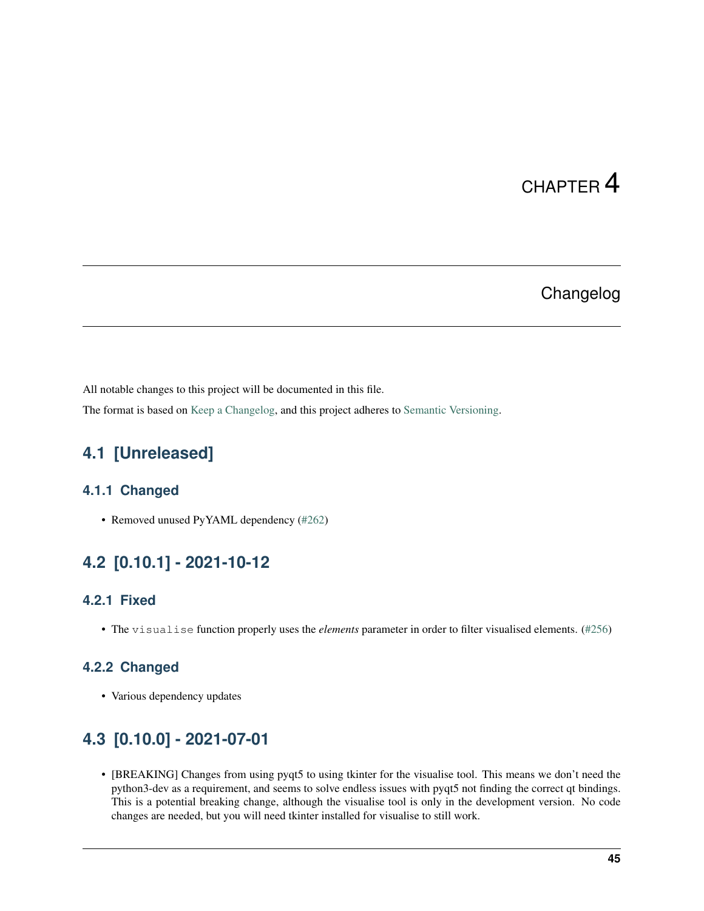# CHAPTER 4

# Changelog

All notable changes to this project will be documented in this file.

The format is based on Keep a Changelog, and this project adheres to Semantic Versioning.

## 4.1 [Unreleased]

### 4.1.1 Changed

- Removed unused PyYAML dependency (#262)

## 4.2 [0.10.1] - 2021-10-12

### 4.2.1 Fixed

- The `visualise` function properly uses the *elements* parameter in order to filter visualised elements. (#256)

### 4.2.2 Changed

- Various dependency updates

## 4.3 [0.10.0] - 2021-07-01

- [BREAKING] Changes from using pyqt5 to using tkinter for the visualise tool. This means we don't need the python3-dev as a requirement, and seems to solve endless issues with pyqt5 not finding the correct qt bindings. This is a potential breaking change, although the visualise tool is only in the development version. No code changes are needed, but you will need tkinter installed for visualise to still work.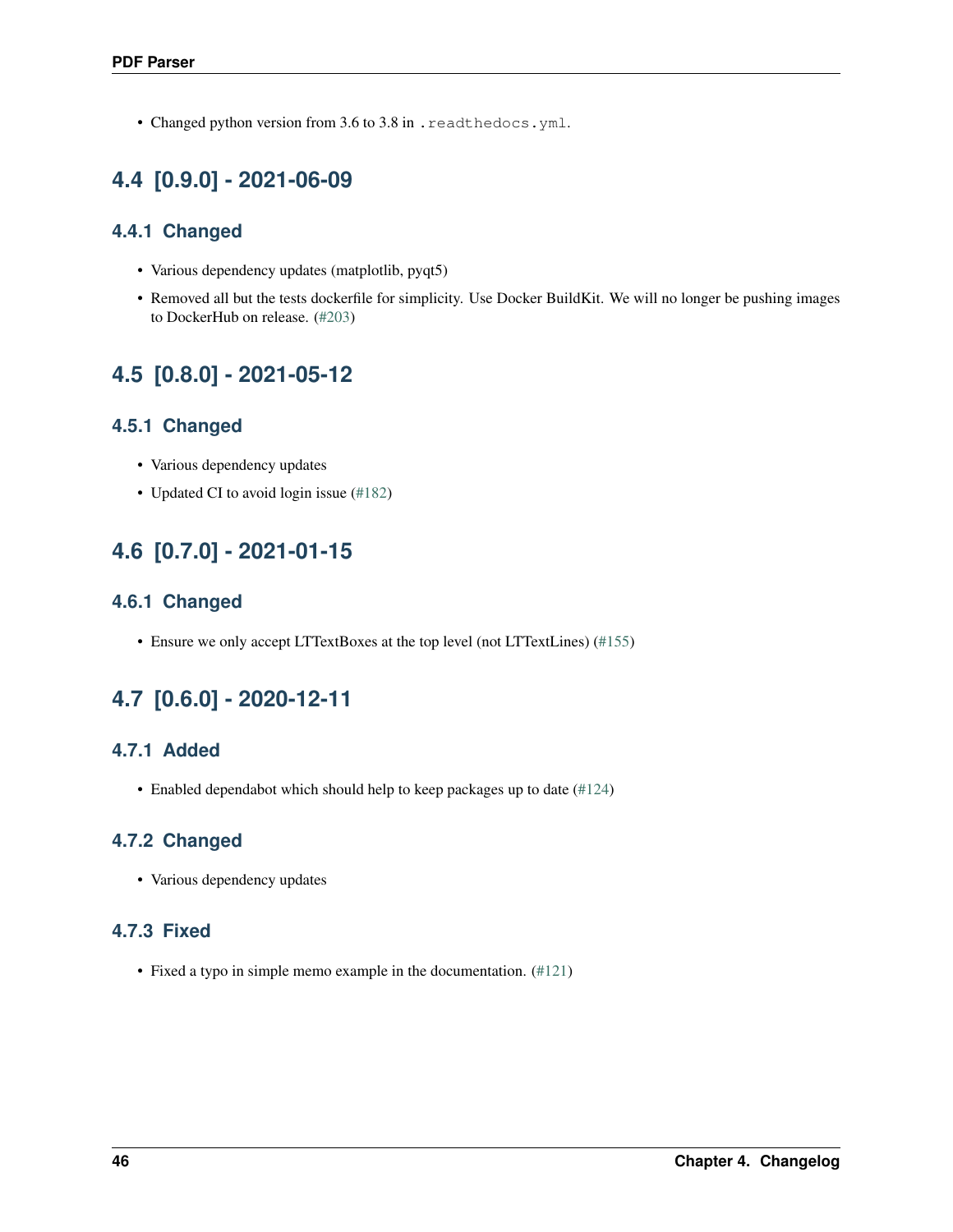- Changed python version from 3.6 to 3.8 in `.readthedocs.yml`.

## 4.4 [0.9.0] - 2021-06-09

### 4.4.1 Changed

- Various dependency updates (matplotlib, pyqt5)
- Removed all but the tests dockerfile for simplicity. Use Docker BuildKit. We will no longer be pushing images to DockerHub on release. (#203)

## 4.5 [0.8.0] - 2021-05-12

### 4.5.1 Changed

- Various dependency updates
- Updated CI to avoid login issue (#182)

## 4.6 [0.7.0] - 2021-01-15

### 4.6.1 Changed

- Ensure we only accept LTTextBoxes at the top level (not LTTextLines) (#155)

## 4.7 [0.6.0] - 2020-12-11

### 4.7.1 Added

- Enabled dependabot which should help to keep packages up to date (#124)

### 4.7.2 Changed

- Various dependency updates

### 4.7.3 Fixed

- Fixed a typo in simple memo example in the documentation. (#121)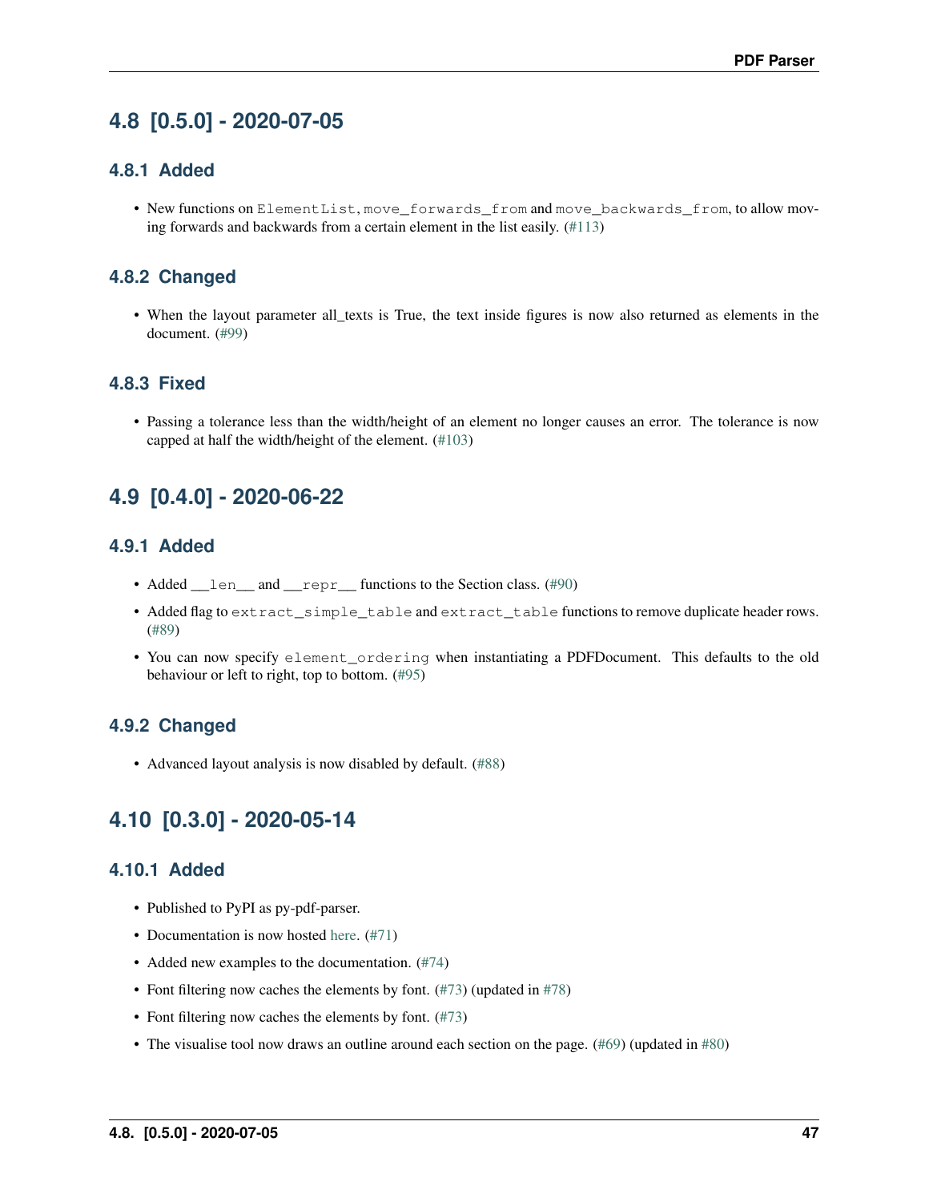## 4.8 [0.5.0] - 2020-07-05

### 4.8.1 Added

- New functions on `ElementList`, `move_forwards_from` and `move_backwards_from`, to allow moving forwards and backwards from a certain element in the list easily. (#113)

### 4.8.2 Changed

- When the layout parameter all_texts is True, the text inside figures is now also returned as elements in the document. (#99)

### 4.8.3 Fixed

- Passing a tolerance less than the width/height of an element no longer causes an error. The tolerance is now capped at half the width/height of the element. (#103)

## 4.9 [0.4.0] - 2020-06-22

### 4.9.1 Added

- Added `__len__` and `__repr__` functions to the Section class. (#90)
- Added flag to `extract_simple_table` and `extract_table` functions to remove duplicate header rows. (#89)
- You can now specify `element_ordering` when instantiating a PDFDocument. This defaults to the old behaviour or left to right, top to bottom. (#95)

### 4.9.2 Changed

- Advanced layout analysis is now disabled by default. (#88)

## 4.10 [0.3.0] - 2020-05-14

### 4.10.1 Added

- Published to PyPI as py-pdf-parser.
- Documentation is now hosted here. (#71)
- Added new examples to the documentation. (#74)
- Font filtering now caches the elements by font. (#73) (updated in #78)
- Font filtering now caches the elements by font. (#73)
- The visualise tool now draws an outline around each section on the page. (#69) (updated in #80)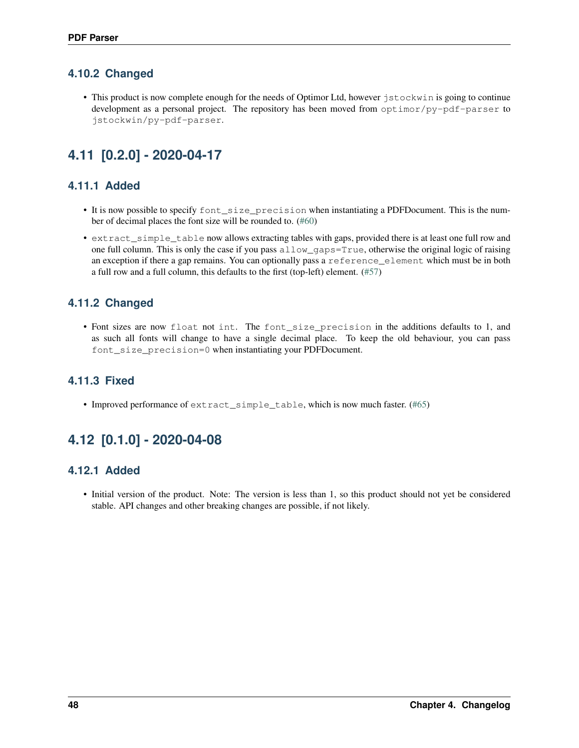### 4.10.2 Changed

- This product is now complete enough for the needs of Optimor Ltd, however `jstockwin` is going to continue development as a personal project. The repository has been moved from `optimor/py-pdf-parser` to `jstockwin/py-pdf-parser`.

## 4.11 [0.2.0] - 2020-04-17

### 4.11.1 Added

- It is now possible to specify `font_size_precision` when instantiating a PDFDocument. This is the number of decimal places the font size will be rounded to. (#60)
- `extract_simple_table` now allows extracting tables with gaps, provided there is at least one full row and one full column. This is only the case if you pass `allow_gaps=True`, otherwise the original logic of raising an exception if there a gap remains. You can optionally pass a `reference_element` which must be in both a full row and a full column, this defaults to the first (top-left) element. (#57)

### 4.11.2 Changed

- Font sizes are now `float` not `int`. The `font_size_precision` in the additions defaults to 1, and as such all fonts will change to have a single decimal place. To keep the old behaviour, you can pass `font_size_precision=0` when instantiating your PDFDocument.

### 4.11.3 Fixed

- Improved performance of `extract_simple_table`, which is now much faster. (#65)

## 4.12 [0.1.0] - 2020-04-08

### 4.12.1 Added

- Initial version of the product. Note: The version is less than 1, so this product should not yet be considered stable. API changes and other breaking changes are possible, if not likely.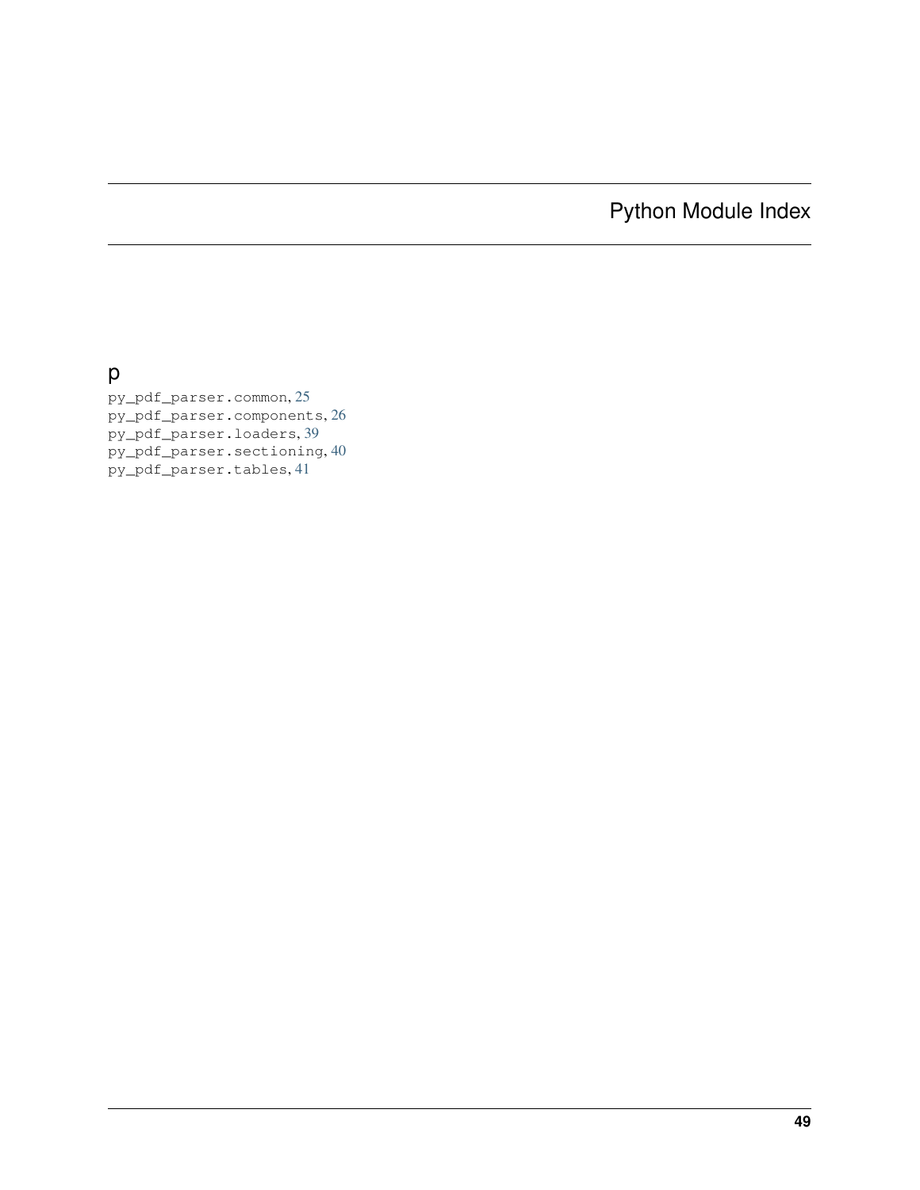# Python Module Index

## p

py_pdf_parser.common, 25
py_pdf_parser.components, 26
py_pdf_parser.loaders, 39
py_pdf_parser.sectioning, 40
py_pdf_parser.tables, 41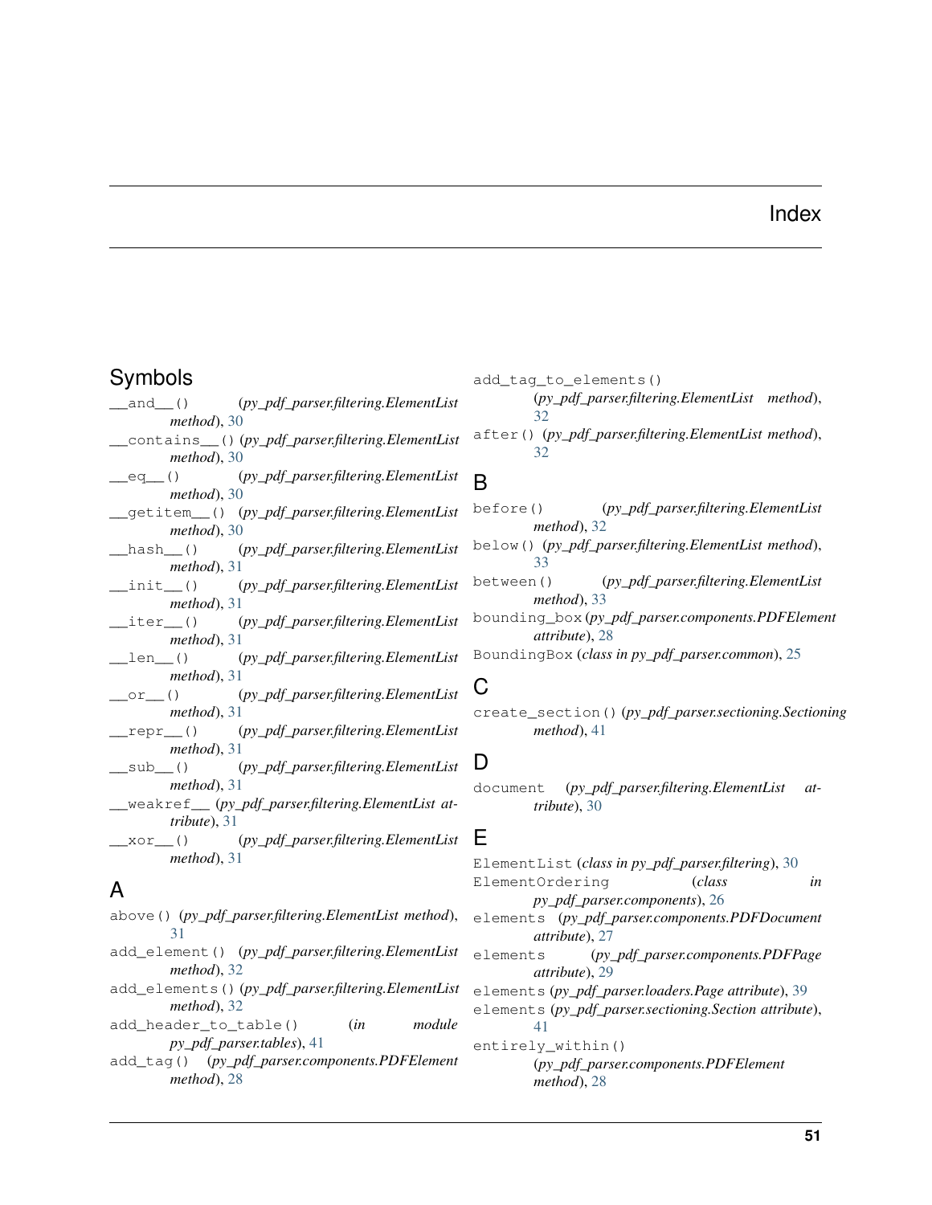# Index

## Symbols

`__and__()` (*py_pdf_parser.filtering.ElementList method*), 30

`__contains__()` (*py_pdf_parser.filtering.ElementList method*), 30

`__eq__()` (*py_pdf_parser.filtering.ElementList method*), 30

`__getitem__()` (*py_pdf_parser.filtering.ElementList method*), 30

`__hash__()` (*py_pdf_parser.filtering.ElementList method*), 31

`__init__()` (*py_pdf_parser.filtering.ElementList method*), 31

`__iter__()` (*py_pdf_parser.filtering.ElementList method*), 31

`__len__()` (*py_pdf_parser.filtering.ElementList method*), 31

`__or__()` (*py_pdf_parser.filtering.ElementList method*), 31

`__repr__()` (*py_pdf_parser.filtering.ElementList method*), 31

`__sub__()` (*py_pdf_parser.filtering.ElementList method*), 31

`__weakref__` (*py_pdf_parser.filtering.ElementList attribute*), 31

`__xor__()` (*py_pdf_parser.filtering.ElementList method*), 31

## A

`above()` (*py_pdf_parser.filtering.ElementList method*), 31

`add_element()` (*py_pdf_parser.filtering.ElementList method*), 32

`add_elements()` (*py_pdf_parser.filtering.ElementList method*), 32

`add_header_to_table()` (*in module py_pdf_parser.tables*), 41

`add_tag()` (*py_pdf_parser.components.PDFElement method*), 28

`add_tag_to_elements()` (*py_pdf_parser.filtering.ElementList method*), 32

`after()` (*py_pdf_parser.filtering.ElementList method*), 32

## B

`before()` (*py_pdf_parser.filtering.ElementList method*), 32

`below()` (*py_pdf_parser.filtering.ElementList method*), 33

`between()` (*py_pdf_parser.filtering.ElementList method*), 33

`bounding_box` (*py_pdf_parser.components.PDFElement attribute*), 28

`BoundingBox` (*class in py_pdf_parser.common*), 25

## C

`create_section()` (*py_pdf_parser.sectioning.Sectioning method*), 41

## D

`document` (*py_pdf_parser.filtering.ElementList attribute*), 30

## E

`ElementList` (*class in py_pdf_parser.filtering*), 30

`ElementOrdering` (*class in py_pdf_parser.components*), 26

`elements` (*py_pdf_parser.components.PDFDocument attribute*), 27

`elements` (*py_pdf_parser.components.PDFPage attribute*), 29

`elements` (*py_pdf_parser.loaders.Page attribute*), 39

`elements` (*py_pdf_parser.sectioning.Section attribute*), 41

`entirely_within()` (*py_pdf_parser.components.PDFElement method*), 28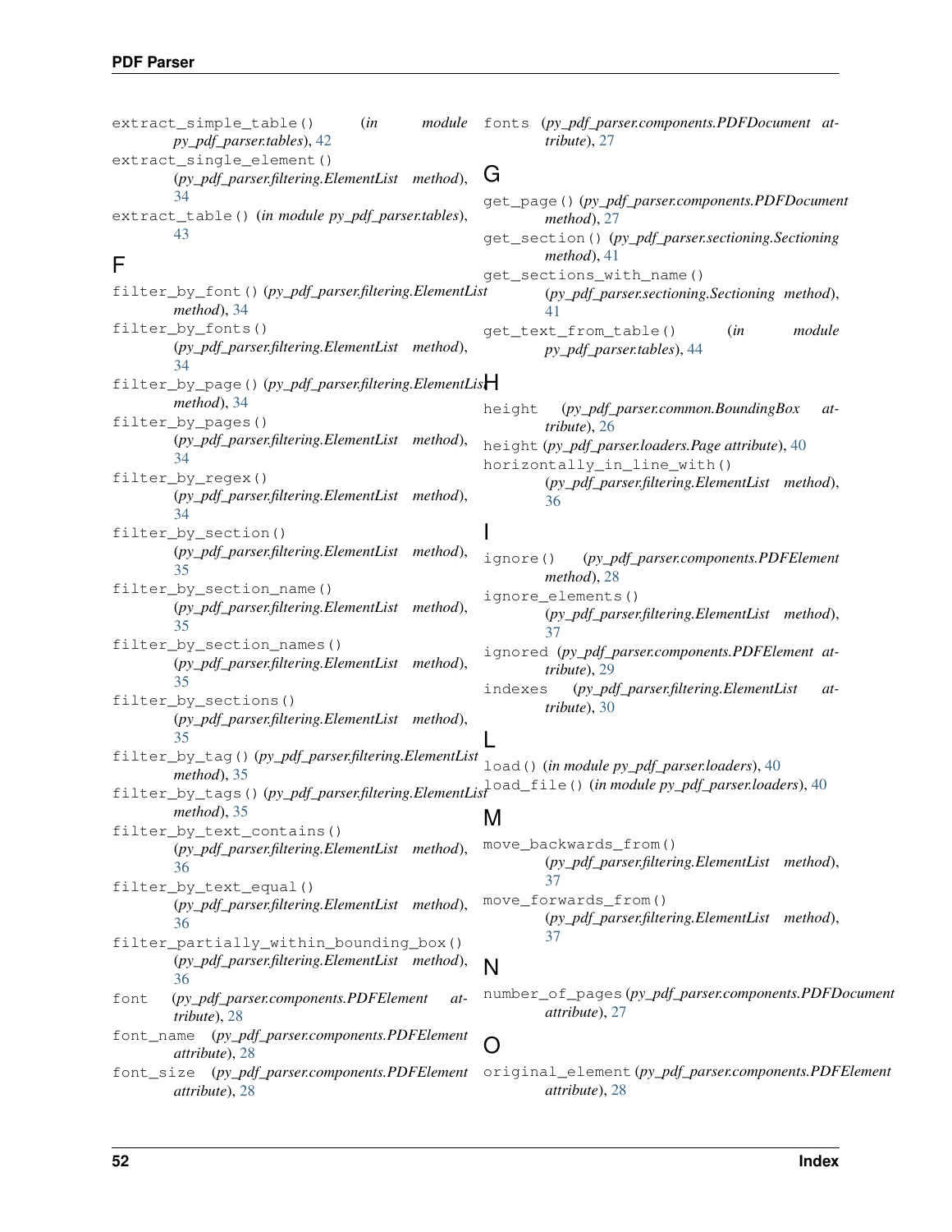extract_simple_table() (*in module py_pdf_parser.tables*), 42

extract_single_element() (*py_pdf_parser.filtering.ElementList method*), 34

extract_table() (*in module py_pdf_parser.tables*), 43

## F

filter_by_font() (*py_pdf_parser.filtering.ElementList method*), 34

filter_by_fonts() (*py_pdf_parser.filtering.ElementList method*), 34

filter_by_page() (*py_pdf_parser.filtering.ElementList method*), 34

filter_by_pages() (*py_pdf_parser.filtering.ElementList method*), 34

filter_by_regex() (*py_pdf_parser.filtering.ElementList method*), 34

filter_by_section() (*py_pdf_parser.filtering.ElementList method*), 35

filter_by_section_name() (*py_pdf_parser.filtering.ElementList method*), 35

filter_by_section_names() (*py_pdf_parser.filtering.ElementList method*), 35

filter_by_sections() (*py_pdf_parser.filtering.ElementList method*), 35

filter_by_tag() (*py_pdf_parser.filtering.ElementList method*), 35

filter_by_tags() (*py_pdf_parser.filtering.ElementList method*), 35

filter_by_text_contains() (*py_pdf_parser.filtering.ElementList method*), 36

filter_by_text_equal() (*py_pdf_parser.filtering.ElementList method*), 36

filter_partially_within_bounding_box() (*py_pdf_parser.filtering.ElementList method*), 36

font (*py_pdf_parser.components.PDFElement attribute*), 28

font_name (*py_pdf_parser.components.PDFElement attribute*), 28

font_size (*py_pdf_parser.components.PDFElement attribute*), 28

fonts (*py_pdf_parser.components.PDFDocument attribute*), 27

## G

get_page() (*py_pdf_parser.components.PDFDocument method*), 27

get_section() (*py_pdf_parser.sectioning.Sectioning method*), 41

get_sections_with_name() (*py_pdf_parser.sectioning.Sectioning method*), 41

get_text_from_table() (*in module py_pdf_parser.tables*), 44

## H

height (*py_pdf_parser.common.BoundingBox attribute*), 26

height (*py_pdf_parser.loaders.Page attribute*), 40

horizontally_in_line_with() (*py_pdf_parser.filtering.ElementList method*), 36

## I

ignore() (*py_pdf_parser.components.PDFElement method*), 28

ignore_elements() (*py_pdf_parser.filtering.ElementList method*), 37

ignored (*py_pdf_parser.components.PDFElement attribute*), 29

indexes (*py_pdf_parser.filtering.ElementList attribute*), 30

## L

load() (*in module py_pdf_parser.loaders*), 40

load_file() (*in module py_pdf_parser.loaders*), 40

## M

move_backwards_from() (*py_pdf_parser.filtering.ElementList method*), 37

move_forwards_from() (*py_pdf_parser.filtering.ElementList method*), 37

## N

number_of_pages (*py_pdf_parser.components.PDFDocument attribute*), 27

## O

original_element (*py_pdf_parser.components.PDFElement attribute*), 28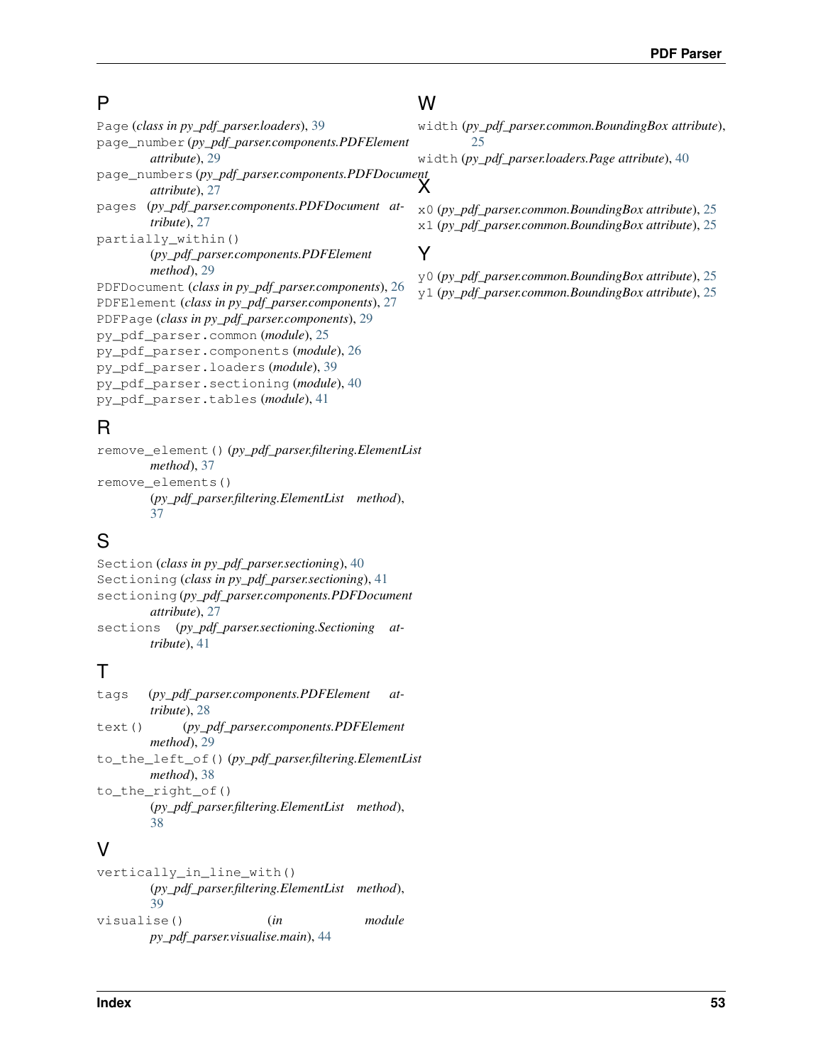## P

Page (*class in py_pdf_parser.loaders*), 39
page_number (*py_pdf_parser.components.PDFElement attribute*), 29
page_numbers (*py_pdf_parser.components.PDFDocument attribute*), 27
pages (*py_pdf_parser.components.PDFDocument attribute*), 27
partially_within() (*py_pdf_parser.components.PDFElement method*), 29
PDFDocument (*class in py_pdf_parser.components*), 26
PDFElement (*class in py_pdf_parser.components*), 27
PDFPage (*class in py_pdf_parser.components*), 29
py_pdf_parser.common (*module*), 25
py_pdf_parser.components (*module*), 26
py_pdf_parser.loaders (*module*), 39
py_pdf_parser.sectioning (*module*), 40
py_pdf_parser.tables (*module*), 41

## R

remove_element() (*py_pdf_parser.filtering.ElementList method*), 37
remove_elements() (*py_pdf_parser.filtering.ElementList method*), 37

## S

Section (*class in py_pdf_parser.sectioning*), 40
Sectioning (*class in py_pdf_parser.sectioning*), 41
sectioning (*py_pdf_parser.components.PDFDocument attribute*), 27
sections (*py_pdf_parser.sectioning.Sectioning attribute*), 41

## T

tags (*py_pdf_parser.components.PDFElement attribute*), 28
text() (*py_pdf_parser.components.PDFElement method*), 29
to_the_left_of() (*py_pdf_parser.filtering.ElementList method*), 38
to_the_right_of() (*py_pdf_parser.filtering.ElementList method*), 38

## V

vertically_in_line_with() (*py_pdf_parser.filtering.ElementList method*), 39
visualise() (*in module py_pdf_parser.visualise.main*), 44

## W

width (*py_pdf_parser.common.BoundingBox attribute*), 25
width (*py_pdf_parser.loaders.Page attribute*), 40

## X

x0 (*py_pdf_parser.common.BoundingBox attribute*), 25
x1 (*py_pdf_parser.common.BoundingBox attribute*), 25

## Y

y0 (*py_pdf_parser.common.BoundingBox attribute*), 25
y1 (*py_pdf_parser.common.BoundingBox attribute*), 25